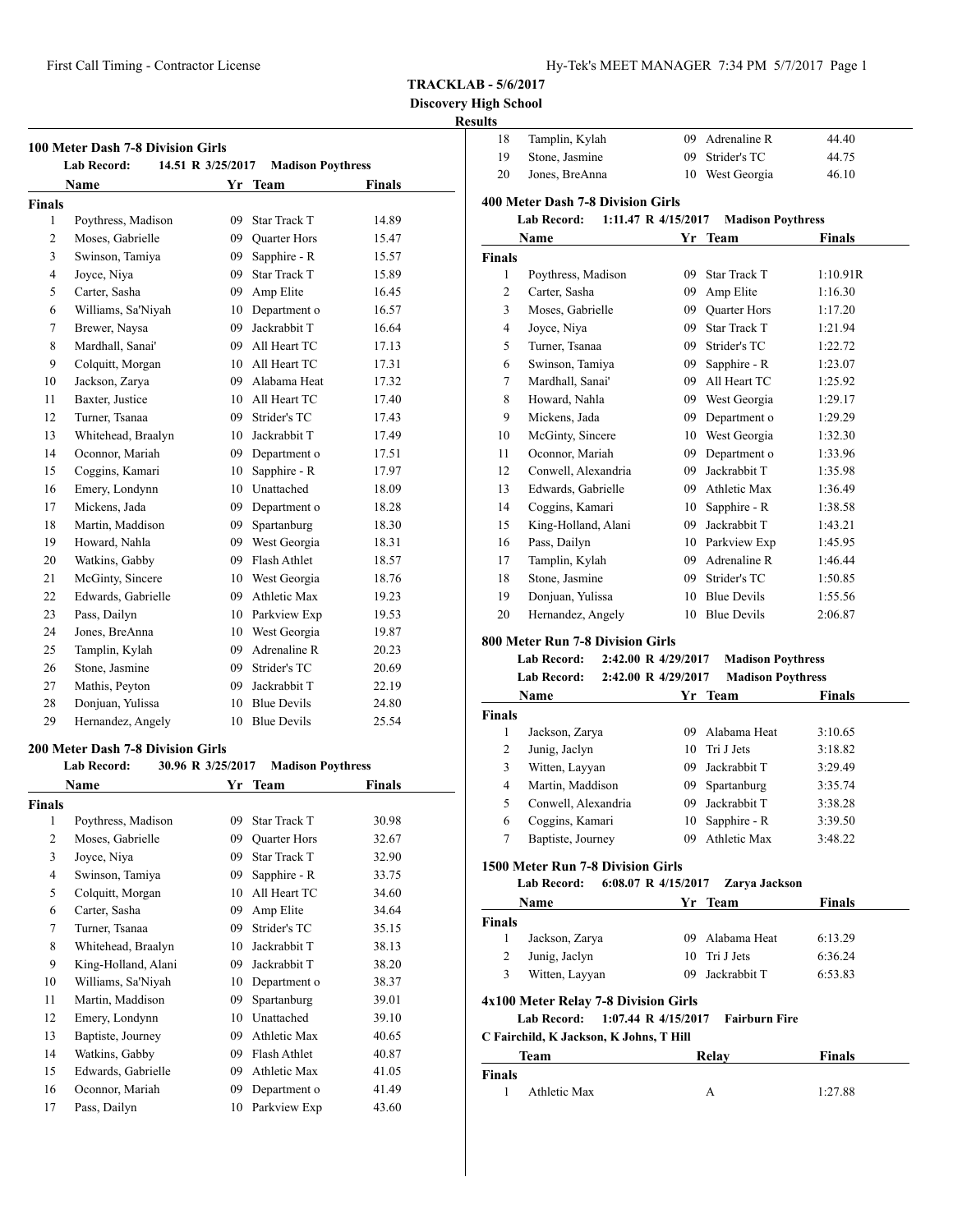**TRACKLAB - 5/6/2017**
**Discovery High School**
**Results**

### 100 Meter Dash 7-8 Division Girls

**Lab Record:** 14.51 R 3/25/2017 **Madison Poythress**

| | Name | Yr | Team | Finals |
|---|---|---|---|---|
| **Finals** | | | | |
| 1 | Poythress, Madison | 09 | Star Track T | 14.89 |
| 2 | Moses, Gabrielle | 09 | Quarter Hors | 15.47 |
| 3 | Swinson, Tamiya | 09 | Sapphire - R | 15.57 |
| 4 | Joyce, Niya | 09 | Star Track T | 15.89 |
| 5 | Carter, Sasha | 09 | Amp Elite | 16.45 |
| 6 | Williams, Sa'Niyah | 10 | Department o | 16.57 |
| 7 | Brewer, Naysa | 09 | Jackrabbit T | 16.64 |
| 8 | Mardhall, Sanai' | 09 | All Heart TC | 17.13 |
| 9 | Colquitt, Morgan | 10 | All Heart TC | 17.31 |
| 10 | Jackson, Zarya | 09 | Alabama Heat | 17.32 |
| 11 | Baxter, Justice | 10 | All Heart TC | 17.40 |
| 12 | Turner, Tsanaa | 09 | Strider's TC | 17.43 |
| 13 | Whitehead, Braalyn | 10 | Jackrabbit T | 17.49 |
| 14 | Oconnor, Mariah | 09 | Department o | 17.51 |
| 15 | Coggins, Kamari | 10 | Sapphire - R | 17.97 |
| 16 | Emery, Londynn | 10 | Unattached | 18.09 |
| 17 | Mickens, Jada | 09 | Department o | 18.28 |
| 18 | Martin, Maddison | 09 | Spartanburg | 18.30 |
| 19 | Howard, Nahla | 09 | West Georgia | 18.31 |
| 20 | Watkins, Gabby | 09 | Flash Athlet | 18.57 |
| 21 | McGinty, Sincere | 10 | West Georgia | 18.76 |
| 22 | Edwards, Gabrielle | 09 | Athletic Max | 19.23 |
| 23 | Pass, Dailyn | 10 | Parkview Exp | 19.53 |
| 24 | Jones, BreAnna | 10 | West Georgia | 19.87 |
| 25 | Tamplin, Kylah | 09 | Adrenaline R | 20.23 |
| 26 | Stone, Jasmine | 09 | Strider's TC | 20.69 |
| 27 | Mathis, Peyton | 09 | Jackrabbit T | 22.19 |
| 28 | Donjuan, Yulissa | 10 | Blue Devils | 24.80 |
| 29 | Hernandez, Angely | 10 | Blue Devils | 25.54 |

### 200 Meter Dash 7-8 Division Girls

**Lab Record:** 30.96 R 3/25/2017 **Madison Poythress**

| | Name | Yr | Team | Finals |
|---|---|---|---|---|
| **Finals** | | | | |
| 1 | Poythress, Madison | 09 | Star Track T | 30.98 |
| 2 | Moses, Gabrielle | 09 | Quarter Hors | 32.67 |
| 3 | Joyce, Niya | 09 | Star Track T | 32.90 |
| 4 | Swinson, Tamiya | 09 | Sapphire - R | 33.75 |
| 5 | Colquitt, Morgan | 10 | All Heart TC | 34.60 |
| 6 | Carter, Sasha | 09 | Amp Elite | 34.64 |
| 7 | Turner, Tsanaa | 09 | Strider's TC | 35.15 |
| 8 | Whitehead, Braalyn | 10 | Jackrabbit T | 38.13 |
| 9 | King-Holland, Alani | 09 | Jackrabbit T | 38.20 |
| 10 | Williams, Sa'Niyah | 10 | Department o | 38.37 |
| 11 | Martin, Maddison | 09 | Spartanburg | 39.01 |
| 12 | Emery, Londynn | 10 | Unattached | 39.10 |
| 13 | Baptiste, Journey | 09 | Athletic Max | 40.65 |
| 14 | Watkins, Gabby | 09 | Flash Athlet | 40.87 |
| 15 | Edwards, Gabrielle | 09 | Athletic Max | 41.05 |
| 16 | Oconnor, Mariah | 09 | Department o | 41.49 |
| 17 | Pass, Dailyn | 10 | Parkview Exp | 43.60 |
| 18 | Tamplin, Kylah | 09 | Adrenaline R | 44.40 |
| 19 | Stone, Jasmine | 09 | Strider's TC | 44.75 |
| 20 | Jones, BreAnna | 10 | West Georgia | 46.10 |

### 400 Meter Dash 7-8 Division Girls

**Lab Record:** 1:11.47 R 4/15/2017 **Madison Poythress**

| | Name | Yr | Team | Finals |
|---|---|---|---|---|
| **Finals** | | | | |
| 1 | Poythress, Madison | 09 | Star Track T | 1:10.91R |
| 2 | Carter, Sasha | 09 | Amp Elite | 1:16.30 |
| 3 | Moses, Gabrielle | 09 | Quarter Hors | 1:17.20 |
| 4 | Joyce, Niya | 09 | Star Track T | 1:21.94 |
| 5 | Turner, Tsanaa | 09 | Strider's TC | 1:22.72 |
| 6 | Swinson, Tamiya | 09 | Sapphire - R | 1:23.07 |
| 7 | Mardhall, Sanai' | 09 | All Heart TC | 1:25.92 |
| 8 | Howard, Nahla | 09 | West Georgia | 1:29.17 |
| 9 | Mickens, Jada | 09 | Department o | 1:29.29 |
| 10 | McGinty, Sincere | 10 | West Georgia | 1:32.30 |
| 11 | Oconnor, Mariah | 09 | Department o | 1:33.96 |
| 12 | Conwell, Alexandria | 09 | Jackrabbit T | 1:35.98 |
| 13 | Edwards, Gabrielle | 09 | Athletic Max | 1:36.49 |
| 14 | Coggins, Kamari | 10 | Sapphire - R | 1:38.58 |
| 15 | King-Holland, Alani | 09 | Jackrabbit T | 1:43.21 |
| 16 | Pass, Dailyn | 10 | Parkview Exp | 1:45.95 |
| 17 | Tamplin, Kylah | 09 | Adrenaline R | 1:46.44 |
| 18 | Stone, Jasmine | 09 | Strider's TC | 1:50.85 |
| 19 | Donjuan, Yulissa | 10 | Blue Devils | 1:55.56 |
| 20 | Hernandez, Angely | 10 | Blue Devils | 2:06.87 |

### 800 Meter Run 7-8 Division Girls

**Lab Record:** 2:42.00 R 4/29/2017 **Madison Poythress**
**Lab Record:** 2:42.00 R 4/29/2017 **Madison Poythress**

| | Name | Yr | Team | Finals |
|---|---|---|---|---|
| **Finals** | | | | |
| 1 | Jackson, Zarya | 09 | Alabama Heat | 3:10.65 |
| 2 | Junig, Jaclyn | 10 | Tri J Jets | 3:18.82 |
| 3 | Witten, Layyan | 09 | Jackrabbit T | 3:29.49 |
| 4 | Martin, Maddison | 09 | Spartanburg | 3:35.74 |
| 5 | Conwell, Alexandria | 09 | Jackrabbit T | 3:38.28 |
| 6 | Coggins, Kamari | 10 | Sapphire - R | 3:39.50 |
| 7 | Baptiste, Journey | 09 | Athletic Max | 3:48.22 |

### 1500 Meter Run 7-8 Division Girls

**Lab Record:** 6:08.07 R 4/15/2017 **Zarya Jackson**

| | Name | Yr | Team | Finals |
|---|---|---|---|---|
| **Finals** | | | | |
| 1 | Jackson, Zarya | 09 | Alabama Heat | 6:13.29 |
| 2 | Junig, Jaclyn | 10 | Tri J Jets | 6:36.24 |
| 3 | Witten, Layyan | 09 | Jackrabbit T | 6:53.83 |

### 4x100 Meter Relay 7-8 Division Girls

**Lab Record:** 1:07.44 R 4/15/2017 **Fairburn Fire**

**C Fairchild, K Jackson, K Johns, T Hill**

| | Team | Relay | Finals |
|---|---|---|---|
| **Finals** | | | |
| 1 | Athletic Max | A | 1:27.88 |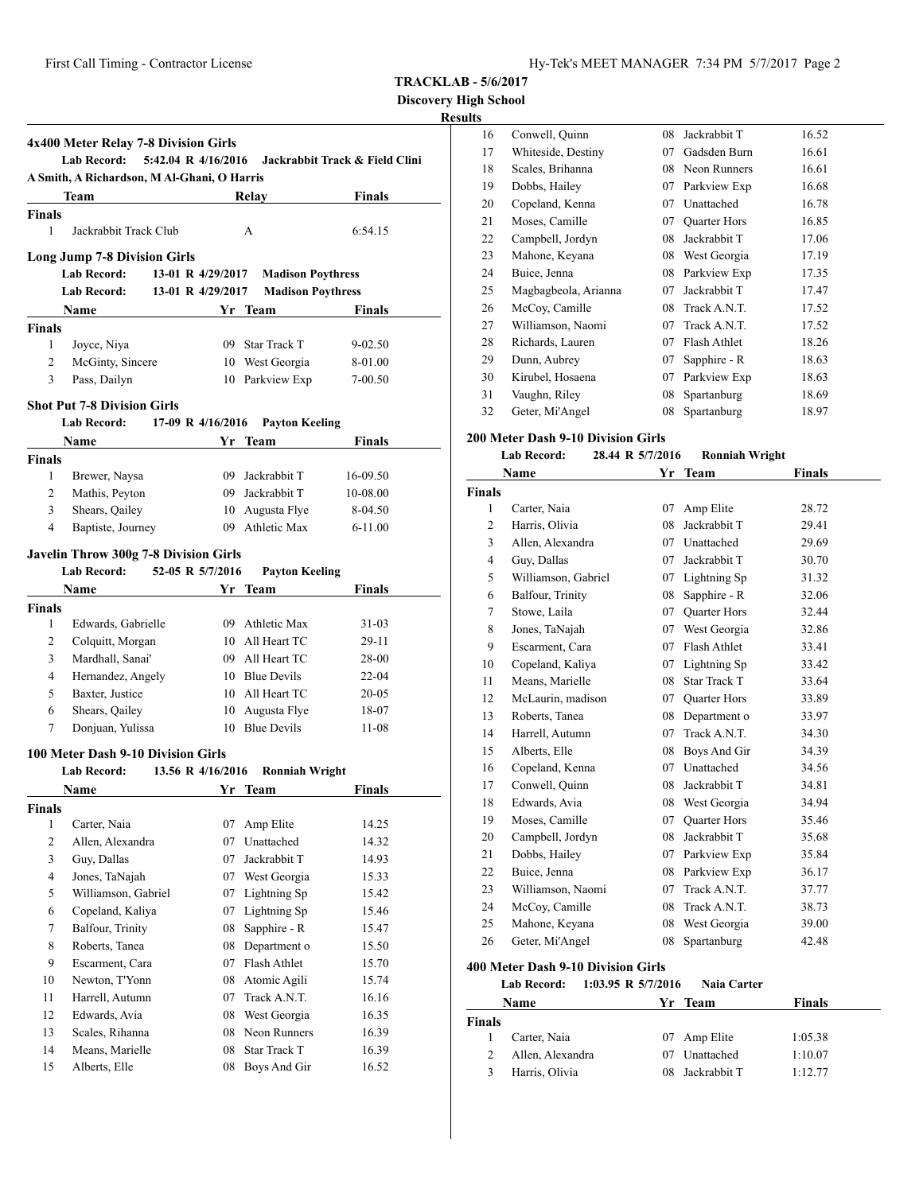**TRACKLAB - 5/6/2017**

**Discovery High School**

**Results**

### 4x400 Meter Relay 7-8 Division Girls

**Lab Record:** 5:42.04 R 4/16/2016 Jackrabbit Track & Field Clini
A Smith, A Richardson, M Al-Ghani, O Harris

| | Team | Relay | Finals |
|---|---|---|---|
| **Finals** | | | |
| 1 | Jackrabbit Track Club | A | 6:54.15 |

### Long Jump 7-8 Division Girls

**Lab Record:** 13-01 R 4/29/2017 **Madison Poythress**
**Lab Record:** 13-01 R 4/29/2017 **Madison Poythress**

| | Name | Yr | Team | Finals |
|---|---|---|---|---|
| **Finals** | | | | |
| 1 | Joyce, Niya | 09 | Star Track T | 9-02.50 |
| 2 | McGinty, Sincere | 10 | West Georgia | 8-01.00 |
| 3 | Pass, Dailyn | 10 | Parkview Exp | 7-00.50 |

### Shot Put 7-8 Division Girls

**Lab Record:** 17-09 R 4/16/2016 **Payton Keeling**

| | Name | Yr | Team | Finals |
|---|---|---|---|---|
| **Finals** | | | | |
| 1 | Brewer, Naysa | 09 | Jackrabbit T | 16-09.50 |
| 2 | Mathis, Peyton | 09 | Jackrabbit T | 10-08.00 |
| 3 | Shears, Qailey | 10 | Augusta Flye | 8-04.50 |
| 4 | Baptiste, Journey | 09 | Athletic Max | 6-11.00 |

### Javelin Throw 300g 7-8 Division Girls

**Lab Record:** 52-05 R 5/7/2016 **Payton Keeling**

| | Name | Yr | Team | Finals |
|---|---|---|---|---|
| **Finals** | | | | |
| 1 | Edwards, Gabrielle | 09 | Athletic Max | 31-03 |
| 2 | Colquitt, Morgan | 10 | All Heart TC | 29-11 |
| 3 | Mardhall, Sanai' | 09 | All Heart TC | 28-00 |
| 4 | Hernandez, Angely | 10 | Blue Devils | 22-04 |
| 5 | Baxter, Justice | 10 | All Heart TC | 20-05 |
| 6 | Shears, Qailey | 10 | Augusta Flye | 18-07 |
| 7 | Donjuan, Yulissa | 10 | Blue Devils | 11-08 |

### 100 Meter Dash 9-10 Division Girls

**Lab Record:** 13.56 R 4/16/2016 **Ronniah Wright**

| | Name | Yr | Team | Finals |
|---|---|---|---|---|
| **Finals** | | | | |
| 1 | Carter, Naia | 07 | Amp Elite | 14.25 |
| 2 | Allen, Alexandra | 07 | Unattached | 14.32 |
| 3 | Guy, Dallas | 07 | Jackrabbit T | 14.93 |
| 4 | Jones, TaNajah | 07 | West Georgia | 15.33 |
| 5 | Williamson, Gabriel | 07 | Lightning Sp | 15.42 |
| 6 | Copeland, Kaliya | 07 | Lightning Sp | 15.46 |
| 7 | Balfour, Trinity | 08 | Sapphire - R | 15.47 |
| 8 | Roberts, Tanea | 08 | Department o | 15.50 |
| 9 | Escarment, Cara | 07 | Flash Athlet | 15.70 |
| 10 | Newton, T'Yonn | 08 | Atomic Agili | 15.74 |
| 11 | Harrell, Autumn | 07 | Track A.N.T. | 16.16 |
| 12 | Edwards, Avia | 08 | West Georgia | 16.35 |
| 13 | Scales, Rihanna | 08 | Neon Runners | 16.39 |
| 14 | Means, Marielle | 08 | Star Track T | 16.39 |
| 15 | Alberts, Elle | 08 | Boys And Gir | 16.52 |
| 16 | Conwell, Quinn | 08 | Jackrabbit T | 16.52 |
| 17 | Whiteside, Destiny | 07 | Gadsden Burn | 16.61 |
| 18 | Scales, Brihanna | 08 | Neon Runners | 16.61 |
| 19 | Dobbs, Hailey | 07 | Parkview Exp | 16.68 |
| 20 | Copeland, Kenna | 07 | Unattached | 16.78 |
| 21 | Moses, Camille | 07 | Quarter Hors | 16.85 |
| 22 | Campbell, Jordyn | 08 | Jackrabbit T | 17.06 |
| 23 | Mahone, Keyana | 08 | West Georgia | 17.19 |
| 24 | Buice, Jenna | 08 | Parkview Exp | 17.35 |
| 25 | Magbagbeola, Arianna | 07 | Jackrabbit T | 17.47 |
| 26 | McCoy, Camille | 08 | Track A.N.T. | 17.52 |
| 27 | Williamson, Naomi | 07 | Track A.N.T. | 17.52 |
| 28 | Richards, Lauren | 07 | Flash Athlet | 18.26 |
| 29 | Dunn, Aubrey | 07 | Sapphire - R | 18.63 |
| 30 | Kirubel, Hosaena | 07 | Parkview Exp | 18.63 |
| 31 | Vaughn, Riley | 08 | Spartanburg | 18.69 |
| 32 | Geter, Mi'Angel | 08 | Spartanburg | 18.97 |

### 200 Meter Dash 9-10 Division Girls

**Lab Record:** 28.44 R 5/7/2016 **Ronniah Wright**

| | Name | Yr | Team | Finals |
|---|---|---|---|---|
| **Finals** | | | | |
| 1 | Carter, Naia | 07 | Amp Elite | 28.72 |
| 2 | Harris, Olivia | 08 | Jackrabbit T | 29.41 |
| 3 | Allen, Alexandra | 07 | Unattached | 29.69 |
| 4 | Guy, Dallas | 07 | Jackrabbit T | 30.70 |
| 5 | Williamson, Gabriel | 07 | Lightning Sp | 31.32 |
| 6 | Balfour, Trinity | 08 | Sapphire - R | 32.06 |
| 7 | Stowe, Laila | 07 | Quarter Hors | 32.44 |
| 8 | Jones, TaNajah | 07 | West Georgia | 32.86 |
| 9 | Escarment, Cara | 07 | Flash Athlet | 33.41 |
| 10 | Copeland, Kaliya | 07 | Lightning Sp | 33.42 |
| 11 | Means, Marielle | 08 | Star Track T | 33.64 |
| 12 | McLaurin, madison | 07 | Quarter Hors | 33.89 |
| 13 | Roberts, Tanea | 08 | Department o | 33.97 |
| 14 | Harrell, Autumn | 07 | Track A.N.T. | 34.30 |
| 15 | Alberts, Elle | 08 | Boys And Gir | 34.39 |
| 16 | Copeland, Kenna | 07 | Unattached | 34.56 |
| 17 | Conwell, Quinn | 08 | Jackrabbit T | 34.81 |
| 18 | Edwards, Avia | 08 | West Georgia | 34.94 |
| 19 | Moses, Camille | 07 | Quarter Hors | 35.46 |
| 20 | Campbell, Jordyn | 08 | Jackrabbit T | 35.68 |
| 21 | Dobbs, Hailey | 07 | Parkview Exp | 35.84 |
| 22 | Buice, Jenna | 08 | Parkview Exp | 36.17 |
| 23 | Williamson, Naomi | 07 | Track A.N.T. | 37.77 |
| 24 | McCoy, Camille | 08 | Track A.N.T. | 38.73 |
| 25 | Mahone, Keyana | 08 | West Georgia | 39.00 |
| 26 | Geter, Mi'Angel | 08 | Spartanburg | 42.48 |

### 400 Meter Dash 9-10 Division Girls

**Lab Record:** 1:03.95 R 5/7/2016 **Naia Carter**

| | Name | Yr | Team | Finals |
|---|---|---|---|---|
| **Finals** | | | | |
| 1 | Carter, Naia | 07 | Amp Elite | 1:05.38 |
| 2 | Allen, Alexandra | 07 | Unattached | 1:10.07 |
| 3 | Harris, Olivia | 08 | Jackrabbit T | 1:12.77 |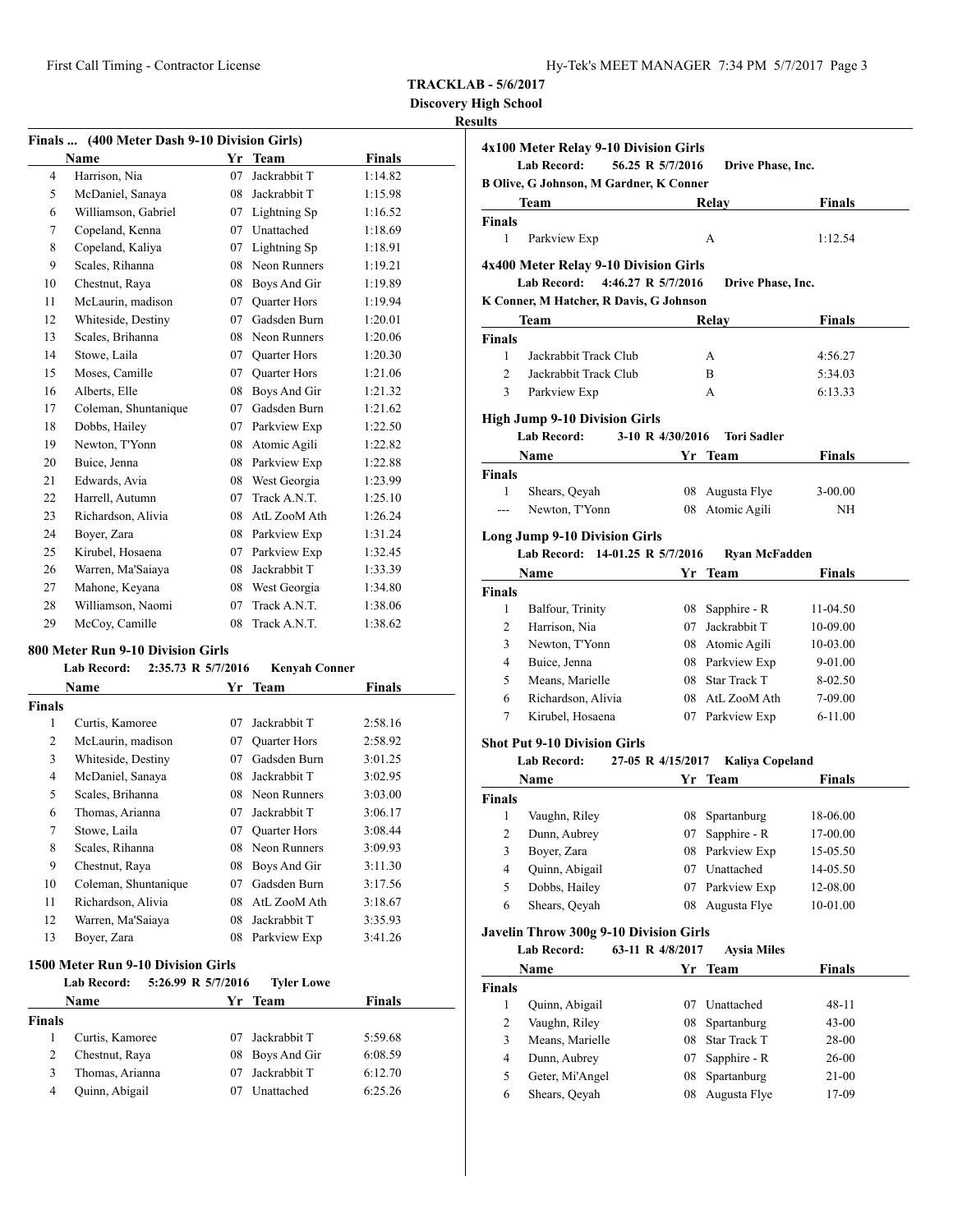**TRACKLAB - 5/6/2017**
**Discovery High School**
**Results**

### Finals ... (400 Meter Dash 9-10 Division Girls)

| | Name | Yr | Team | Finals |
|---|---|---|---|---|
| 4 | Harrison, Nia | 07 | Jackrabbit T | 1:14.82 |
| 5 | McDaniel, Sanaya | 08 | Jackrabbit T | 1:15.98 |
| 6 | Williamson, Gabriel | 07 | Lightning Sp | 1:16.52 |
| 7 | Copeland, Kenna | 07 | Unattached | 1:18.69 |
| 8 | Copeland, Kaliya | 07 | Lightning Sp | 1:18.91 |
| 9 | Scales, Rihanna | 08 | Neon Runners | 1:19.21 |
| 10 | Chestnut, Raya | 08 | Boys And Gir | 1:19.89 |
| 11 | McLaurin, madison | 07 | Quarter Hors | 1:19.94 |
| 12 | Whiteside, Destiny | 07 | Gadsden Burn | 1:20.01 |
| 13 | Scales, Brihanna | 08 | Neon Runners | 1:20.06 |
| 14 | Stowe, Laila | 07 | Quarter Hors | 1:20.30 |
| 15 | Moses, Camille | 07 | Quarter Hors | 1:21.06 |
| 16 | Alberts, Elle | 08 | Boys And Gir | 1:21.32 |
| 17 | Coleman, Shuntanique | 07 | Gadsden Burn | 1:21.62 |
| 18 | Dobbs, Hailey | 07 | Parkview Exp | 1:22.50 |
| 19 | Newton, T'Yonn | 08 | Atomic Agili | 1:22.82 |
| 20 | Buice, Jenna | 08 | Parkview Exp | 1:22.88 |
| 21 | Edwards, Avia | 08 | West Georgia | 1:23.99 |
| 22 | Harrell, Autumn | 07 | Track A.N.T. | 1:25.10 |
| 23 | Richardson, Alivia | 08 | AtL ZooM Ath | 1:26.24 |
| 24 | Boyer, Zara | 08 | Parkview Exp | 1:31.24 |
| 25 | Kirubel, Hosaena | 07 | Parkview Exp | 1:32.45 |
| 26 | Warren, Ma'Saiaya | 08 | Jackrabbit T | 1:33.39 |
| 27 | Mahone, Keyana | 08 | West Georgia | 1:34.80 |
| 28 | Williamson, Naomi | 07 | Track A.N.T. | 1:38.06 |
| 29 | McCoy, Camille | 08 | Track A.N.T. | 1:38.62 |

### 800 Meter Run 9-10 Division Girls

**Lab Record:** 2:35.73 R 5/7/2016 Kenyah Conner

| | Name | Yr | Team | Finals |
|---|---|---|---|---|
| **Finals** | | | | |
| 1 | Curtis, Kamoree | 07 | Jackrabbit T | 2:58.16 |
| 2 | McLaurin, madison | 07 | Quarter Hors | 2:58.92 |
| 3 | Whiteside, Destiny | 07 | Gadsden Burn | 3:01.25 |
| 4 | McDaniel, Sanaya | 08 | Jackrabbit T | 3:02.95 |
| 5 | Scales, Brihanna | 08 | Neon Runners | 3:03.00 |
| 6 | Thomas, Arianna | 07 | Jackrabbit T | 3:06.17 |
| 7 | Stowe, Laila | 07 | Quarter Hors | 3:08.44 |
| 8 | Scales, Rihanna | 08 | Neon Runners | 3:09.93 |
| 9 | Chestnut, Raya | 08 | Boys And Gir | 3:11.30 |
| 10 | Coleman, Shuntanique | 07 | Gadsden Burn | 3:17.56 |
| 11 | Richardson, Alivia | 08 | AtL ZooM Ath | 3:18.67 |
| 12 | Warren, Ma'Saiaya | 08 | Jackrabbit T | 3:35.93 |
| 13 | Boyer, Zara | 08 | Parkview Exp | 3:41.26 |

### 1500 Meter Run 9-10 Division Girls

**Lab Record:** 5:26.99 R 5/7/2016 Tyler Lowe

| | Name | Yr | Team | Finals |
|---|---|---|---|---|
| **Finals** | | | | |
| 1 | Curtis, Kamoree | 07 | Jackrabbit T | 5:59.68 |
| 2 | Chestnut, Raya | 08 | Boys And Gir | 6:08.59 |
| 3 | Thomas, Arianna | 07 | Jackrabbit T | 6:12.70 |
| 4 | Quinn, Abigail | 07 | Unattached | 6:25.26 |

### 4x100 Meter Relay 9-10 Division Girls

**Lab Record:** 56.25 R 5/7/2016 Drive Phase, Inc.
B Olive, G Johnson, M Gardner, K Conner

| | Team | Relay | Finals |
|---|---|---|---|
| **Finals** | | | |
| 1 | Parkview Exp | A | 1:12.54 |

### 4x400 Meter Relay 9-10 Division Girls

**Lab Record:** 4:46.27 R 5/7/2016 Drive Phase, Inc.
K Conner, M Hatcher, R Davis, G Johnson

| | Team | Relay | Finals |
|---|---|---|---|
| **Finals** | | | |
| 1 | Jackrabbit Track Club | A | 4:56.27 |
| 2 | Jackrabbit Track Club | B | 5:34.03 |
| 3 | Parkview Exp | A | 6:13.33 |

### High Jump 9-10 Division Girls

**Lab Record:** 3-10 R 4/30/2016 Tori Sadler

| | Name | Yr | Team | Finals |
|---|---|---|---|---|
| **Finals** | | | | |
| 1 | Shears, Qeyah | 08 | Augusta Flye | 3-00.00 |
| --- | Newton, T'Yonn | 08 | Atomic Agili | NH |

### Long Jump 9-10 Division Girls

**Lab Record:** 14-01.25 R 5/7/2016 Ryan McFadden

| | Name | Yr | Team | Finals |
|---|---|---|---|---|
| **Finals** | | | | |
| 1 | Balfour, Trinity | 08 | Sapphire - R | 11-04.50 |
| 2 | Harrison, Nia | 07 | Jackrabbit T | 10-09.00 |
| 3 | Newton, T'Yonn | 08 | Atomic Agili | 10-03.00 |
| 4 | Buice, Jenna | 08 | Parkview Exp | 9-01.00 |
| 5 | Means, Marielle | 08 | Star Track T | 8-02.50 |
| 6 | Richardson, Alivia | 08 | AtL ZooM Ath | 7-09.00 |
| 7 | Kirubel, Hosaena | 07 | Parkview Exp | 6-11.00 |

### Shot Put 9-10 Division Girls

**Lab Record:** 27-05 R 4/15/2017 Kaliya Copeland

| | Name | Yr | Team | Finals |
|---|---|---|---|---|
| **Finals** | | | | |
| 1 | Vaughn, Riley | 08 | Spartanburg | 18-06.00 |
| 2 | Dunn, Aubrey | 07 | Sapphire - R | 17-00.00 |
| 3 | Boyer, Zara | 08 | Parkview Exp | 15-05.50 |
| 4 | Quinn, Abigail | 07 | Unattached | 14-05.50 |
| 5 | Dobbs, Hailey | 07 | Parkview Exp | 12-08.00 |
| 6 | Shears, Qeyah | 08 | Augusta Flye | 10-01.00 |

### Javelin Throw 300g 9-10 Division Girls

**Lab Record:** 63-11 R 4/8/2017 Aysia Miles

| | Name | Yr | Team | Finals |
|---|---|---|---|---|
| **Finals** | | | | |
| 1 | Quinn, Abigail | 07 | Unattached | 48-11 |
| 2 | Vaughn, Riley | 08 | Spartanburg | 43-00 |
| 3 | Means, Marielle | 08 | Star Track T | 28-00 |
| 4 | Dunn, Aubrey | 07 | Sapphire - R | 26-00 |
| 5 | Geter, Mi'Angel | 08 | Spartanburg | 21-00 |
| 6 | Shears, Qeyah | 08 | Augusta Flye | 17-09 |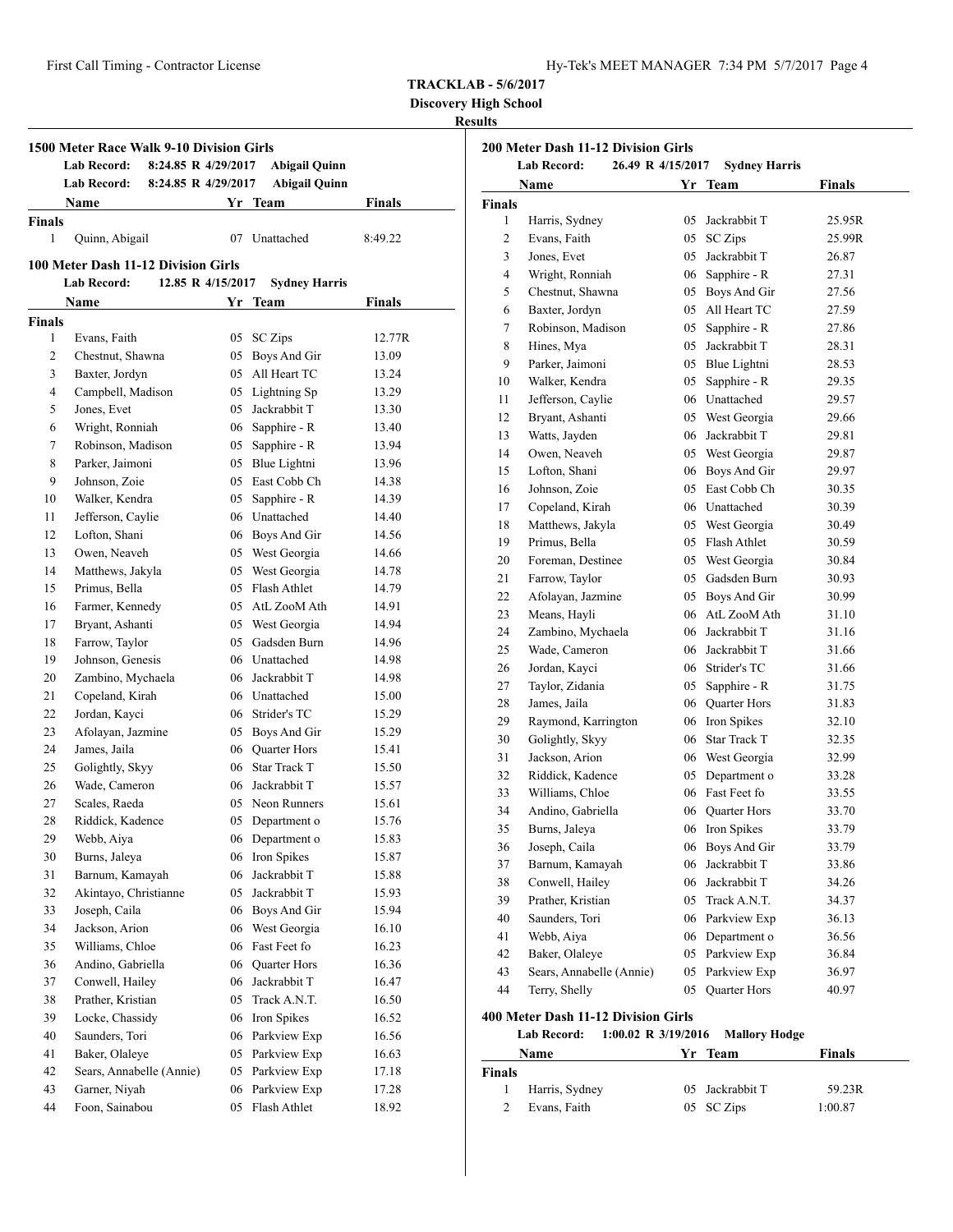**TRACKLAB - 5/6/2017**
**Discovery High School**
**Results**

### 1500 Meter Race Walk 9-10 Division Girls

Lab Record: 8:24.85 R 4/29/2017 Abigail Quinn
Lab Record: 8:24.85 R 4/29/2017 Abigail Quinn

| | Name | Yr | Team | Finals |
|---|---|---|---|---|
| **Finals** | | | | |
| 1 | Quinn, Abigail | 07 | Unattached | 8:49.22 |

### 100 Meter Dash 11-12 Division Girls

Lab Record: 12.85 R 4/15/2017 Sydney Harris

| | Name | Yr | Team | Finals |
|---|---|---|---|---|
| **Finals** | | | | |
| 1 | Evans, Faith | 05 | SC Zips | 12.77R |
| 2 | Chestnut, Shawna | 05 | Boys And Gir | 13.09 |
| 3 | Baxter, Jordyn | 05 | All Heart TC | 13.24 |
| 4 | Campbell, Madison | 05 | Lightning Sp | 13.29 |
| 5 | Jones, Evet | 05 | Jackrabbit T | 13.30 |
| 6 | Wright, Ronniah | 06 | Sapphire - R | 13.40 |
| 7 | Robinson, Madison | 05 | Sapphire - R | 13.94 |
| 8 | Parker, Jaimoni | 05 | Blue Lightni | 13.96 |
| 9 | Johnson, Zoie | 05 | East Cobb Ch | 14.38 |
| 10 | Walker, Kendra | 05 | Sapphire - R | 14.39 |
| 11 | Jefferson, Caylie | 06 | Unattached | 14.40 |
| 12 | Lofton, Shani | 06 | Boys And Gir | 14.56 |
| 13 | Owen, Neaveh | 05 | West Georgia | 14.66 |
| 14 | Matthews, Jakyla | 05 | West Georgia | 14.78 |
| 15 | Primus, Bella | 05 | Flash Athlet | 14.79 |
| 16 | Farmer, Kennedy | 05 | AtL ZooM Ath | 14.91 |
| 17 | Bryant, Ashanti | 05 | West Georgia | 14.94 |
| 18 | Farrow, Taylor | 05 | Gadsden Burn | 14.96 |
| 19 | Johnson, Genesis | 06 | Unattached | 14.98 |
| 20 | Zambino, Mychaela | 06 | Jackrabbit T | 14.98 |
| 21 | Copeland, Kirah | 06 | Unattached | 15.00 |
| 22 | Jordan, Kayci | 06 | Strider's TC | 15.29 |
| 23 | Afolayan, Jazmine | 05 | Boys And Gir | 15.29 |
| 24 | James, Jaila | 06 | Quarter Hors | 15.41 |
| 25 | Golightly, Skyy | 06 | Star Track T | 15.50 |
| 26 | Wade, Cameron | 06 | Jackrabbit T | 15.57 |
| 27 | Scales, Raeda | 05 | Neon Runners | 15.61 |
| 28 | Riddick, Kadence | 05 | Department o | 15.76 |
| 29 | Webb, Aiya | 06 | Department o | 15.83 |
| 30 | Burns, Jaleya | 06 | Iron Spikes | 15.87 |
| 31 | Barnum, Kamayah | 06 | Jackrabbit T | 15.88 |
| 32 | Akintayo, Christianne | 05 | Jackrabbit T | 15.93 |
| 33 | Joseph, Caila | 06 | Boys And Gir | 15.94 |
| 34 | Jackson, Arion | 06 | West Georgia | 16.10 |
| 35 | Williams, Chloe | 06 | Fast Feet fo | 16.23 |
| 36 | Andino, Gabriella | 06 | Quarter Hors | 16.36 |
| 37 | Conwell, Hailey | 06 | Jackrabbit T | 16.47 |
| 38 | Prather, Kristian | 05 | Track A.N.T. | 16.50 |
| 39 | Locke, Chassidy | 06 | Iron Spikes | 16.52 |
| 40 | Saunders, Tori | 06 | Parkview Exp | 16.56 |
| 41 | Baker, Olaleye | 05 | Parkview Exp | 16.63 |
| 42 | Sears, Annabelle (Annie) | 05 | Parkview Exp | 17.18 |
| 43 | Garner, Niyah | 06 | Parkview Exp | 17.28 |
| 44 | Foon, Sainabou | 05 | Flash Athlet | 18.92 |

### 200 Meter Dash 11-12 Division Girls

Lab Record: 26.49 R 4/15/2017 Sydney Harris

| | Name | Yr | Team | Finals |
|---|---|---|---|---|
| **Finals** | | | | |
| 1 | Harris, Sydney | 05 | Jackrabbit T | 25.95R |
| 2 | Evans, Faith | 05 | SC Zips | 25.99R |
| 3 | Jones, Evet | 05 | Jackrabbit T | 26.87 |
| 4 | Wright, Ronniah | 06 | Sapphire - R | 27.31 |
| 5 | Chestnut, Shawna | 05 | Boys And Gir | 27.56 |
| 6 | Baxter, Jordyn | 05 | All Heart TC | 27.59 |
| 7 | Robinson, Madison | 05 | Sapphire - R | 27.86 |
| 8 | Hines, Mya | 05 | Jackrabbit T | 28.31 |
| 9 | Parker, Jaimoni | 05 | Blue Lightni | 28.53 |
| 10 | Walker, Kendra | 05 | Sapphire - R | 29.35 |
| 11 | Jefferson, Caylie | 06 | Unattached | 29.57 |
| 12 | Bryant, Ashanti | 05 | West Georgia | 29.66 |
| 13 | Watts, Jayden | 06 | Jackrabbit T | 29.81 |
| 14 | Owen, Neaveh | 05 | West Georgia | 29.87 |
| 15 | Lofton, Shani | 06 | Boys And Gir | 29.97 |
| 16 | Johnson, Zoie | 05 | East Cobb Ch | 30.35 |
| 17 | Copeland, Kirah | 06 | Unattached | 30.39 |
| 18 | Matthews, Jakyla | 05 | West Georgia | 30.49 |
| 19 | Primus, Bella | 05 | Flash Athlet | 30.59 |
| 20 | Foreman, Destinee | 05 | West Georgia | 30.84 |
| 21 | Farrow, Taylor | 05 | Gadsden Burn | 30.93 |
| 22 | Afolayan, Jazmine | 05 | Boys And Gir | 30.99 |
| 23 | Means, Hayli | 06 | AtL ZooM Ath | 31.10 |
| 24 | Zambino, Mychaela | 06 | Jackrabbit T | 31.16 |
| 25 | Wade, Cameron | 06 | Jackrabbit T | 31.66 |
| 26 | Jordan, Kayci | 06 | Strider's TC | 31.66 |
| 27 | Taylor, Zidania | 05 | Sapphire - R | 31.75 |
| 28 | James, Jaila | 06 | Quarter Hors | 31.83 |
| 29 | Raymond, Karrington | 06 | Iron Spikes | 32.10 |
| 30 | Golightly, Skyy | 06 | Star Track T | 32.35 |
| 31 | Jackson, Arion | 06 | West Georgia | 32.99 |
| 32 | Riddick, Kadence | 05 | Department o | 33.28 |
| 33 | Williams, Chloe | 06 | Fast Feet fo | 33.55 |
| 34 | Andino, Gabriella | 06 | Quarter Hors | 33.70 |
| 35 | Burns, Jaleya | 06 | Iron Spikes | 33.79 |
| 36 | Joseph, Caila | 06 | Boys And Gir | 33.79 |
| 37 | Barnum, Kamayah | 06 | Jackrabbit T | 33.86 |
| 38 | Conwell, Hailey | 06 | Jackrabbit T | 34.26 |
| 39 | Prather, Kristian | 05 | Track A.N.T. | 34.37 |
| 40 | Saunders, Tori | 06 | Parkview Exp | 36.13 |
| 41 | Webb, Aiya | 06 | Department o | 36.56 |
| 42 | Baker, Olaleye | 05 | Parkview Exp | 36.84 |
| 43 | Sears, Annabelle (Annie) | 05 | Parkview Exp | 36.97 |
| 44 | Terry, Shelly | 05 | Quarter Hors | 40.97 |

### 400 Meter Dash 11-12 Division Girls

Lab Record: 1:00.02 R 3/19/2016 Mallory Hodge

| | Name | Yr | Team | Finals |
|---|---|---|---|---|
| **Finals** | | | | |
| 1 | Harris, Sydney | 05 | Jackrabbit T | 59.23R |
| 2 | Evans, Faith | 05 | SC Zips | 1:00.87 |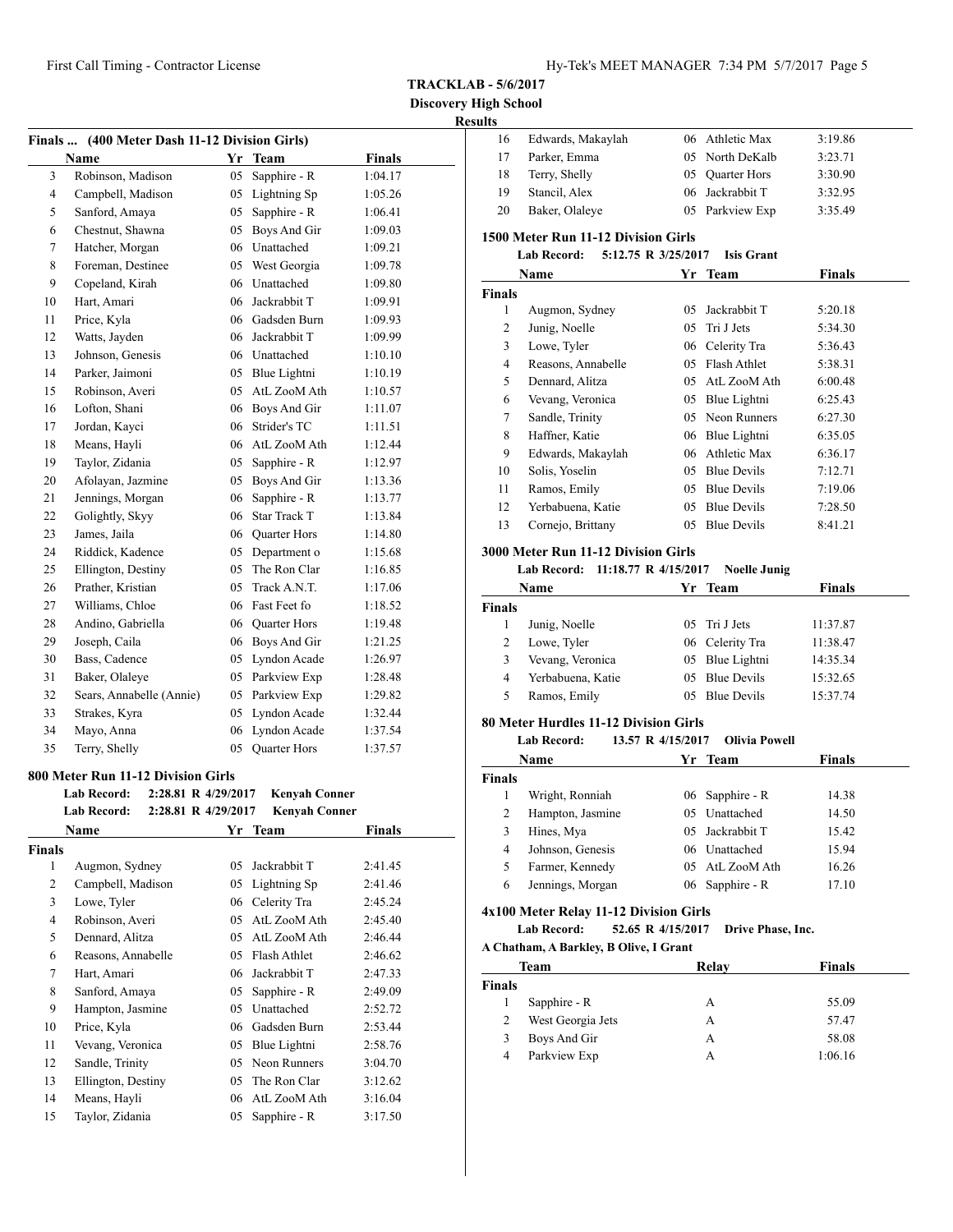**TRACKLAB - 5/6/2017**
**Discovery High School**
**Results**

### Finals ... (400 Meter Dash 11-12 Division Girls)

| | Name | Yr | Team | Finals |
|---|---|---|---|---|
| 3 | Robinson, Madison | 05 | Sapphire - R | 1:04.17 |
| 4 | Campbell, Madison | 05 | Lightning Sp | 1:05.26 |
| 5 | Sanford, Amaya | 05 | Sapphire - R | 1:06.41 |
| 6 | Chestnut, Shawna | 05 | Boys And Gir | 1:09.03 |
| 7 | Hatcher, Morgan | 06 | Unattached | 1:09.21 |
| 8 | Foreman, Destinee | 05 | West Georgia | 1:09.78 |
| 9 | Copeland, Kirah | 06 | Unattached | 1:09.80 |
| 10 | Hart, Amari | 06 | Jackrabbit T | 1:09.91 |
| 11 | Price, Kyla | 06 | Gadsden Burn | 1:09.93 |
| 12 | Watts, Jayden | 06 | Jackrabbit T | 1:09.99 |
| 13 | Johnson, Genesis | 06 | Unattached | 1:10.10 |
| 14 | Parker, Jaimoni | 05 | Blue Lightni | 1:10.19 |
| 15 | Robinson, Averi | 05 | AtL ZooM Ath | 1:10.57 |
| 16 | Lofton, Shani | 06 | Boys And Gir | 1:11.07 |
| 17 | Jordan, Kayci | 06 | Strider's TC | 1:11.51 |
| 18 | Means, Hayli | 06 | AtL ZooM Ath | 1:12.44 |
| 19 | Taylor, Zidania | 05 | Sapphire - R | 1:12.97 |
| 20 | Afolayan, Jazmine | 05 | Boys And Gir | 1:13.36 |
| 21 | Jennings, Morgan | 06 | Sapphire - R | 1:13.77 |
| 22 | Golightly, Skyy | 06 | Star Track T | 1:13.84 |
| 23 | James, Jaila | 06 | Quarter Hors | 1:14.80 |
| 24 | Riddick, Kadence | 05 | Department o | 1:15.68 |
| 25 | Ellington, Destiny | 05 | The Ron Clar | 1:16.85 |
| 26 | Prather, Kristian | 05 | Track A.N.T. | 1:17.06 |
| 27 | Williams, Chloe | 06 | Fast Feet fo | 1:18.52 |
| 28 | Andino, Gabriella | 06 | Quarter Hors | 1:19.48 |
| 29 | Joseph, Caila | 06 | Boys And Gir | 1:21.25 |
| 30 | Bass, Cadence | 05 | Lyndon Acade | 1:26.97 |
| 31 | Baker, Olaleye | 05 | Parkview Exp | 1:28.48 |
| 32 | Sears, Annabelle (Annie) | 05 | Parkview Exp | 1:29.82 |
| 33 | Strakes, Kyra | 05 | Lyndon Acade | 1:32.44 |
| 34 | Mayo, Anna | 06 | Lyndon Acade | 1:37.54 |
| 35 | Terry, Shelly | 05 | Quarter Hors | 1:37.57 |

### 800 Meter Run 11-12 Division Girls

**Lab Record:** 2:28.81 R 4/29/2017 **Kenyah Conner**
**Lab Record:** 2:28.81 R 4/29/2017 **Kenyah Conner**

| | Name | Yr | Team | Finals |
|---|---|---|---|---|
| **Finals** | | | | |
| 1 | Augmon, Sydney | 05 | Jackrabbit T | 2:41.45 |
| 2 | Campbell, Madison | 05 | Lightning Sp | 2:41.46 |
| 3 | Lowe, Tyler | 06 | Celerity Tra | 2:45.24 |
| 4 | Robinson, Averi | 05 | AtL ZooM Ath | 2:45.40 |
| 5 | Dennard, Alitza | 05 | AtL ZooM Ath | 2:46.44 |
| 6 | Reasons, Annabelle | 05 | Flash Athlet | 2:46.62 |
| 7 | Hart, Amari | 06 | Jackrabbit T | 2:47.33 |
| 8 | Sanford, Amaya | 05 | Sapphire - R | 2:49.09 |
| 9 | Hampton, Jasmine | 05 | Unattached | 2:52.72 |
| 10 | Price, Kyla | 06 | Gadsden Burn | 2:53.44 |
| 11 | Vevang, Veronica | 05 | Blue Lightni | 2:58.76 |
| 12 | Sandle, Trinity | 05 | Neon Runners | 3:04.70 |
| 13 | Ellington, Destiny | 05 | The Ron Clar | 3:12.62 |
| 14 | Means, Hayli | 06 | AtL ZooM Ath | 3:16.04 |
| 15 | Taylor, Zidania | 05 | Sapphire - R | 3:17.50 |
| 16 | Edwards, Makaylah | 06 | Athletic Max | 3:19.86 |
| 17 | Parker, Emma | 05 | North DeKalb | 3:23.71 |
| 18 | Terry, Shelly | 05 | Quarter Hors | 3:30.90 |
| 19 | Stancil, Alex | 06 | Jackrabbit T | 3:32.95 |
| 20 | Baker, Olaleye | 05 | Parkview Exp | 3:35.49 |

### 1500 Meter Run 11-12 Division Girls

**Lab Record:** 5:12.75 R 3/25/2017 **Isis Grant**

| | Name | Yr | Team | Finals |
|---|---|---|---|---|
| **Finals** | | | | |
| 1 | Augmon, Sydney | 05 | Jackrabbit T | 5:20.18 |
| 2 | Junig, Noelle | 05 | Tri J Jets | 5:34.30 |
| 3 | Lowe, Tyler | 06 | Celerity Tra | 5:36.43 |
| 4 | Reasons, Annabelle | 05 | Flash Athlet | 5:38.31 |
| 5 | Dennard, Alitza | 05 | AtL ZooM Ath | 6:00.48 |
| 6 | Vevang, Veronica | 05 | Blue Lightni | 6:25.43 |
| 7 | Sandle, Trinity | 05 | Neon Runners | 6:27.30 |
| 8 | Haffner, Katie | 06 | Blue Lightni | 6:35.05 |
| 9 | Edwards, Makaylah | 06 | Athletic Max | 6:36.17 |
| 10 | Solis, Yoselin | 05 | Blue Devils | 7:12.71 |
| 11 | Ramos, Emily | 05 | Blue Devils | 7:19.06 |
| 12 | Yerbabuena, Katie | 05 | Blue Devils | 7:28.50 |
| 13 | Cornejo, Brittany | 05 | Blue Devils | 8:41.21 |

### 3000 Meter Run 11-12 Division Girls

**Lab Record:** 11:18.77 R 4/15/2017 **Noelle Junig**

| | Name | Yr | Team | Finals |
|---|---|---|---|---|
| **Finals** | | | | |
| 1 | Junig, Noelle | 05 | Tri J Jets | 11:37.87 |
| 2 | Lowe, Tyler | 06 | Celerity Tra | 11:38.47 |
| 3 | Vevang, Veronica | 05 | Blue Lightni | 14:35.34 |
| 4 | Yerbabuena, Katie | 05 | Blue Devils | 15:32.65 |
| 5 | Ramos, Emily | 05 | Blue Devils | 15:37.74 |

### 80 Meter Hurdles 11-12 Division Girls

**Lab Record:** 13.57 R 4/15/2017 **Olivia Powell**

| | Name | Yr | Team | Finals |
|---|---|---|---|---|
| **Finals** | | | | |
| 1 | Wright, Ronniah | 06 | Sapphire - R | 14.38 |
| 2 | Hampton, Jasmine | 05 | Unattached | 14.50 |
| 3 | Hines, Mya | 05 | Jackrabbit T | 15.42 |
| 4 | Johnson, Genesis | 06 | Unattached | 15.94 |
| 5 | Farmer, Kennedy | 05 | AtL ZooM Ath | 16.26 |
| 6 | Jennings, Morgan | 06 | Sapphire - R | 17.10 |

### 4x100 Meter Relay 11-12 Division Girls

**Lab Record:** 52.65 R 4/15/2017 **Drive Phase, Inc.**

**A Chatham, A Barkley, B Olive, I Grant**

| | Team | Relay | Finals |
|---|---|---|---|
| **Finals** | | | |
| 1 | Sapphire - R | A | 55.09 |
| 2 | West Georgia Jets | A | 57.47 |
| 3 | Boys And Gir | A | 58.08 |
| 4 | Parkview Exp | A | 1:06.16 |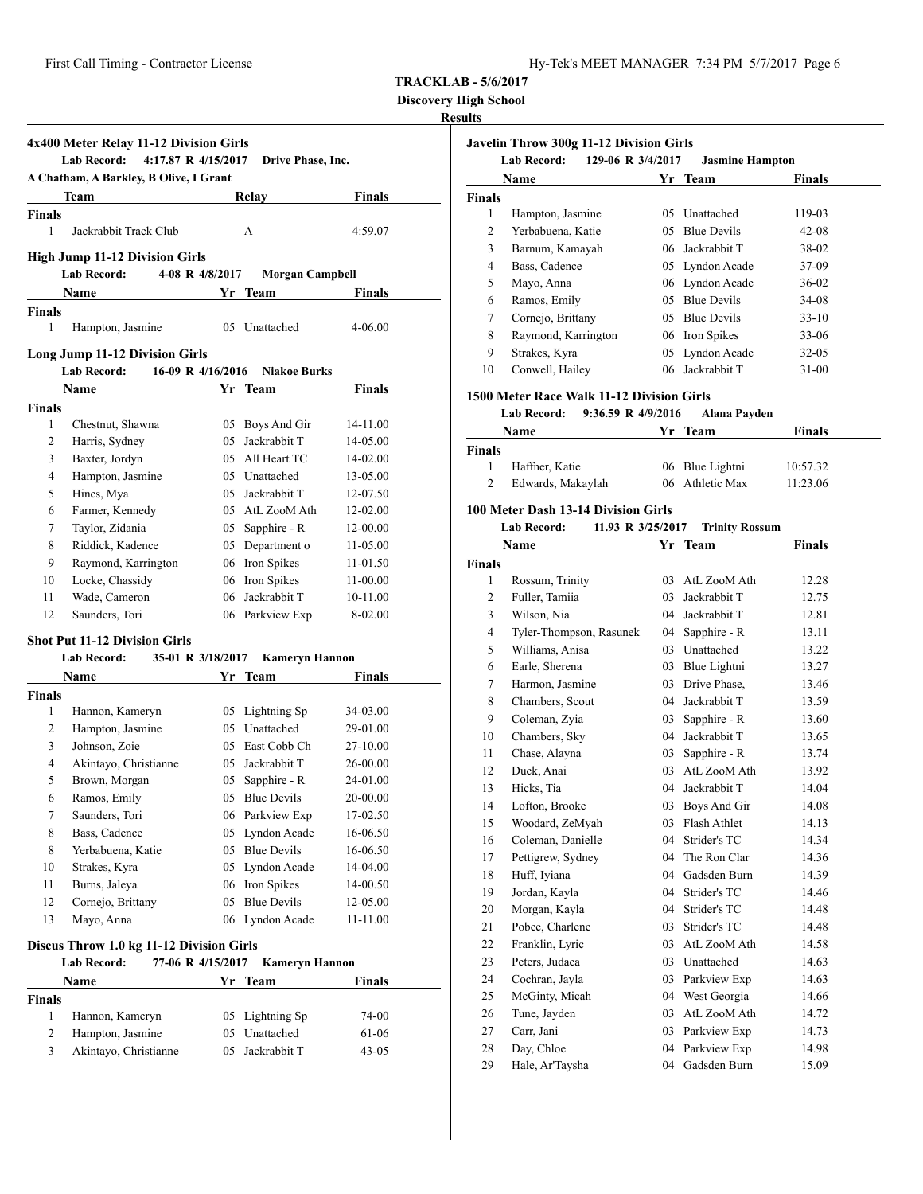**TRACKLAB - 5/6/2017**

**Discovery High School**

**Results**

### 4x400 Meter Relay 11-12 Division Girls

**Lab Record:** 4:17.87 R 4/15/2017 Drive Phase, Inc.

A Chatham, A Barkley, B Olive, I Grant

| | Team | Relay | Finals |
|---|---|---|---|
| **Finals** | | | |
| 1 | Jackrabbit Track Club | A | 4:59.07 |

### High Jump 11-12 Division Girls

**Lab Record:** 4-08 R 4/8/2017 Morgan Campbell

| | Name | Yr | Team | Finals |
|---|---|---|---|---|
| **Finals** | | | | |
| 1 | Hampton, Jasmine | 05 | Unattached | 4-06.00 |

### Long Jump 11-12 Division Girls

**Lab Record:** 16-09 R 4/16/2016 Niakoe Burks

| | Name | Yr | Team | Finals |
|---|---|---|---|---|
| **Finals** | | | | |
| 1 | Chestnut, Shawna | 05 | Boys And Gir | 14-11.00 |
| 2 | Harris, Sydney | 05 | Jackrabbit T | 14-05.00 |
| 3 | Baxter, Jordyn | 05 | All Heart TC | 14-02.00 |
| 4 | Hampton, Jasmine | 05 | Unattached | 13-05.00 |
| 5 | Hines, Mya | 05 | Jackrabbit T | 12-07.50 |
| 6 | Farmer, Kennedy | 05 | AtL ZooM Ath | 12-02.00 |
| 7 | Taylor, Zidania | 05 | Sapphire - R | 12-00.00 |
| 8 | Riddick, Kadence | 05 | Department o | 11-05.00 |
| 9 | Raymond, Karrington | 06 | Iron Spikes | 11-01.50 |
| 10 | Locke, Chassidy | 06 | Iron Spikes | 11-00.00 |
| 11 | Wade, Cameron | 06 | Jackrabbit T | 10-11.00 |
| 12 | Saunders, Tori | 06 | Parkview Exp | 8-02.00 |

### Shot Put 11-12 Division Girls

**Lab Record:** 35-01 R 3/18/2017 Kameryn Hannon

| | Name | Yr | Team | Finals |
|---|---|---|---|---|
| **Finals** | | | | |
| 1 | Hannon, Kameryn | 05 | Lightning Sp | 34-03.00 |
| 2 | Hampton, Jasmine | 05 | Unattached | 29-01.00 |
| 3 | Johnson, Zoie | 05 | East Cobb Ch | 27-10.00 |
| 4 | Akintayo, Christianne | 05 | Jackrabbit T | 26-00.00 |
| 5 | Brown, Morgan | 05 | Sapphire - R | 24-01.00 |
| 6 | Ramos, Emily | 05 | Blue Devils | 20-00.00 |
| 7 | Saunders, Tori | 06 | Parkview Exp | 17-02.50 |
| 8 | Bass, Cadence | 05 | Lyndon Acade | 16-06.50 |
| 8 | Yerbabuena, Katie | 05 | Blue Devils | 16-06.50 |
| 10 | Strakes, Kyra | 05 | Lyndon Acade | 14-04.00 |
| 11 | Burns, Jaleya | 06 | Iron Spikes | 14-00.50 |
| 12 | Cornejo, Brittany | 05 | Blue Devils | 12-05.00 |
| 13 | Mayo, Anna | 06 | Lyndon Acade | 11-11.00 |

### Discus Throw 1.0 kg 11-12 Division Girls

**Lab Record:** 77-06 R 4/15/2017 Kameryn Hannon

| | Name | Yr | Team | Finals |
|---|---|---|---|---|
| **Finals** | | | | |
| 1 | Hannon, Kameryn | 05 | Lightning Sp | 74-00 |
| 2 | Hampton, Jasmine | 05 | Unattached | 61-06 |
| 3 | Akintayo, Christianne | 05 | Jackrabbit T | 43-05 |

### Javelin Throw 300g 11-12 Division Girls

**Lab Record:** 129-06 R 3/4/2017 Jasmine Hampton

| | Name | Yr | Team | Finals |
|---|---|---|---|---|
| **Finals** | | | | |
| 1 | Hampton, Jasmine | 05 | Unattached | 119-03 |
| 2 | Yerbabuena, Katie | 05 | Blue Devils | 42-08 |
| 3 | Barnum, Kamayah | 06 | Jackrabbit T | 38-02 |
| 4 | Bass, Cadence | 05 | Lyndon Acade | 37-09 |
| 5 | Mayo, Anna | 06 | Lyndon Acade | 36-02 |
| 6 | Ramos, Emily | 05 | Blue Devils | 34-08 |
| 7 | Cornejo, Brittany | 05 | Blue Devils | 33-10 |
| 8 | Raymond, Karrington | 06 | Iron Spikes | 33-06 |
| 9 | Strakes, Kyra | 05 | Lyndon Acade | 32-05 |
| 10 | Conwell, Hailey | 06 | Jackrabbit T | 31-00 |

### 1500 Meter Race Walk 11-12 Division Girls

**Lab Record:** 9:36.59 R 4/9/2016 Alana Payden

| | Name | Yr | Team | Finals |
|---|---|---|---|---|
| **Finals** | | | | |
| 1 | Haffner, Katie | 06 | Blue Lightni | 10:57.32 |
| 2 | Edwards, Makaylah | 06 | Athletic Max | 11:23.06 |

### 100 Meter Dash 13-14 Division Girls

**Lab Record:** 11.93 R 3/25/2017 Trinity Rossum

| | Name | Yr | Team | Finals |
|---|---|---|---|---|
| **Finals** | | | | |
| 1 | Rossum, Trinity | 03 | AtL ZooM Ath | 12.28 |
| 2 | Fuller, Tamiia | 03 | Jackrabbit T | 12.75 |
| 3 | Wilson, Nia | 04 | Jackrabbit T | 12.81 |
| 4 | Tyler-Thompson, Rasunek | 04 | Sapphire - R | 13.11 |
| 5 | Williams, Anisa | 03 | Unattached | 13.22 |
| 6 | Earle, Sherena | 03 | Blue Lightni | 13.27 |
| 7 | Harmon, Jasmine | 03 | Drive Phase, | 13.46 |
| 8 | Chambers, Scout | 04 | Jackrabbit T | 13.59 |
| 9 | Coleman, Zyia | 03 | Sapphire - R | 13.60 |
| 10 | Chambers, Sky | 04 | Jackrabbit T | 13.65 |
| 11 | Chase, Alayna | 03 | Sapphire - R | 13.74 |
| 12 | Duck, Anai | 03 | AtL ZooM Ath | 13.92 |
| 13 | Hicks, Tia | 04 | Jackrabbit T | 14.04 |
| 14 | Lofton, Brooke | 03 | Boys And Gir | 14.08 |
| 15 | Woodard, ZeMyah | 03 | Flash Athlet | 14.13 |
| 16 | Coleman, Danielle | 04 | Strider's TC | 14.34 |
| 17 | Pettigrew, Sydney | 04 | The Ron Clar | 14.36 |
| 18 | Huff, Iyiana | 04 | Gadsden Burn | 14.39 |
| 19 | Jordan, Kayla | 04 | Strider's TC | 14.46 |
| 20 | Morgan, Kayla | 04 | Strider's TC | 14.48 |
| 21 | Pobee, Charlene | 03 | Strider's TC | 14.48 |
| 22 | Franklin, Lyric | 03 | AtL ZooM Ath | 14.58 |
| 23 | Peters, Judaea | 03 | Unattached | 14.63 |
| 24 | Cochran, Jayla | 03 | Parkview Exp | 14.63 |
| 25 | McGinty, Micah | 04 | West Georgia | 14.66 |
| 26 | Tune, Jayden | 03 | AtL ZooM Ath | 14.72 |
| 27 | Carr, Jani | 03 | Parkview Exp | 14.73 |
| 28 | Day, Chloe | 04 | Parkview Exp | 14.98 |
| 29 | Hale, Ar'Taysha | 04 | Gadsden Burn | 15.09 |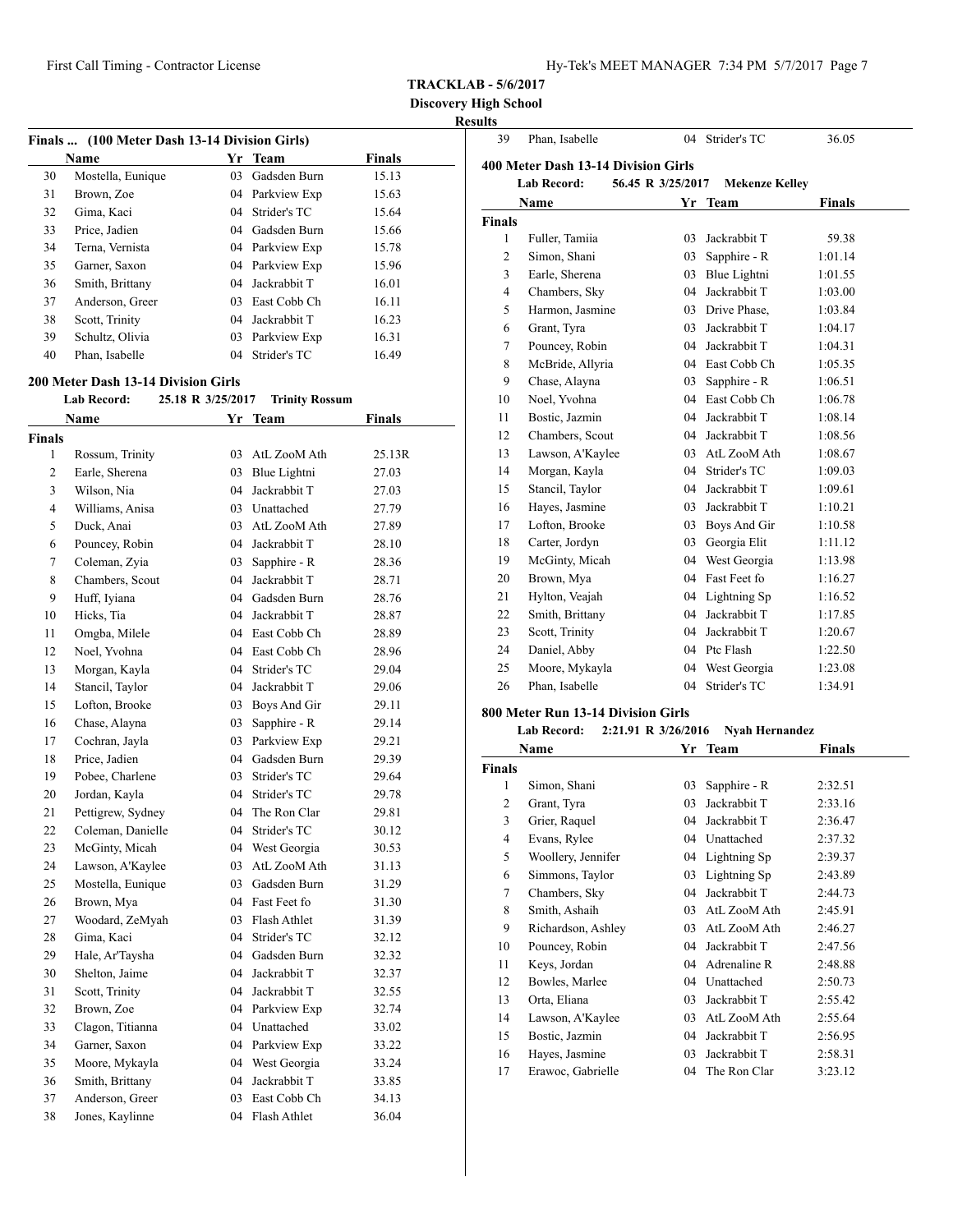**TRACKLAB - 5/6/2017**

**Discovery High School**

**Results**

### Finals ... (100 Meter Dash 13-14 Division Girls)

| | Name | Yr | Team | Finals |
|---|---|---|---|---|
| 30 | Mostella, Eunique | 03 | Gadsden Burn | 15.13 |
| 31 | Brown, Zoe | 04 | Parkview Exp | 15.63 |
| 32 | Gima, Kaci | 04 | Strider's TC | 15.64 |
| 33 | Price, Jadien | 04 | Gadsden Burn | 15.66 |
| 34 | Terna, Vernista | 04 | Parkview Exp | 15.78 |
| 35 | Garner, Saxon | 04 | Parkview Exp | 15.96 |
| 36 | Smith, Brittany | 04 | Jackrabbit T | 16.01 |
| 37 | Anderson, Greer | 03 | East Cobb Ch | 16.11 |
| 38 | Scott, Trinity | 04 | Jackrabbit T | 16.23 |
| 39 | Schultz, Olivia | 03 | Parkview Exp | 16.31 |
| 40 | Phan, Isabelle | 04 | Strider's TC | 16.49 |

### 200 Meter Dash 13-14 Division Girls

**Lab Record:** 25.18 R 3/25/2017 Trinity Rossum

| | Name | Yr | Team | Finals |
|---|---|---|---|---|
| **Finals** | | | | |
| 1 | Rossum, Trinity | 03 | AtL ZooM Ath | 25.13R |
| 2 | Earle, Sherena | 03 | Blue Lightni | 27.03 |
| 3 | Wilson, Nia | 04 | Jackrabbit T | 27.03 |
| 4 | Williams, Anisa | 03 | Unattached | 27.79 |
| 5 | Duck, Anai | 03 | AtL ZooM Ath | 27.89 |
| 6 | Pouncey, Robin | 04 | Jackrabbit T | 28.10 |
| 7 | Coleman, Zyia | 03 | Sapphire - R | 28.36 |
| 8 | Chambers, Scout | 04 | Jackrabbit T | 28.71 |
| 9 | Huff, Iyiana | 04 | Gadsden Burn | 28.76 |
| 10 | Hicks, Tia | 04 | Jackrabbit T | 28.87 |
| 11 | Omgba, Milele | 04 | East Cobb Ch | 28.89 |
| 12 | Noel, Yvohna | 04 | East Cobb Ch | 28.96 |
| 13 | Morgan, Kayla | 04 | Strider's TC | 29.04 |
| 14 | Stancil, Taylor | 04 | Jackrabbit T | 29.06 |
| 15 | Lofton, Brooke | 03 | Boys And Gir | 29.11 |
| 16 | Chase, Alayna | 03 | Sapphire - R | 29.14 |
| 17 | Cochran, Jayla | 03 | Parkview Exp | 29.21 |
| 18 | Price, Jadien | 04 | Gadsden Burn | 29.39 |
| 19 | Pobee, Charlene | 03 | Strider's TC | 29.64 |
| 20 | Jordan, Kayla | 04 | Strider's TC | 29.78 |
| 21 | Pettigrew, Sydney | 04 | The Ron Clar | 29.81 |
| 22 | Coleman, Danielle | 04 | Strider's TC | 30.12 |
| 23 | McGinty, Micah | 04 | West Georgia | 30.53 |
| 24 | Lawson, A'Kaylee | 03 | AtL ZooM Ath | 31.13 |
| 25 | Mostella, Eunique | 03 | Gadsden Burn | 31.29 |
| 26 | Brown, Mya | 04 | Fast Feet fo | 31.30 |
| 27 | Woodard, ZeMyah | 03 | Flash Athlet | 31.39 |
| 28 | Gima, Kaci | 04 | Strider's TC | 32.12 |
| 29 | Hale, Ar'Taysha | 04 | Gadsden Burn | 32.32 |
| 30 | Shelton, Jaime | 04 | Jackrabbit T | 32.37 |
| 31 | Scott, Trinity | 04 | Jackrabbit T | 32.55 |
| 32 | Brown, Zoe | 04 | Parkview Exp | 32.74 |
| 33 | Clagon, Titianna | 04 | Unattached | 33.02 |
| 34 | Garner, Saxon | 04 | Parkview Exp | 33.22 |
| 35 | Moore, Mykayla | 04 | West Georgia | 33.24 |
| 36 | Smith, Brittany | 04 | Jackrabbit T | 33.85 |
| 37 | Anderson, Greer | 03 | East Cobb Ch | 34.13 |
| 38 | Jones, Kaylinne | 04 | Flash Athlet | 36.04 |
| 39 | Phan, Isabelle | 04 | Strider's TC | 36.05 |

### 400 Meter Dash 13-14 Division Girls

**Lab Record:** 56.45 R 3/25/2017 Mekenze Kelley

| | Name | Yr | Team | Finals |
|---|---|---|---|---|
| **Finals** | | | | |
| 1 | Fuller, Tamiia | 03 | Jackrabbit T | 59.38 |
| 2 | Simon, Shani | 03 | Sapphire - R | 1:01.14 |
| 3 | Earle, Sherena | 03 | Blue Lightni | 1:01.55 |
| 4 | Chambers, Sky | 04 | Jackrabbit T | 1:03.00 |
| 5 | Harmon, Jasmine | 03 | Drive Phase, | 1:03.84 |
| 6 | Grant, Tyra | 03 | Jackrabbit T | 1:04.17 |
| 7 | Pouncey, Robin | 04 | Jackrabbit T | 1:04.31 |
| 8 | McBride, Allyria | 04 | East Cobb Ch | 1:05.35 |
| 9 | Chase, Alayna | 03 | Sapphire - R | 1:06.51 |
| 10 | Noel, Yvohna | 04 | East Cobb Ch | 1:06.78 |
| 11 | Bostic, Jazmin | 04 | Jackrabbit T | 1:08.14 |
| 12 | Chambers, Scout | 04 | Jackrabbit T | 1:08.56 |
| 13 | Lawson, A'Kaylee | 03 | AtL ZooM Ath | 1:08.67 |
| 14 | Morgan, Kayla | 04 | Strider's TC | 1:09.03 |
| 15 | Stancil, Taylor | 04 | Jackrabbit T | 1:09.61 |
| 16 | Hayes, Jasmine | 03 | Jackrabbit T | 1:10.21 |
| 17 | Lofton, Brooke | 03 | Boys And Gir | 1:10.58 |
| 18 | Carter, Jordyn | 03 | Georgia Elit | 1:11.12 |
| 19 | McGinty, Micah | 04 | West Georgia | 1:13.98 |
| 20 | Brown, Mya | 04 | Fast Feet fo | 1:16.27 |
| 21 | Hylton, Veajah | 04 | Lightning Sp | 1:16.52 |
| 22 | Smith, Brittany | 04 | Jackrabbit T | 1:17.85 |
| 23 | Scott, Trinity | 04 | Jackrabbit T | 1:20.67 |
| 24 | Daniel, Abby | 04 | Ptc Flash | 1:22.50 |
| 25 | Moore, Mykayla | 04 | West Georgia | 1:23.08 |
| 26 | Phan, Isabelle | 04 | Strider's TC | 1:34.91 |

### 800 Meter Run 13-14 Division Girls

**Lab Record:** 2:21.91 R 3/26/2016 Nyah Hernandez

| | Name | Yr | Team | Finals |
|---|---|---|---|---|
| **Finals** | | | | |
| 1 | Simon, Shani | 03 | Sapphire - R | 2:32.51 |
| 2 | Grant, Tyra | 03 | Jackrabbit T | 2:33.16 |
| 3 | Grier, Raquel | 04 | Jackrabbit T | 2:36.47 |
| 4 | Evans, Rylee | 04 | Unattached | 2:37.32 |
| 5 | Woollery, Jennifer | 04 | Lightning Sp | 2:39.37 |
| 6 | Simmons, Taylor | 03 | Lightning Sp | 2:43.89 |
| 7 | Chambers, Sky | 04 | Jackrabbit T | 2:44.73 |
| 8 | Smith, Ashaih | 03 | AtL ZooM Ath | 2:45.91 |
| 9 | Richardson, Ashley | 03 | AtL ZooM Ath | 2:46.27 |
| 10 | Pouncey, Robin | 04 | Jackrabbit T | 2:47.56 |
| 11 | Keys, Jordan | 04 | Adrenaline R | 2:48.88 |
| 12 | Bowles, Marlee | 04 | Unattached | 2:50.73 |
| 13 | Orta, Eliana | 03 | Jackrabbit T | 2:55.42 |
| 14 | Lawson, A'Kaylee | 03 | AtL ZooM Ath | 2:55.64 |
| 15 | Bostic, Jazmin | 04 | Jackrabbit T | 2:56.95 |
| 16 | Hayes, Jasmine | 03 | Jackrabbit T | 2:58.31 |
| 17 | Erawoc, Gabrielle | 04 | The Ron Clar | 3:23.12 |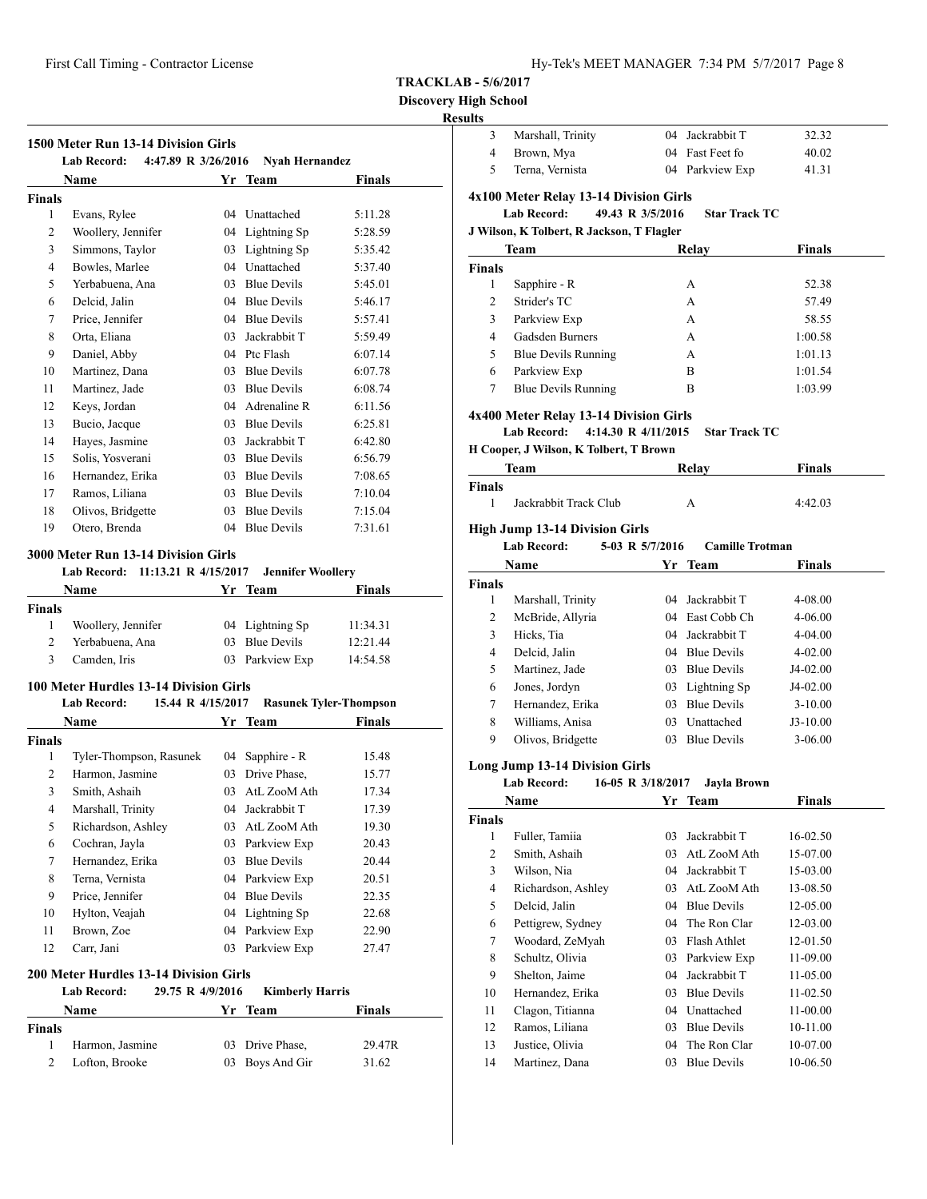**TRACKLAB - 5/6/2017**
**Discovery High School**
**Results**

### 1500 Meter Run 13-14 Division Girls

**Lab Record:** 4:47.89 R 3/26/2016 **Nyah Hernandez**

| | Name | Yr | Team | Finals |
|---|---|---|---|---|
| **Finals** | | | | |
| 1 | Evans, Rylee | 04 | Unattached | 5:11.28 |
| 2 | Woollery, Jennifer | 04 | Lightning Sp | 5:28.59 |
| 3 | Simmons, Taylor | 03 | Lightning Sp | 5:35.42 |
| 4 | Bowles, Marlee | 04 | Unattached | 5:37.40 |
| 5 | Yerbabuena, Ana | 03 | Blue Devils | 5:45.01 |
| 6 | Delcid, Jalin | 04 | Blue Devils | 5:46.17 |
| 7 | Price, Jennifer | 04 | Blue Devils | 5:57.41 |
| 8 | Orta, Eliana | 03 | Jackrabbit T | 5:59.49 |
| 9 | Daniel, Abby | 04 | Ptc Flash | 6:07.14 |
| 10 | Martinez, Dana | 03 | Blue Devils | 6:07.78 |
| 11 | Martinez, Jade | 03 | Blue Devils | 6:08.74 |
| 12 | Keys, Jordyn | 04 | Adrenaline R | 6:11.56 |
| 13 | Bucio, Jacque | 03 | Blue Devils | 6:25.81 |
| 14 | Hayes, Jasmine | 03 | Jackrabbit T | 6:42.80 |
| 15 | Solis, Yosverani | 03 | Blue Devils | 6:56.79 |
| 16 | Hernandez, Erika | 03 | Blue Devils | 7:08.65 |
| 17 | Ramos, Liliana | 03 | Blue Devils | 7:10.04 |
| 18 | Olivos, Bridgette | 03 | Blue Devils | 7:15.04 |
| 19 | Otero, Brenda | 04 | Blue Devils | 7:31.61 |

### 3000 Meter Run 13-14 Division Girls

**Lab Record:** 11:13.21 R 4/15/2017 **Jennifer Woollery**

| | Name | Yr | Team | Finals |
|---|---|---|---|---|
| **Finals** | | | | |
| 1 | Woollery, Jennifer | 04 | Lightning Sp | 11:34.31 |
| 2 | Yerbabuena, Ana | 03 | Blue Devils | 12:21.44 |
| 3 | Camden, Iris | 03 | Parkview Exp | 14:54.58 |

### 100 Meter Hurdles 13-14 Division Girls

**Lab Record:** 15.44 R 4/15/2017 **Rasunek Tyler-Thompson**

| | Name | Yr | Team | Finals |
|---|---|---|---|---|
| **Finals** | | | | |
| 1 | Tyler-Thompson, Rasunek | 04 | Sapphire - R | 15.48 |
| 2 | Harmon, Jasmine | 03 | Drive Phase, | 15.77 |
| 3 | Smith, Ashaih | 03 | AtL ZooM Ath | 17.34 |
| 4 | Marshall, Trinity | 04 | Jackrabbit T | 17.39 |
| 5 | Richardson, Ashley | 03 | AtL ZooM Ath | 19.30 |
| 6 | Cochran, Jayla | 03 | Parkview Exp | 20.43 |
| 7 | Hernandez, Erika | 03 | Blue Devils | 20.44 |
| 8 | Terna, Vernista | 04 | Parkview Exp | 20.51 |
| 9 | Price, Jennifer | 04 | Blue Devils | 22.35 |
| 10 | Hylton, Veajah | 04 | Lightning Sp | 22.68 |
| 11 | Brown, Zoe | 04 | Parkview Exp | 22.90 |
| 12 | Carr, Jani | 03 | Parkview Exp | 27.47 |

### 200 Meter Hurdles 13-14 Division Girls

**Lab Record:** 29.75 R 4/9/2016 **Kimberly Harris**

| | Name | Yr | Team | Finals |
|---|---|---|---|---|
| **Finals** | | | | |
| 1 | Harmon, Jasmine | 03 | Drive Phase, | 29.47R |
| 2 | Lofton, Brooke | 03 | Boys And Gir | 31.62 |
| 3 | Marshall, Trinity | 04 | Jackrabbit T | 32.32 |
| 4 | Brown, Mya | 04 | Fast Feet fo | 40.02 |
| 5 | Terna, Vernista | 04 | Parkview Exp | 41.31 |

### 4x100 Meter Relay 13-14 Division Girls

**Lab Record:** 49.43 R 3/5/2016 **Star Track TC**

**J Wilson, K Tolbert, R Jackson, T Flagler**

| | Team | Relay | Finals |
|---|---|---|---|
| **Finals** | | | |
| 1 | Sapphire - R | A | 52.38 |
| 2 | Strider's TC | A | 57.49 |
| 3 | Parkview Exp | A | 58.55 |
| 4 | Gadsden Burners | A | 1:00.58 |
| 5 | Blue Devils Running | A | 1:01.13 |
| 6 | Parkview Exp | B | 1:01.54 |
| 7 | Blue Devils Running | B | 1:03.99 |

### 4x400 Meter Relay 13-14 Division Girls

**Lab Record:** 4:14.30 R 4/11/2015 **Star Track TC**

**H Cooper, J Wilson, K Tolbert, T Brown**

| | Team | Relay | Finals |
|---|---|---|---|
| **Finals** | | | |
| 1 | Jackrabbit Track Club | A | 4:42.03 |

### High Jump 13-14 Division Girls

**Lab Record:** 5-03 R 5/7/2016 **Camille Trotman**

| | Name | Yr | Team | Finals |
|---|---|---|---|---|
| **Finals** | | | | |
| 1 | Marshall, Trinity | 04 | Jackrabbit T | 4-08.00 |
| 2 | McBride, Allyria | 04 | East Cobb Ch | 4-06.00 |
| 3 | Hicks, Tia | 04 | Jackrabbit T | 4-04.00 |
| 4 | Delcid, Jalin | 04 | Blue Devils | 4-02.00 |
| 5 | Martinez, Jade | 03 | Blue Devils | J4-02.00 |
| 6 | Jones, Jordyn | 03 | Lightning Sp | J4-02.00 |
| 7 | Hernandez, Erika | 03 | Blue Devils | 3-10.00 |
| 8 | Williams, Anisa | 03 | Unattached | J3-10.00 |
| 9 | Olivos, Bridgette | 03 | Blue Devils | 3-06.00 |

### Long Jump 13-14 Division Girls

**Lab Record:** 16-05 R 3/18/2017 **Jayla Brown**

| | Name | Yr | Team | Finals |
|---|---|---|---|---|
| **Finals** | | | | |
| 1 | Fuller, Tamiia | 03 | Jackrabbit T | 16-02.50 |
| 2 | Smith, Ashaih | 03 | AtL ZooM Ath | 15-07.00 |
| 3 | Wilson, Nia | 04 | Jackrabbit T | 15-03.00 |
| 4 | Richardson, Ashley | 03 | AtL ZooM Ath | 13-08.50 |
| 5 | Delcid, Jalin | 04 | Blue Devils | 12-05.00 |
| 6 | Pettigrew, Sydney | 04 | The Ron Clar | 12-03.00 |
| 7 | Woodard, ZeMyah | 03 | Flash Athlet | 12-01.50 |
| 8 | Schultz, Olivia | 03 | Parkview Exp | 11-09.00 |
| 9 | Shelton, Jaime | 04 | Jackrabbit T | 11-05.00 |
| 10 | Hernandez, Erika | 03 | Blue Devils | 11-02.50 |
| 11 | Clagon, Titianna | 04 | Unattached | 11-00.00 |
| 12 | Ramos, Liliana | 03 | Blue Devils | 10-11.00 |
| 13 | Justice, Olivia | 04 | The Ron Clar | 10-07.00 |
| 14 | Martinez, Dana | 03 | Blue Devils | 10-06.50 |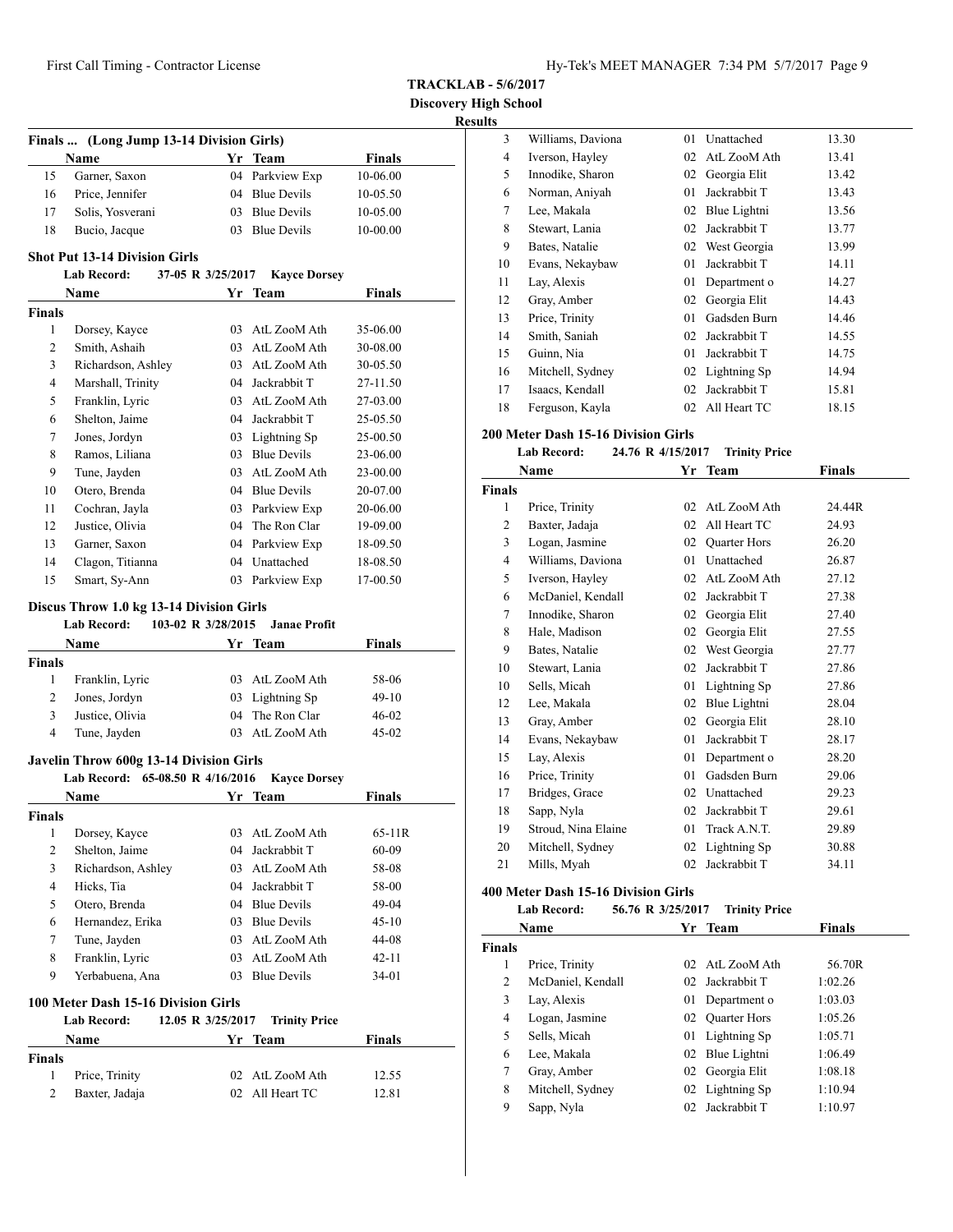**TRACKLAB - 5/6/2017**

**Discovery High School**

**Results**

### Finals ... (Long Jump 13-14 Division Girls)

| | Name | Yr | Team | Finals |
|---|---|---|---|---|
| 15 | Garner, Saxon | 04 | Parkview Exp | 10-06.00 |
| 16 | Price, Jennifer | 04 | Blue Devils | 10-05.50 |
| 17 | Solis, Yosverani | 03 | Blue Devils | 10-05.00 |
| 18 | Bucio, Jacque | 03 | Blue Devils | 10-00.00 |

### Shot Put 13-14 Division Girls

Lab Record: 37-05 R 3/25/2017 Kayce Dorsey

| | Name | Yr | Team | Finals |
|---|---|---|---|---|
| **Finals** | | | | |
| 1 | Dorsey, Kayce | 03 | AtL ZooM Ath | 35-06.00 |
| 2 | Smith, Ashaih | 03 | AtL ZooM Ath | 30-08.00 |
| 3 | Richardson, Ashley | 03 | AtL ZooM Ath | 30-05.50 |
| 4 | Marshall, Trinity | 04 | Jackrabbit T | 27-11.50 |
| 5 | Franklin, Lyric | 03 | AtL ZooM Ath | 27-03.00 |
| 6 | Shelton, Jaime | 04 | Jackrabbit T | 25-05.50 |
| 7 | Jones, Jordyn | 03 | Lightning Sp | 25-00.50 |
| 8 | Ramos, Liliana | 03 | Blue Devils | 23-06.00 |
| 9 | Tune, Jayden | 03 | AtL ZooM Ath | 23-00.00 |
| 10 | Otero, Brenda | 04 | Blue Devils | 20-07.00 |
| 11 | Cochran, Jayla | 03 | Parkview Exp | 20-06.00 |
| 12 | Justice, Olivia | 04 | The Ron Clar | 19-09.00 |
| 13 | Garner, Saxon | 04 | Parkview Exp | 18-09.50 |
| 14 | Clagon, Titianna | 04 | Unattached | 18-08.50 |
| 15 | Smart, Sy-Ann | 03 | Parkview Exp | 17-00.50 |

### Discus Throw 1.0 kg 13-14 Division Girls

Lab Record: 103-02 R 3/28/2015 Janae Profit

| | Name | Yr | Team | Finals |
|---|---|---|---|---|
| **Finals** | | | | |
| 1 | Franklin, Lyric | 03 | AtL ZooM Ath | 58-06 |
| 2 | Jones, Jordyn | 03 | Lightning Sp | 49-10 |
| 3 | Justice, Olivia | 04 | The Ron Clar | 46-02 |
| 4 | Tune, Jayden | 03 | AtL ZooM Ath | 45-02 |

### Javelin Throw 600g 13-14 Division Girls

Lab Record: 65-08.50 R 4/16/2016 Kayce Dorsey

| | Name | Yr | Team | Finals |
|---|---|---|---|---|
| **Finals** | | | | |
| 1 | Dorsey, Kayce | 03 | AtL ZooM Ath | 65-11R |
| 2 | Shelton, Jaime | 04 | Jackrabbit T | 60-09 |
| 3 | Richardson, Ashley | 03 | AtL ZooM Ath | 58-08 |
| 4 | Hicks, Tia | 04 | Jackrabbit T | 58-00 |
| 5 | Otero, Brenda | 04 | Blue Devils | 49-04 |
| 6 | Hernandez, Erika | 03 | Blue Devils | 45-10 |
| 7 | Tune, Jayden | 03 | AtL ZooM Ath | 44-08 |
| 8 | Franklin, Lyric | 03 | AtL ZooM Ath | 42-11 |
| 9 | Yerbabuena, Ana | 03 | Blue Devils | 34-01 |

### 100 Meter Dash 15-16 Division Girls

Lab Record: 12.05 R 3/25/2017 Trinity Price

| | Name | Yr | Team | Finals |
|---|---|---|---|---|
| **Finals** | | | | |
| 1 | Price, Trinity | 02 | AtL ZooM Ath | 12.55 |
| 2 | Baxter, Jadaja | 02 | All Heart TC | 12.81 |
| 3 | Williams, Daviona | 01 | Unattached | 13.30 |
| 4 | Iverson, Hayley | 02 | AtL ZooM Ath | 13.41 |
| 5 | Innodike, Sharon | 02 | Georgia Elit | 13.42 |
| 6 | Norman, Aniyah | 01 | Jackrabbit T | 13.43 |
| 7 | Lee, Makala | 02 | Blue Lightni | 13.56 |
| 8 | Stewart, Lania | 02 | Jackrabbit T | 13.77 |
| 9 | Bates, Natalie | 02 | West Georgia | 13.99 |
| 10 | Evans, Nekaybaw | 01 | Jackrabbit T | 14.11 |
| 11 | Lay, Alexis | 01 | Department o | 14.27 |
| 12 | Gray, Amber | 02 | Georgia Elit | 14.43 |
| 13 | Price, Trinity | 01 | Gadsden Burn | 14.46 |
| 14 | Smith, Saniah | 02 | Jackrabbit T | 14.55 |
| 15 | Guinn, Nia | 01 | Jackrabbit T | 14.75 |
| 16 | Mitchell, Sydney | 02 | Lightning Sp | 14.94 |
| 17 | Isaacs, Kendall | 02 | Jackrabbit T | 15.81 |
| 18 | Ferguson, Kayla | 02 | All Heart TC | 18.15 |

### 200 Meter Dash 15-16 Division Girls

Lab Record: 24.76 R 4/15/2017 Trinity Price

| | Name | Yr | Team | Finals |
|---|---|---|---|---|
| **Finals** | | | | |
| 1 | Price, Trinity | 02 | AtL ZooM Ath | 24.44R |
| 2 | Baxter, Jadaja | 02 | All Heart TC | 24.93 |
| 3 | Logan, Jasmine | 02 | Quarter Hors | 26.20 |
| 4 | Williams, Daviona | 01 | Unattached | 26.87 |
| 5 | Iverson, Hayley | 02 | AtL ZooM Ath | 27.12 |
| 6 | McDaniel, Kendall | 02 | Jackrabbit T | 27.38 |
| 7 | Innodike, Sharon | 02 | Georgia Elit | 27.40 |
| 8 | Hale, Madison | 02 | Georgia Elit | 27.55 |
| 9 | Bates, Natalie | 02 | West Georgia | 27.77 |
| 10 | Stewart, Lania | 02 | Jackrabbit T | 27.86 |
| 10 | Sells, Micah | 01 | Lightning Sp | 27.86 |
| 12 | Lee, Makala | 02 | Blue Lightni | 28.04 |
| 13 | Gray, Amber | 02 | Georgia Elit | 28.10 |
| 14 | Evans, Nekaybaw | 01 | Jackrabbit T | 28.17 |
| 15 | Lay, Alexis | 01 | Department o | 28.20 |
| 16 | Price, Trinity | 01 | Gadsden Burn | 29.06 |
| 17 | Bridges, Grace | 02 | Unattached | 29.23 |
| 18 | Sapp, Nyla | 02 | Jackrabbit T | 29.61 |
| 19 | Stroud, Nina Elaine | 01 | Track A.N.T. | 29.89 |
| 20 | Mitchell, Sydney | 02 | Lightning Sp | 30.88 |
| 21 | Mills, Myah | 02 | Jackrabbit T | 34.11 |

### 400 Meter Dash 15-16 Division Girls

Lab Record: 56.76 R 3/25/2017 Trinity Price

| | Name | Yr | Team | Finals |
|---|---|---|---|---|
| **Finals** | | | | |
| 1 | Price, Trinity | 02 | AtL ZooM Ath | 56.70R |
| 2 | McDaniel, Kendall | 02 | Jackrabbit T | 1:02.26 |
| 3 | Lay, Alexis | 01 | Department o | 1:03.03 |
| 4 | Logan, Jasmine | 02 | Quarter Hors | 1:05.26 |
| 5 | Sells, Micah | 01 | Lightning Sp | 1:05.71 |
| 6 | Lee, Makala | 02 | Blue Lightni | 1:06.49 |
| 7 | Gray, Amber | 02 | Georgia Elit | 1:08.18 |
| 8 | Mitchell, Sydney | 02 | Lightning Sp | 1:10.94 |
| 9 | Sapp, Nyla | 02 | Jackrabbit T | 1:10.97 |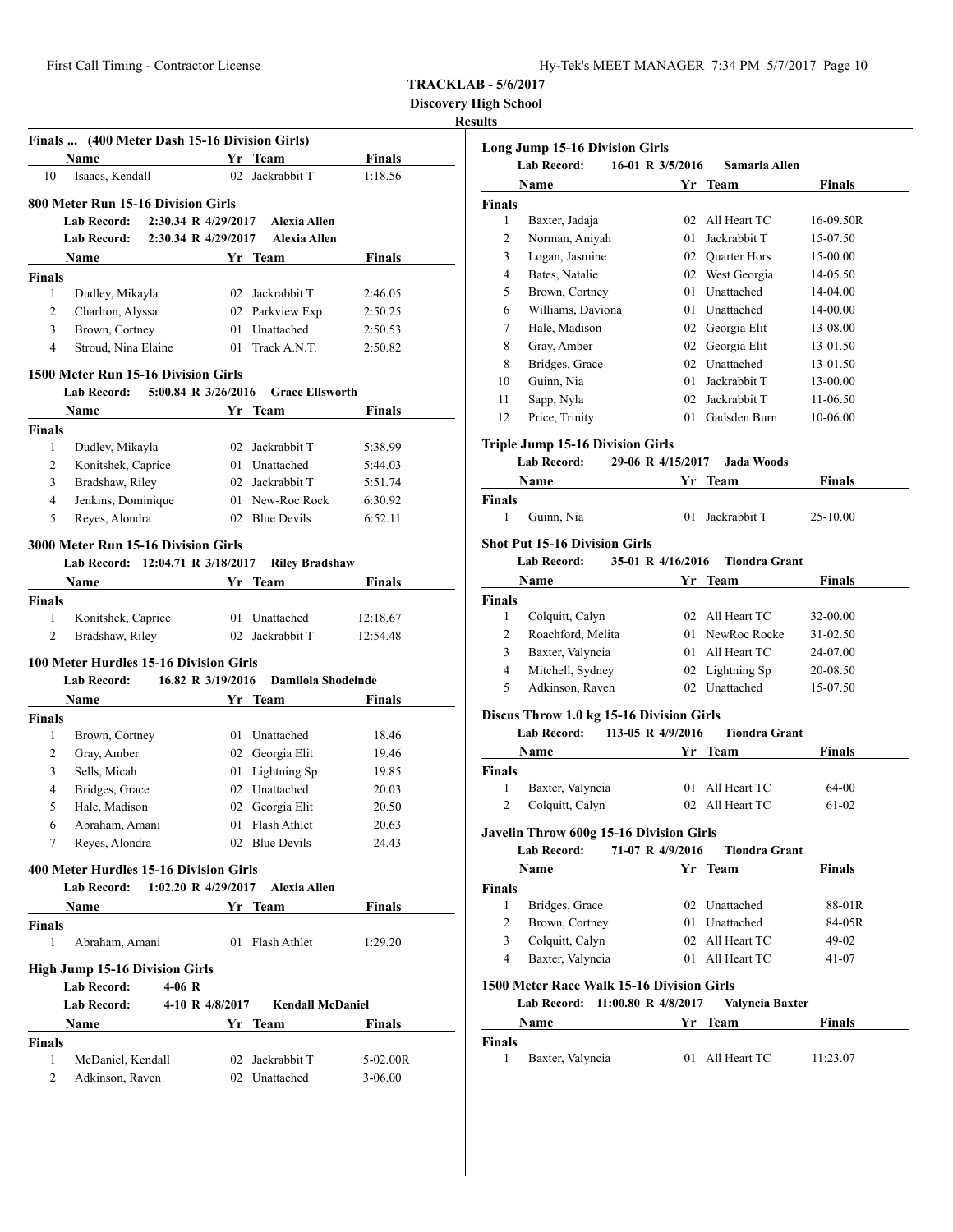**TRACKLAB - 5/6/2017**

**Discovery High School**

**Results**

### Finals ... (400 Meter Dash 15-16 Division Girls)

| | Name | Yr | Team | Finals |
|---|---|---|---|---|
| 10 | Isaacs, Kendall | 02 | Jackrabbit T | 1:18.56 |

### 800 Meter Run 15-16 Division Girls

**Lab Record:** 2:30.34 R 4/29/2017 **Alexia Allen**

**Lab Record:** 2:30.34 R 4/29/2017 **Alexia Allen**

| | Name | Yr | Team | Finals |
|---|---|---|---|---|
| **Finals** | | | | |
| 1 | Dudley, Mikayla | 02 | Jackrabbit T | 2:46.05 |
| 2 | Charlton, Alyssa | 02 | Parkview Exp | 2:50.25 |
| 3 | Brown, Cortney | 01 | Unattached | 2:50.53 |
| 4 | Stroud, Nina Elaine | 01 | Track A.N.T. | 2:50.82 |

### 1500 Meter Run 15-16 Division Girls

**Lab Record:** 5:00.84 R 3/26/2016 **Grace Ellsworth**

| | Name | Yr | Team | Finals |
|---|---|---|---|---|
| **Finals** | | | | |
| 1 | Dudley, Mikayla | 02 | Jackrabbit T | 5:38.99 |
| 2 | Konitshek, Caprice | 01 | Unattached | 5:44.03 |
| 3 | Bradshaw, Riley | 02 | Jackrabbit T | 5:51.74 |
| 4 | Jenkins, Dominique | 01 | New-Roc Rock | 6:30.92 |
| 5 | Reyes, Alondra | 02 | Blue Devils | 6:52.11 |

### 3000 Meter Run 15-16 Division Girls

**Lab Record:** 12:04.71 R 3/18/2017 **Riley Bradshaw**

| | Name | Yr | Team | Finals |
|---|---|---|---|---|
| **Finals** | | | | |
| 1 | Konitshek, Caprice | 01 | Unattached | 12:18.67 |
| 2 | Bradshaw, Riley | 02 | Jackrabbit T | 12:54.48 |

### 100 Meter Hurdles 15-16 Division Girls

**Lab Record:** 16.82 R 3/19/2016 **Damilola Shodeinde**

| | Name | Yr | Team | Finals |
|---|---|---|---|---|
| **Finals** | | | | |
| 1 | Brown, Cortney | 01 | Unattached | 18.46 |
| 2 | Gray, Amber | 02 | Georgia Elit | 19.46 |
| 3 | Sells, Micah | 01 | Lightning Sp | 19.85 |
| 4 | Bridges, Grace | 02 | Unattached | 20.03 |
| 5 | Hale, Madison | 02 | Georgia Elit | 20.50 |
| 6 | Abraham, Amani | 01 | Flash Athlet | 20.63 |
| 7 | Reyes, Alondra | 02 | Blue Devils | 24.43 |

### 400 Meter Hurdles 15-16 Division Girls

**Lab Record:** 1:02.20 R 4/29/2017 **Alexia Allen**

| | Name | Yr | Team | Finals |
|---|---|---|---|---|
| **Finals** | | | | |
| 1 | Abraham, Amani | 01 | Flash Athlet | 1:29.20 |

### High Jump 15-16 Division Girls

**Lab Record:** 4-06 R

**Lab Record:** 4-10 R 4/8/2017 **Kendall McDaniel**

| | Name | Yr | Team | Finals |
|---|---|---|---|---|
| **Finals** | | | | |
| 1 | McDaniel, Kendall | 02 | Jackrabbit T | 5-02.00R |
| 2 | Adkinson, Raven | 02 | Unattached | 3-06.00 |

### Long Jump 15-16 Division Girls

**Lab Record:** 16-01 R 3/5/2016 **Samaria Allen**

| | Name | Yr | Team | Finals |
|---|---|---|---|---|
| **Finals** | | | | |
| 1 | Baxter, Jadaja | 02 | All Heart TC | 16-09.50R |
| 2 | Norman, Aniyah | 01 | Jackrabbit T | 15-07.50 |
| 3 | Logan, Jasmine | 02 | Quarter Hors | 15-00.00 |
| 4 | Bates, Natalie | 02 | West Georgia | 14-05.50 |
| 5 | Brown, Cortney | 01 | Unattached | 14-04.00 |
| 6 | Williams, Daviona | 01 | Unattached | 14-00.00 |
| 7 | Hale, Madison | 02 | Georgia Elit | 13-08.00 |
| 8 | Gray, Amber | 02 | Georgia Elit | 13-01.50 |
| 8 | Bridges, Grace | 02 | Unattached | 13-01.50 |
| 10 | Guinn, Nia | 01 | Jackrabbit T | 13-00.00 |
| 11 | Sapp, Nyla | 02 | Jackrabbit T | 11-06.50 |
| 12 | Price, Trinity | 01 | Gadsden Burn | 10-06.00 |

### Triple Jump 15-16 Division Girls

**Lab Record:** 29-06 R 4/15/2017 **Jada Woods**

| | Name | Yr | Team | Finals |
|---|---|---|---|---|
| **Finals** | | | | |
| 1 | Guinn, Nia | 01 | Jackrabbit T | 25-10.00 |

### Shot Put 15-16 Division Girls

**Lab Record:** 35-01 R 4/16/2016 **Tiondra Grant**

| | Name | Yr | Team | Finals |
|---|---|---|---|---|
| **Finals** | | | | |
| 1 | Colquitt, Calyn | 02 | All Heart TC | 32-00.00 |
| 2 | Roachford, Melita | 01 | NewRoc Rocke | 31-02.50 |
| 3 | Baxter, Valyncia | 01 | All Heart TC | 24-07.00 |
| 4 | Mitchell, Sydney | 02 | Lightning Sp | 20-08.50 |
| 5 | Adkinson, Raven | 02 | Unattached | 15-07.50 |

### Discus Throw 1.0 kg 15-16 Division Girls

**Lab Record:** 113-05 R 4/9/2016 **Tiondra Grant**

| | Name | Yr | Team | Finals |
|---|---|---|---|---|
| **Finals** | | | | |
| 1 | Baxter, Valyncia | 01 | All Heart TC | 64-00 |
| 2 | Colquitt, Calyn | 02 | All Heart TC | 61-02 |

### Javelin Throw 600g 15-16 Division Girls

**Lab Record:** 71-07 R 4/9/2016 **Tiondra Grant**

| | Name | Yr | Team | Finals |
|---|---|---|---|---|
| **Finals** | | | | |
| 1 | Bridges, Grace | 02 | Unattached | 88-01R |
| 2 | Brown, Cortney | 01 | Unattached | 84-05R |
| 3 | Colquitt, Calyn | 02 | All Heart TC | 49-02 |
| 4 | Baxter, Valyncia | 01 | All Heart TC | 41-07 |

### 1500 Meter Race Walk 15-16 Division Girls

**Lab Record:** 11:00.80 R 4/8/2017 **Valyncia Baxter**

| | Name | Yr | Team | Finals |
|---|---|---|---|---|
| **Finals** | | | | |
| 1 | Baxter, Valyncia | 01 | All Heart TC | 11:23.07 |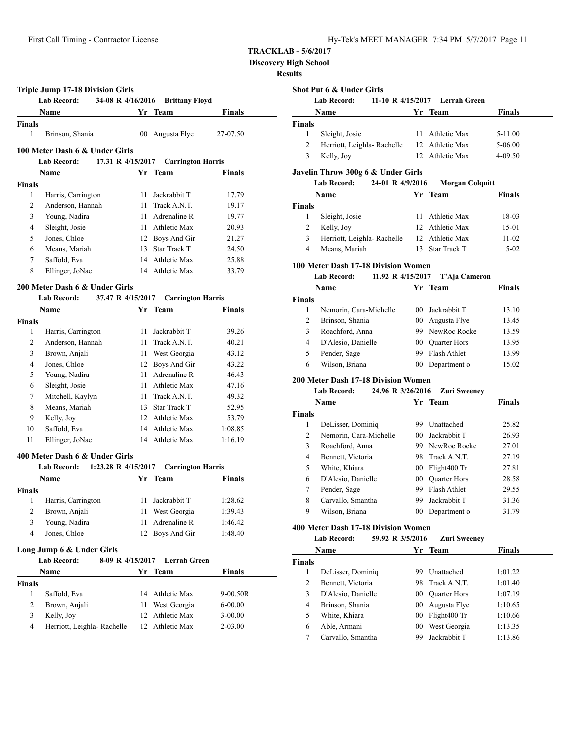**TRACKLAB - 5/6/2017**

**Discovery High School**

**Results**

### Triple Jump 17-18 Division Girls

**Lab Record:** 34-08 R 4/16/2016 **Brittany Floyd**

| | Name | Yr | Team | Finals |
|---|---|---|---|---|
| **Finals** | | | | |
| 1 | Brinson, Shania | 00 | Augusta Flye | 27-07.50 |

### 100 Meter Dash 6 & Under Girls

**Lab Record:** 17.31 R 4/15/2017 **Carrington Harris**

| | Name | Yr | Team | Finals |
|---|---|---|---|---|
| **Finals** | | | | |
| 1 | Harris, Carrington | 11 | Jackrabbit T | 17.79 |
| 2 | Anderson, Hannah | 11 | Track A.N.T. | 19.17 |
| 3 | Young, Nadira | 11 | Adrenaline R | 19.77 |
| 4 | Sleight, Josie | 11 | Athletic Max | 20.93 |
| 5 | Jones, Chloe | 12 | Boys And Gir | 21.27 |
| 6 | Means, Mariah | 13 | Star Track T | 24.50 |
| 7 | Saffold, Eva | 14 | Athletic Max | 25.88 |
| 8 | Ellinger, JoNae | 14 | Athletic Max | 33.79 |

### 200 Meter Dash 6 & Under Girls

**Lab Record:** 37.47 R 4/15/2017 **Carrington Harris**

| | Name | Yr | Team | Finals |
|---|---|---|---|---|
| **Finals** | | | | |
| 1 | Harris, Carrington | 11 | Jackrabbit T | 39.26 |
| 2 | Anderson, Hannah | 11 | Track A.N.T. | 40.21 |
| 3 | Brown, Anjali | 11 | West Georgia | 43.12 |
| 4 | Jones, Chloe | 12 | Boys And Gir | 43.22 |
| 5 | Young, Nadira | 11 | Adrenaline R | 46.43 |
| 6 | Sleight, Josie | 11 | Athletic Max | 47.16 |
| 7 | Mitchell, Kaylyn | 11 | Track A.N.T. | 49.32 |
| 8 | Means, Mariah | 13 | Star Track T | 52.95 |
| 9 | Kelly, Joy | 12 | Athletic Max | 53.79 |
| 10 | Saffold, Eva | 14 | Athletic Max | 1:08.85 |
| 11 | Ellinger, JoNae | 14 | Athletic Max | 1:16.19 |

### 400 Meter Dash 6 & Under Girls

**Lab Record:** 1:23.28 R 4/15/2017 **Carrington Harris**

| | Name | Yr | Team | Finals |
|---|---|---|---|---|
| **Finals** | | | | |
| 1 | Harris, Carrington | 11 | Jackrabbit T | 1:28.62 |
| 2 | Brown, Anjali | 11 | West Georgia | 1:39.43 |
| 3 | Young, Nadira | 11 | Adrenaline R | 1:46.42 |
| 4 | Jones, Chloe | 12 | Boys And Gir | 1:48.40 |

### Long Jump 6 & Under Girls

**Lab Record:** 8-09 R 4/15/2017 **Lerrah Green**

| | Name | Yr | Team | Finals |
|---|---|---|---|---|
| **Finals** | | | | |
| 1 | Saffold, Eva | 14 | Athletic Max | 9-00.50R |
| 2 | Brown, Anjali | 11 | West Georgia | 6-00.00 |
| 3 | Kelly, Joy | 12 | Athletic Max | 3-00.00 |
| 4 | Herriott, Leighla- Rachelle | 12 | Athletic Max | 2-03.00 |

### Shot Put 6 & Under Girls

**Lab Record:** 11-10 R 4/15/2017 **Lerrah Green**

| | Name | Yr | Team | Finals |
|---|---|---|---|---|
| **Finals** | | | | |
| 1 | Sleight, Josie | 11 | Athletic Max | 5-11.00 |
| 2 | Herriott, Leighla- Rachelle | 12 | Athletic Max | 5-06.00 |
| 3 | Kelly, Joy | 12 | Athletic Max | 4-09.50 |

### Javelin Throw 300g 6 & Under Girls

**Lab Record:** 24-01 R 4/9/2016 **Morgan Colquitt**

| | Name | Yr | Team | Finals |
|---|---|---|---|---|
| **Finals** | | | | |
| 1 | Sleight, Josie | 11 | Athletic Max | 18-03 |
| 2 | Kelly, Joy | 12 | Athletic Max | 15-01 |
| 3 | Herriott, Leighla- Rachelle | 12 | Athletic Max | 11-02 |
| 4 | Means, Mariah | 13 | Star Track T | 5-02 |

### 100 Meter Dash 17-18 Division Women

**Lab Record:** 11.92 R 4/15/2017 **T'Aja Cameron**

| | Name | Yr | Team | Finals |
|---|---|---|---|---|
| **Finals** | | | | |
| 1 | Nemorin, Cara-Michelle | 00 | Jackrabbit T | 13.10 |
| 2 | Brinson, Shania | 00 | Augusta Flye | 13.45 |
| 3 | Roachford, Anna | 99 | NewRoc Rocke | 13.59 |
| 4 | D'Alesio, Danielle | 00 | Quarter Hors | 13.95 |
| 5 | Pender, Sage | 99 | Flash Athlet | 13.99 |
| 6 | Wilson, Briana | 00 | Department o | 15.02 |

### 200 Meter Dash 17-18 Division Women

**Lab Record:** 24.96 R 3/26/2016 **Zuri Sweeney**

| | Name | Yr | Team | Finals |
|---|---|---|---|---|
| **Finals** | | | | |
| 1 | DeLisser, Dominiq | 99 | Unattached | 25.82 |
| 2 | Nemorin, Cara-Michelle | 00 | Jackrabbit T | 26.93 |
| 3 | Roachford, Anna | 99 | NewRoc Rocke | 27.01 |
| 4 | Bennett, Victoria | 98 | Track A.N.T. | 27.19 |
| 5 | White, Khiara | 00 | Flight400 Tr | 27.81 |
| 6 | D'Alesio, Danielle | 00 | Quarter Hors | 28.58 |
| 7 | Pender, Sage | 99 | Flash Athlet | 29.55 |
| 8 | Carvallo, Smantha | 99 | Jackrabbit T | 31.36 |
| 9 | Wilson, Briana | 00 | Department o | 31.79 |

### 400 Meter Dash 17-18 Division Women

**Lab Record:** 59.92 R 3/5/2016 **Zuri Sweeney**

| | Name | Yr | Team | Finals |
|---|---|---|---|---|
| **Finals** | | | | |
| 1 | DeLisser, Dominiq | 99 | Unattached | 1:01.22 |
| 2 | Bennett, Victoria | 98 | Track A.N.T. | 1:01.40 |
| 3 | D'Alesio, Danielle | 00 | Quarter Hors | 1:07.19 |
| 4 | Brinson, Shania | 00 | Augusta Flye | 1:10.65 |
| 5 | White, Khiara | 00 | Flight400 Tr | 1:10.66 |
| 6 | Able, Armani | 00 | West Georgia | 1:13.35 |
| 7 | Carvallo, Smantha | 99 | Jackrabbit T | 1:13.86 |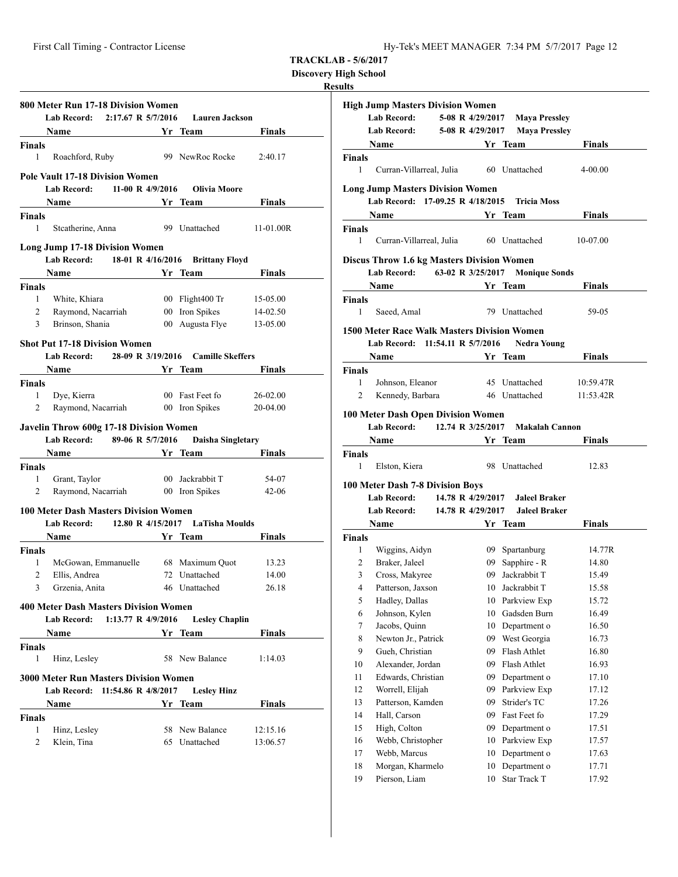**TRACKLAB - 5/6/2017**

**Discovery High School**

**Results**

### 800 Meter Run 17-18 Division Women

**Lab Record:** 2:17.67 R 5/7/2016 **Lauren Jackson**

| | Name | Yr | Team | Finals |
|---|---|---|---|---|
| **Finals** | | | | |
| 1 | Roachford, Ruby | 99 | NewRoc Rocke | 2:40.17 |

### Pole Vault 17-18 Division Women

**Lab Record:** 11-00 R 4/9/2016 **Olivia Moore**

| | Name | Yr | Team | Finals |
|---|---|---|---|---|
| **Finals** | | | | |
| 1 | Stcatherine, Anna | 99 | Unattached | 11-01.00R |

### Long Jump 17-18 Division Women

**Lab Record:** 18-01 R 4/16/2016 **Brittany Floyd**

| | Name | Yr | Team | Finals |
|---|---|---|---|---|
| **Finals** | | | | |
| 1 | White, Khiara | 00 | Flight400 Tr | 15-05.00 |
| 2 | Raymond, Nacarriah | 00 | Iron Spikes | 14-02.50 |
| 3 | Brinson, Shania | 00 | Augusta Flye | 13-05.00 |

### Shot Put 17-18 Division Women

**Lab Record:** 28-09 R 3/19/2016 **Camille Skeffers**

| | Name | Yr | Team | Finals |
|---|---|---|---|---|
| **Finals** | | | | |
| 1 | Dye, Kierra | 00 | Fast Feet fo | 26-02.00 |
| 2 | Raymond, Nacarriah | 00 | Iron Spikes | 20-04.00 |

### Javelin Throw 600g 17-18 Division Women

**Lab Record:** 89-06 R 5/7/2016 **Daisha Singletary**

| | Name | Yr | Team | Finals |
|---|---|---|---|---|
| **Finals** | | | | |
| 1 | Grant, Taylor | 00 | Jackrabbit T | 54-07 |
| 2 | Raymond, Nacarriah | 00 | Iron Spikes | 42-06 |

### 100 Meter Dash Masters Division Women

**Lab Record:** 12.80 R 4/15/2017 **LaTisha Moulds**

| | Name | Yr | Team | Finals |
|---|---|---|---|---|
| **Finals** | | | | |
| 1 | McGowan, Emmanuelle | 68 | Maximum Quot | 13.23 |
| 2 | Ellis, Andrea | 72 | Unattached | 14.00 |
| 3 | Grzenia, Anita | 46 | Unattached | 26.18 |

### 400 Meter Dash Masters Division Women

**Lab Record:** 1:13.77 R 4/9/2016 **Lesley Chaplin**

| | Name | Yr | Team | Finals |
|---|---|---|---|---|
| **Finals** | | | | |
| 1 | Hinz, Lesley | 58 | New Balance | 1:14.03 |

### 3000 Meter Run Masters Division Women

**Lab Record:** 11:54.86 R 4/8/2017 **Lesley Hinz**

| | Name | Yr | Team | Finals |
|---|---|---|---|---|
| **Finals** | | | | |
| 1 | Hinz, Lesley | 58 | New Balance | 12:15.16 |
| 2 | Klein, Tina | 65 | Unattached | 13:06.57 |

### High Jump Masters Division Women

**Lab Record:** 5-08 R 4/29/2017 **Maya Pressley**

**Lab Record:** 5-08 R 4/29/2017 **Maya Pressley**

| | Name | Yr | Team | Finals |
|---|---|---|---|---|
| **Finals** | | | | |
| 1 | Curran-Villarreal, Julia | 60 | Unattached | 4-00.00 |

### Long Jump Masters Division Women

**Lab Record:** 17-09.25 R 4/18/2015 **Tricia Moss**

| | Name | Yr | Team | Finals |
|---|---|---|---|---|
| **Finals** | | | | |
| 1 | Curran-Villarreal, Julia | 60 | Unattached | 10-07.00 |

### Discus Throw 1.6 kg Masters Division Women

**Lab Record:** 63-02 R 3/25/2017 **Monique Sonds**

| | Name | Yr | Team | Finals |
|---|---|---|---|---|
| **Finals** | | | | |
| 1 | Saeed, Amal | 79 | Unattached | 59-05 |

### 1500 Meter Race Walk Masters Division Women

**Lab Record:** 11:54.11 R 5/7/2016 **Nedra Young**

| | Name | Yr | Team | Finals |
|---|---|---|---|---|
| **Finals** | | | | |
| 1 | Johnson, Eleanor | 45 | Unattached | 10:59.47R |
| 2 | Kennedy, Barbara | 46 | Unattached | 11:53.42R |

### 100 Meter Dash Open Division Women

**Lab Record:** 12.74 R 3/25/2017 **Makalah Cannon**

| | Name | Yr | Team | Finals |
|---|---|---|---|---|
| **Finals** | | | | |
| 1 | Elston, Kiera | 98 | Unattached | 12.83 |

### 100 Meter Dash 7-8 Division Boys

**Lab Record:** 14.78 R 4/29/2017 **Jaleel Braker**

**Lab Record:** 14.78 R 4/29/2017 **Jaleel Braker**

| | Name | Yr | Team | Finals |
|---|---|---|---|---|
| **Finals** | | | | |
| 1 | Wiggins, Aidyn | 09 | Spartanburg | 14.77R |
| 2 | Braker, Jaleel | 09 | Sapphire - R | 14.80 |
| 3 | Cross, Makyree | 09 | Jackrabbit T | 15.49 |
| 4 | Patterson, Jaxson | 10 | Jackrabbit T | 15.58 |
| 5 | Hadley, Dallas | 10 | Parkview Exp | 15.72 |
| 6 | Johnson, Kylen | 10 | Gadsden Burn | 16.49 |
| 7 | Jacobs, Quinn | 10 | Department o | 16.50 |
| 8 | Newton Jr., Patrick | 09 | West Georgia | 16.73 |
| 9 | Gueh, Christian | 09 | Flash Athlet | 16.80 |
| 10 | Alexander, Jordan | 09 | Flash Athlet | 16.93 |
| 11 | Edwards, Christian | 09 | Department o | 17.10 |
| 12 | Worrell, Elijah | 09 | Parkview Exp | 17.12 |
| 13 | Patterson, Kamden | 09 | Strider's TC | 17.26 |
| 14 | Hall, Carson | 09 | Fast Feet fo | 17.29 |
| 15 | High, Colton | 09 | Department o | 17.51 |
| 16 | Webb, Christopher | 10 | Parkview Exp | 17.57 |
| 17 | Webb, Marcus | 10 | Department o | 17.63 |
| 18 | Morgan, Kharmelo | 10 | Department o | 17.71 |
| 19 | Pierson, Liam | 10 | Star Track T | 17.92 |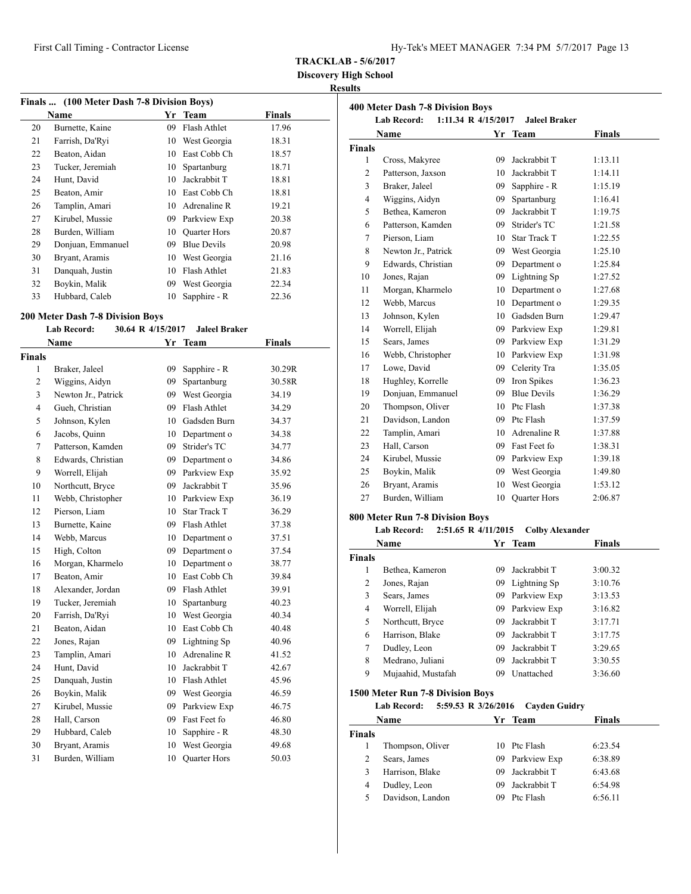**TRACKLAB - 5/6/2017**
**Discovery High School**
**Results**

### Finals ... (100 Meter Dash 7-8 Division Boys)

| | Name | Yr | Team | Finals |
|---|---|---|---|---|
| 20 | Burnette, Kaine | 09 | Flash Athlet | 17.96 |
| 21 | Farrish, Da'Ryi | 10 | West Georgia | 18.31 |
| 22 | Beaton, Aidan | 10 | East Cobb Ch | 18.57 |
| 23 | Tucker, Jeremiah | 10 | Spartanburg | 18.71 |
| 24 | Hunt, David | 10 | Jackrabbit T | 18.81 |
| 25 | Beaton, Amir | 10 | East Cobb Ch | 18.81 |
| 26 | Tamplin, Amari | 10 | Adrenaline R | 19.21 |
| 27 | Kirubel, Mussie | 09 | Parkview Exp | 20.38 |
| 28 | Burden, William | 10 | Quarter Hors | 20.87 |
| 29 | Donjuan, Emmanuel | 09 | Blue Devils | 20.98 |
| 30 | Bryant, Aramis | 10 | West Georgia | 21.16 |
| 31 | Danquah, Justin | 10 | Flash Athlet | 21.83 |
| 32 | Boykin, Malik | 09 | West Georgia | 22.34 |
| 33 | Hubbard, Caleb | 10 | Sapphire - R | 22.36 |

### 200 Meter Dash 7-8 Division Boys

**Lab Record:** 30.64 R 4/15/2017 **Jaleel Braker**

| | Name | Yr | Team | Finals |
|---|---|---|---|---|
| **Finals** | | | | |
| 1 | Braker, Jaleel | 09 | Sapphire - R | 30.29R |
| 2 | Wiggins, Aidyn | 09 | Spartanburg | 30.58R |
| 3 | Newton Jr., Patrick | 09 | West Georgia | 34.19 |
| 4 | Gueh, Christian | 09 | Flash Athlet | 34.29 |
| 5 | Johnson, Kylen | 10 | Gadsden Burn | 34.37 |
| 6 | Jacobs, Quinn | 10 | Department o | 34.38 |
| 7 | Patterson, Kamden | 09 | Strider's TC | 34.77 |
| 8 | Edwards, Christian | 09 | Department o | 34.86 |
| 9 | Worrell, Elijah | 09 | Parkview Exp | 35.92 |
| 10 | Northcutt, Bryce | 09 | Jackrabbit T | 35.96 |
| 11 | Webb, Christopher | 10 | Parkview Exp | 36.19 |
| 12 | Pierson, Liam | 10 | Star Track T | 36.29 |
| 13 | Burnette, Kaine | 09 | Flash Athlet | 37.38 |
| 14 | Webb, Marcus | 10 | Department o | 37.51 |
| 15 | High, Colton | 09 | Department o | 37.54 |
| 16 | Morgan, Kharmelo | 10 | Department o | 38.77 |
| 17 | Beaton, Amir | 10 | East Cobb Ch | 39.84 |
| 18 | Alexander, Jordan | 09 | Flash Athlet | 39.91 |
| 19 | Tucker, Jeremiah | 10 | Spartanburg | 40.23 |
| 20 | Farrish, Da'Ryi | 10 | West Georgia | 40.34 |
| 21 | Beaton, Aidan | 10 | East Cobb Ch | 40.48 |
| 22 | Jones, Rajan | 09 | Lightning Sp | 40.96 |
| 23 | Tamplin, Amari | 10 | Adrenaline R | 41.52 |
| 24 | Hunt, David | 10 | Jackrabbit T | 42.67 |
| 25 | Danquah, Justin | 10 | Flash Athlet | 45.96 |
| 26 | Boykin, Malik | 09 | West Georgia | 46.59 |
| 27 | Kirubel, Mussie | 09 | Parkview Exp | 46.75 |
| 28 | Hall, Carson | 09 | Fast Feet fo | 46.80 |
| 29 | Hubbard, Caleb | 10 | Sapphire - R | 48.30 |
| 30 | Bryant, Aramis | 10 | West Georgia | 49.68 |
| 31 | Burden, William | 10 | Quarter Hors | 50.03 |

### 400 Meter Dash 7-8 Division Boys

**Lab Record:** 1:11.34 R 4/15/2017 **Jaleel Braker**

| | Name | Yr | Team | Finals |
|---|---|---|---|---|
| **Finals** | | | | |
| 1 | Cross, Makyree | 09 | Jackrabbit T | 1:13.11 |
| 2 | Patterson, Jaxson | 10 | Jackrabbit T | 1:14.11 |
| 3 | Braker, Jaleel | 09 | Sapphire - R | 1:15.19 |
| 4 | Wiggins, Aidyn | 09 | Spartanburg | 1:16.41 |
| 5 | Bethea, Kameron | 09 | Jackrabbit T | 1:19.75 |
| 6 | Patterson, Kamden | 09 | Strider's TC | 1:21.58 |
| 7 | Pierson, Liam | 10 | Star Track T | 1:22.55 |
| 8 | Newton Jr., Patrick | 09 | West Georgia | 1:25.10 |
| 9 | Edwards, Christian | 09 | Department o | 1:25.84 |
| 10 | Jones, Rajan | 09 | Lightning Sp | 1:27.52 |
| 11 | Morgan, Kharmelo | 10 | Department o | 1:27.68 |
| 12 | Webb, Marcus | 10 | Department o | 1:29.35 |
| 13 | Johnson, Kylen | 10 | Gadsden Burn | 1:29.47 |
| 14 | Worrell, Elijah | 09 | Parkview Exp | 1:29.81 |
| 15 | Sears, James | 09 | Parkview Exp | 1:31.29 |
| 16 | Webb, Christopher | 10 | Parkview Exp | 1:31.98 |
| 17 | Lowe, David | 09 | Celerity Tra | 1:35.05 |
| 18 | Hughley, Korrelle | 09 | Iron Spikes | 1:36.23 |
| 19 | Donjuan, Emmanuel | 09 | Blue Devils | 1:36.29 |
| 20 | Thompson, Oliver | 10 | Ptc Flash | 1:37.38 |
| 21 | Davidson, Landon | 09 | Ptc Flash | 1:37.59 |
| 22 | Tamplin, Amari | 10 | Adrenaline R | 1:37.88 |
| 23 | Hall, Carson | 09 | Fast Feet fo | 1:38.31 |
| 24 | Kirubel, Mussie | 09 | Parkview Exp | 1:39.18 |
| 25 | Boykin, Malik | 09 | West Georgia | 1:49.80 |
| 26 | Bryant, Aramis | 10 | West Georgia | 1:53.12 |
| 27 | Burden, William | 10 | Quarter Hors | 2:06.87 |

### 800 Meter Run 7-8 Division Boys

**Lab Record:** 2:51.65 R 4/11/2015 **Colby Alexander**

| | Name | Yr | Team | Finals |
|---|---|---|---|---|
| **Finals** | | | | |
| 1 | Bethea, Kameron | 09 | Jackrabbit T | 3:00.32 |
| 2 | Jones, Rajan | 09 | Lightning Sp | 3:10.76 |
| 3 | Sears, James | 09 | Parkview Exp | 3:13.53 |
| 4 | Worrell, Elijah | 09 | Parkview Exp | 3:16.82 |
| 5 | Northcutt, Bryce | 09 | Jackrabbit T | 3:17.71 |
| 6 | Harrison, Blake | 09 | Jackrabbit T | 3:17.75 |
| 7 | Dudley, Leon | 09 | Jackrabbit T | 3:29.65 |
| 8 | Medrano, Juliani | 09 | Jackrabbit T | 3:30.55 |
| 9 | Mujaahid, Mustafah | 09 | Unattached | 3:36.60 |

### 1500 Meter Run 7-8 Division Boys

**Lab Record:** 5:59.53 R 3/26/2016 **Cayden Guidry**

| | Name | Yr | Team | Finals |
|---|---|---|---|---|
| **Finals** | | | | |
| 1 | Thompson, Oliver | 10 | Ptc Flash | 6:23.54 |
| 2 | Sears, James | 09 | Parkview Exp | 6:38.89 |
| 3 | Harrison, Blake | 09 | Jackrabbit T | 6:43.68 |
| 4 | Dudley, Leon | 09 | Jackrabbit T | 6:54.98 |
| 5 | Davidson, Landon | 09 | Ptc Flash | 6:56.11 |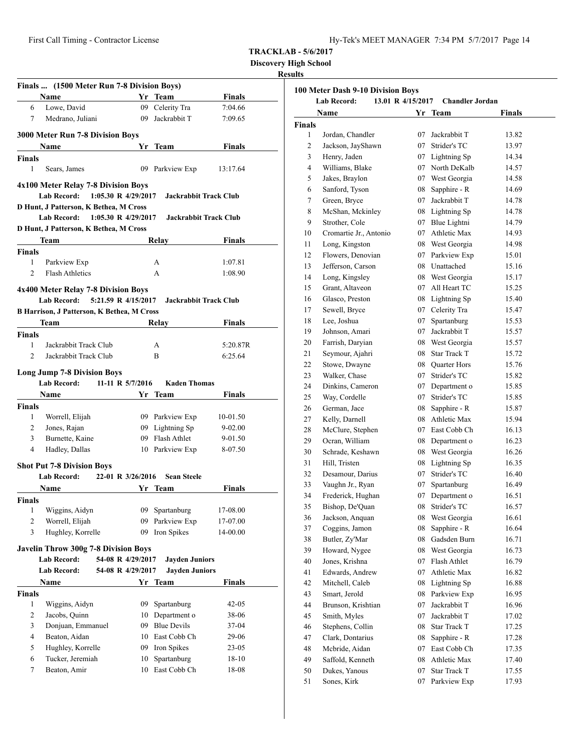**TRACKLAB - 5/6/2017**
**Discovery High School**
**Results**

## Finals ... (1500 Meter Run 7-8 Division Boys)

| | Name | Yr | Team | Finals |
|---|---|---|---|---|
| 6 | Lowe, David | 09 | Celerity Tra | 7:04.66 |
| 7 | Medrano, Juliani | 09 | Jackrabbit T | 7:09.65 |

## 3000 Meter Run 7-8 Division Boys

| | Name | Yr | Team | Finals |
|---|---|---|---|---|
| **Finals** | | | | |
| 1 | Sears, James | 09 | Parkview Exp | 13:17.64 |

## 4x100 Meter Relay 7-8 Division Boys

**Lab Record:** 1:05.30 R 4/29/2017 **Jackrabbit Track Club**
D Hunt, J Patterson, K Bethea, M Cross
**Lab Record:** 1:05.30 R 4/29/2017 **Jackrabbit Track Club**
D Hunt, J Patterson, K Bethea, M Cross

| | Team | Relay | Finals |
|---|---|---|---|
| **Finals** | | | |
| 1 | Parkview Exp | A | 1:07.81 |
| 2 | Flash Athletics | A | 1:08.90 |

## 4x400 Meter Relay 7-8 Division Boys

**Lab Record:** 5:21.59 R 4/15/2017 **Jackrabbit Track Club**
B Harrison, J Patterson, K Bethea, M Cross

| | Team | Relay | Finals |
|---|---|---|---|
| **Finals** | | | |
| 1 | Jackrabbit Track Club | A | 5:20.87R |
| 2 | Jackrabbit Track Club | B | 6:25.64 |

## Long Jump 7-8 Division Boys

**Lab Record:** 11-11 R 5/7/2016 **Kaden Thomas**

| | Name | Yr | Team | Finals |
|---|---|---|---|---|
| **Finals** | | | | |
| 1 | Worrell, Elijah | 09 | Parkview Exp | 10-01.50 |
| 2 | Jones, Rajan | 09 | Lightning Sp | 9-02.00 |
| 3 | Burnette, Kaine | 09 | Flash Athlet | 9-01.50 |
| 4 | Hadley, Dallas | 10 | Parkview Exp | 8-07.50 |

## Shot Put 7-8 Division Boys

**Lab Record:** 22-01 R 3/26/2016 **Sean Steele**

| | Name | Yr | Team | Finals |
|---|---|---|---|---|
| **Finals** | | | | |
| 1 | Wiggins, Aidyn | 09 | Spartanburg | 17-08.00 |
| 2 | Worrell, Elijah | 09 | Parkview Exp | 17-07.00 |
| 3 | Hughley, Korrelle | 09 | Iron Spikes | 14-00.00 |

## Javelin Throw 300g 7-8 Division Boys

**Lab Record:** 54-08 R 4/29/2017 **Jayden Juniors**
**Lab Record:** 54-08 R 4/29/2017 **Jayden Juniors**

| | Name | Yr | Team | Finals |
|---|---|---|---|---|
| **Finals** | | | | |
| 1 | Wiggins, Aidyn | 09 | Spartanburg | 42-05 |
| 2 | Jacobs, Quinn | 10 | Department o | 38-06 |
| 3 | Donjuan, Emmanuel | 09 | Blue Devils | 37-04 |
| 4 | Beaton, Aidan | 10 | East Cobb Ch | 29-06 |
| 5 | Hughley, Korrelle | 09 | Iron Spikes | 23-05 |
| 6 | Tucker, Jeremiah | 10 | Spartanburg | 18-10 |
| 7 | Beaton, Amir | 10 | East Cobb Ch | 18-08 |

## 100 Meter Dash 9-10 Division Boys

**Lab Record:** 13.01 R 4/15/2017 **Chandler Jordan**

| | Name | Yr | Team | Finals |
|---|---|---|---|---|
| **Finals** | | | | |
| 1 | Jordan, Chandler | 07 | Jackrabbit T | 13.82 |
| 2 | Jackson, JayShawn | 07 | Strider's TC | 13.97 |
| 3 | Henry, Jaden | 07 | Lightning Sp | 14.34 |
| 4 | Williams, Blake | 07 | North DeKalb | 14.57 |
| 5 | Jakes, Braylon | 07 | West Georgia | 14.58 |
| 6 | Sanford, Tyson | 08 | Sapphire - R | 14.69 |
| 7 | Green, Bryce | 07 | Jackrabbit T | 14.78 |
| 8 | McShan, Mckinley | 08 | Lightning Sp | 14.78 |
| 9 | Strother, Cole | 07 | Blue Lightni | 14.79 |
| 10 | Cromartie Jr., Antonio | 07 | Athletic Max | 14.93 |
| 11 | Long, Kingston | 08 | West Georgia | 14.98 |
| 12 | Flowers, Denovian | 07 | Parkview Exp | 15.01 |
| 13 | Jefferson, Carson | 08 | Unattached | 15.16 |
| 14 | Long, Kingsley | 08 | West Georgia | 15.17 |
| 15 | Grant, Altaveon | 07 | All Heart TC | 15.25 |
| 16 | Glasco, Preston | 08 | Lightning Sp | 15.40 |
| 17 | Sewell, Bryce | 07 | Celerity Tra | 15.47 |
| 18 | Lee, Joshua | 07 | Spartanburg | 15.53 |
| 19 | Johnson, Amari | 07 | Jackrabbit T | 15.57 |
| 20 | Farrish, Daryian | 08 | West Georgia | 15.57 |
| 21 | Seymour, Ajahri | 08 | Star Track T | 15.72 |
| 22 | Stowe, Dwayne | 08 | Quarter Hors | 15.76 |
| 23 | Walker, Chase | 07 | Strider's TC | 15.82 |
| 24 | Dinkins, Cameron | 07 | Department o | 15.85 |
| 25 | Way, Cordelle | 07 | Strider's TC | 15.85 |
| 26 | German, Jace | 08 | Sapphire - R | 15.87 |
| 27 | Kelly, Darnell | 08 | Athletic Max | 15.94 |
| 28 | McClure, Stephen | 07 | East Cobb Ch | 16.13 |
| 29 | Ocran, William | 08 | Department o | 16.23 |
| 30 | Schrade, Keshawn | 08 | West Georgia | 16.26 |
| 31 | Hill, Tristen | 08 | Lightning Sp | 16.35 |
| 32 | Desamour, Darius | 07 | Strider's TC | 16.40 |
| 33 | Vaughn Jr., Ryan | 07 | Spartanburg | 16.49 |
| 34 | Frederick, Hughan | 07 | Department o | 16.51 |
| 35 | Bishop, De'Quan | 08 | Strider's TC | 16.57 |
| 36 | Jackson, Anquan | 08 | West Georgia | 16.61 |
| 37 | Coggins, Jamon | 08 | Sapphire - R | 16.64 |
| 38 | Butler, Zy'Mar | 08 | Gadsden Burn | 16.71 |
| 39 | Howard, Nygee | 08 | West Georgia | 16.73 |
| 40 | Jones, Krishna | 07 | Flash Athlet | 16.79 |
| 41 | Edwards, Andrew | 07 | Athletic Max | 16.82 |
| 42 | Mitchell, Caleb | 08 | Lightning Sp | 16.88 |
| 43 | Smart, Jerold | 08 | Parkview Exp | 16.95 |
| 44 | Brunson, Krishtian | 07 | Jackrabbit T | 16.96 |
| 45 | Smith, Myles | 07 | Jackrabbit T | 17.02 |
| 46 | Stephens, Collin | 08 | Star Track T | 17.25 |
| 47 | Clark, Dontarius | 08 | Sapphire - R | 17.28 |
| 48 | Mcbride, Aidan | 07 | East Cobb Ch | 17.35 |
| 49 | Saffold, Kenneth | 08 | Athletic Max | 17.40 |
| 50 | Dukes, Yanous | 07 | Star Track T | 17.55 |
| 51 | Sones, Kirk | 07 | Parkview Exp | 17.93 |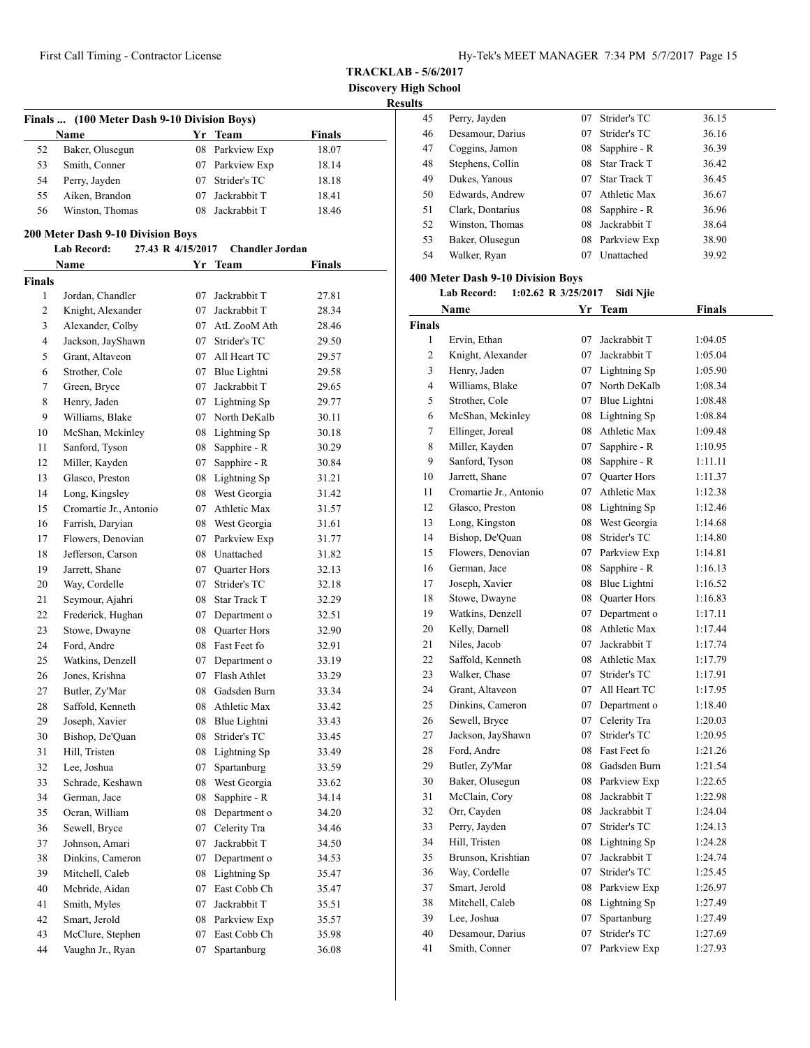**TRACKLAB - 5/6/2017**
**Discovery High School**
**Results**

### Finals ... (100 Meter Dash 9-10 Division Boys)

| | Name | Yr | Team | Finals |
|---|---|---|---|---|
| 52 | Baker, Olusegun | 08 | Parkview Exp | 18.07 |
| 53 | Smith, Conner | 07 | Parkview Exp | 18.14 |
| 54 | Perry, Jayden | 07 | Strider's TC | 18.18 |
| 55 | Aiken, Brandon | 07 | Jackrabbit T | 18.41 |
| 56 | Winston, Thomas | 08 | Jackrabbit T | 18.46 |

### 200 Meter Dash 9-10 Division Boys

**Lab Record:** 27.43 R 4/15/2017 Chandler Jordan

| | Name | Yr | Team | Finals |
|---|---|---|---|---|
| **Finals** | | | | |
| 1 | Jordan, Chandler | 07 | Jackrabbit T | 27.81 |
| 2 | Knight, Alexander | 07 | Jackrabbit T | 28.34 |
| 3 | Alexander, Colby | 07 | AtL ZooM Ath | 28.46 |
| 4 | Jackson, JayShawn | 07 | Strider's TC | 29.50 |
| 5 | Grant, Altaveon | 07 | All Heart TC | 29.57 |
| 6 | Strother, Cole | 07 | Blue Lightni | 29.58 |
| 7 | Green, Bryce | 07 | Jackrabbit T | 29.65 |
| 8 | Henry, Jaden | 07 | Lightning Sp | 29.77 |
| 9 | Williams, Blake | 07 | North DeKalb | 30.11 |
| 10 | McShan, Mckinley | 08 | Lightning Sp | 30.18 |
| 11 | Sanford, Tyson | 08 | Sapphire - R | 30.29 |
| 12 | Miller, Kayden | 07 | Sapphire - R | 30.84 |
| 13 | Glasco, Preston | 08 | Lightning Sp | 31.21 |
| 14 | Long, Kingsley | 08 | West Georgia | 31.42 |
| 15 | Cromartie Jr., Antonio | 07 | Athletic Max | 31.57 |
| 16 | Farrish, Daryian | 08 | West Georgia | 31.61 |
| 17 | Flowers, Denovian | 07 | Parkview Exp | 31.77 |
| 18 | Jefferson, Carson | 08 | Unattached | 31.82 |
| 19 | Jarrett, Shane | 07 | Quarter Hors | 32.13 |
| 20 | Way, Cordelle | 07 | Strider's TC | 32.18 |
| 21 | Seymour, Ajahri | 08 | Star Track T | 32.29 |
| 22 | Frederick, Hughan | 07 | Department o | 32.51 |
| 23 | Stowe, Dwayne | 08 | Quarter Hors | 32.90 |
| 24 | Ford, Andre | 08 | Fast Feet fo | 32.91 |
| 25 | Watkins, Denzell | 07 | Department o | 33.19 |
| 26 | Jones, Krishna | 07 | Flash Athlet | 33.29 |
| 27 | Butler, Zy'Mar | 08 | Gadsden Burn | 33.34 |
| 28 | Saffold, Kenneth | 08 | Athletic Max | 33.42 |
| 29 | Joseph, Xavier | 08 | Blue Lightni | 33.43 |
| 30 | Bishop, De'Quan | 08 | Strider's TC | 33.45 |
| 31 | Hill, Tristen | 08 | Lightning Sp | 33.49 |
| 32 | Lee, Joshua | 07 | Spartanburg | 33.59 |
| 33 | Schrade, Keshawn | 08 | West Georgia | 33.62 |
| 34 | German, Jace | 08 | Sapphire - R | 34.14 |
| 35 | Ocran, William | 08 | Department o | 34.20 |
| 36 | Sewell, Bryce | 07 | Celerity Tra | 34.46 |
| 37 | Johnson, Amari | 07 | Jackrabbit T | 34.50 |
| 38 | Dinkins, Cameron | 07 | Department o | 34.53 |
| 39 | Mitchell, Caleb | 08 | Lightning Sp | 35.47 |
| 40 | Mcbride, Aidan | 07 | East Cobb Ch | 35.47 |
| 41 | Smith, Myles | 07 | Jackrabbit T | 35.51 |
| 42 | Smart, Jerold | 08 | Parkview Exp | 35.57 |
| 43 | McClure, Stephen | 07 | East Cobb Ch | 35.98 |
| 44 | Vaughn Jr., Ryan | 07 | Spartanburg | 36.08 |
| 45 | Perry, Jayden | 07 | Strider's TC | 36.15 |
| 46 | Desamour, Darius | 07 | Strider's TC | 36.16 |
| 47 | Coggins, Jamon | 08 | Sapphire - R | 36.39 |
| 48 | Stephens, Collin | 08 | Star Track T | 36.42 |
| 49 | Dukes, Yanous | 07 | Star Track T | 36.45 |
| 50 | Edwards, Andrew | 07 | Athletic Max | 36.67 |
| 51 | Clark, Dontarius | 08 | Sapphire - R | 36.96 |
| 52 | Winston, Thomas | 08 | Jackrabbit T | 38.64 |
| 53 | Baker, Olusegun | 08 | Parkview Exp | 38.90 |
| 54 | Walker, Ryan | 07 | Unattached | 39.92 |

### 400 Meter Dash 9-10 Division Boys

**Lab Record:** 1:02.62 R 3/25/2017 Sidi Njie

| | Name | Yr | Team | Finals |
|---|---|---|---|---|
| **Finals** | | | | |
| 1 | Ervin, Ethan | 07 | Jackrabbit T | 1:04.05 |
| 2 | Knight, Alexander | 07 | Jackrabbit T | 1:05.04 |
| 3 | Henry, Jaden | 07 | Lightning Sp | 1:05.90 |
| 4 | Williams, Blake | 07 | North DeKalb | 1:08.34 |
| 5 | Strother, Cole | 07 | Blue Lightni | 1:08.48 |
| 6 | McShan, Mckinley | 08 | Lightning Sp | 1:08.84 |
| 7 | Ellinger, Joreal | 08 | Athletic Max | 1:09.48 |
| 8 | Miller, Kayden | 07 | Sapphire - R | 1:10.95 |
| 9 | Sanford, Tyson | 08 | Sapphire - R | 1:11.11 |
| 10 | Jarrett, Shane | 07 | Quarter Hors | 1:11.37 |
| 11 | Cromartie Jr., Antonio | 07 | Athletic Max | 1:12.38 |
| 12 | Glasco, Preston | 08 | Lightning Sp | 1:12.46 |
| 13 | Long, Kingston | 08 | West Georgia | 1:14.68 |
| 14 | Bishop, De'Quan | 08 | Strider's TC | 1:14.80 |
| 15 | Flowers, Denovian | 07 | Parkview Exp | 1:14.81 |
| 16 | German, Jace | 08 | Sapphire - R | 1:16.13 |
| 17 | Joseph, Xavier | 08 | Blue Lightni | 1:16.52 |
| 18 | Stowe, Dwayne | 08 | Quarter Hors | 1:16.83 |
| 19 | Watkins, Denzell | 07 | Department o | 1:17.11 |
| 20 | Kelly, Darnell | 08 | Athletic Max | 1:17.44 |
| 21 | Niles, Jacob | 07 | Jackrabbit T | 1:17.74 |
| 22 | Saffold, Kenneth | 08 | Athletic Max | 1:17.79 |
| 23 | Walker, Chase | 07 | Strider's TC | 1:17.91 |
| 24 | Grant, Altaveon | 07 | All Heart TC | 1:17.95 |
| 25 | Dinkins, Cameron | 07 | Department o | 1:18.40 |
| 26 | Sewell, Bryce | 07 | Celerity Tra | 1:20.03 |
| 27 | Jackson, JayShawn | 07 | Strider's TC | 1:20.95 |
| 28 | Ford, Andre | 08 | Fast Feet fo | 1:21.26 |
| 29 | Butler, Zy'Mar | 08 | Gadsden Burn | 1:21.54 |
| 30 | Baker, Olusegun | 08 | Parkview Exp | 1:22.65 |
| 31 | McClain, Cory | 08 | Jackrabbit T | 1:22.98 |
| 32 | Orr, Cayden | 08 | Jackrabbit T | 1:24.04 |
| 33 | Perry, Jayden | 07 | Strider's TC | 1:24.13 |
| 34 | Hill, Tristen | 08 | Lightning Sp | 1:24.28 |
| 35 | Brunson, Krishtian | 07 | Jackrabbit T | 1:24.74 |
| 36 | Way, Cordelle | 07 | Strider's TC | 1:25.45 |
| 37 | Smart, Jerold | 08 | Parkview Exp | 1:26.97 |
| 38 | Mitchell, Caleb | 08 | Lightning Sp | 1:27.49 |
| 39 | Lee, Joshua | 07 | Spartanburg | 1:27.49 |
| 40 | Desamour, Darius | 07 | Strider's TC | 1:27.69 |
| 41 | Smith, Conner | 07 | Parkview Exp | 1:27.93 |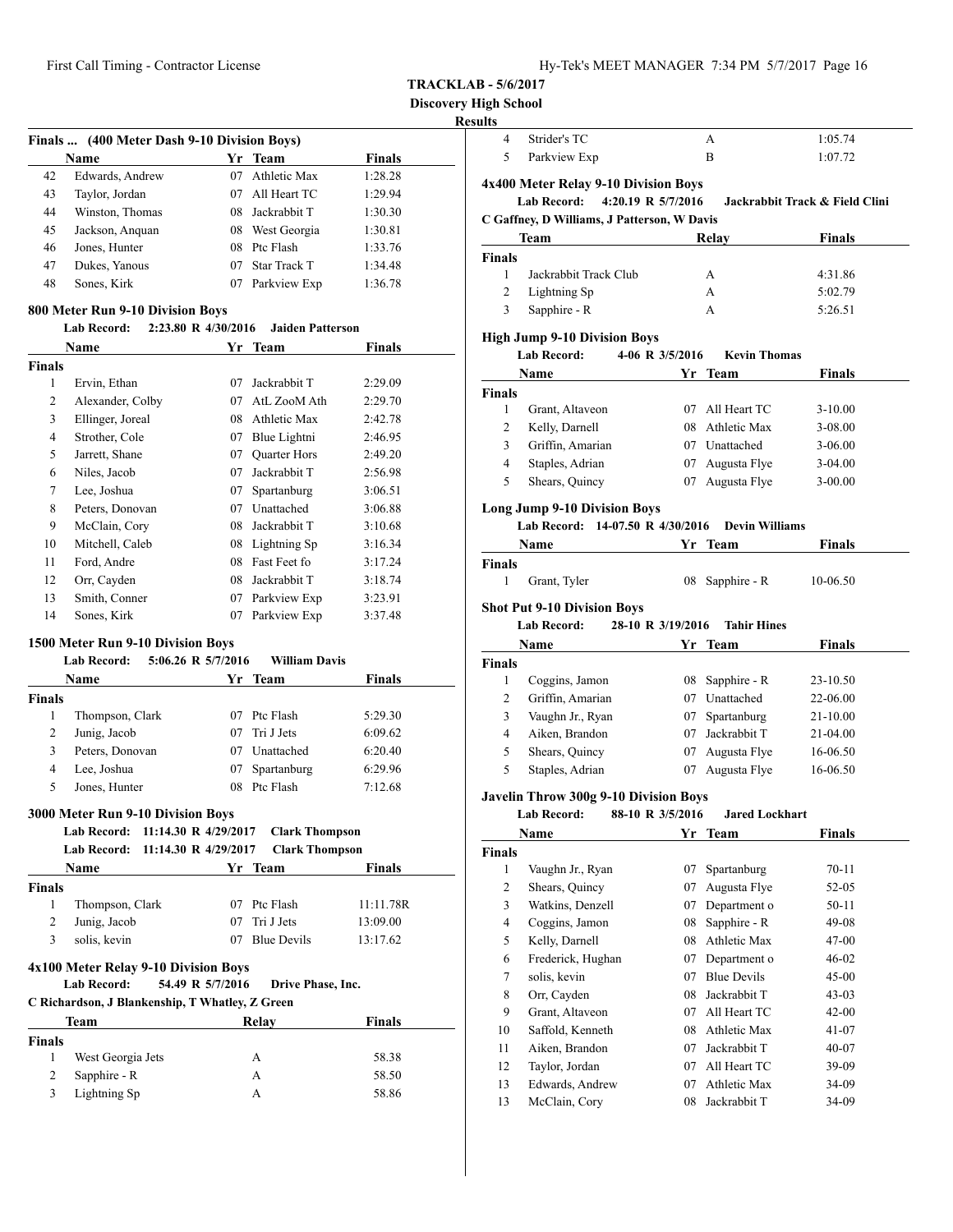**TRACKLAB - 5/6/2017**
**Discovery High School**
**Results**

### Finals ... (400 Meter Dash 9-10 Division Boys)

| | Name | Yr | Team | Finals |
|---|---|---|---|---|
| 42 | Edwards, Andrew | 07 | Athletic Max | 1:28.28 |
| 43 | Taylor, Jordan | 07 | All Heart TC | 1:29.94 |
| 44 | Winston, Thomas | 08 | Jackrabbit T | 1:30.30 |
| 45 | Jackson, Anquan | 08 | West Georgia | 1:30.81 |
| 46 | Jones, Hunter | 08 | Ptc Flash | 1:33.76 |
| 47 | Dukes, Yanous | 07 | Star Track T | 1:34.48 |
| 48 | Sones, Kirk | 07 | Parkview Exp | 1:36.78 |

### 800 Meter Run 9-10 Division Boys

**Lab Record: 2:23.80 R 4/30/2016 Jaiden Patterson**

| | Name | Yr | Team | Finals |
|---|---|---|---|---|
| **Finals** | | | | |
| 1 | Ervin, Ethan | 07 | Jackrabbit T | 2:29.09 |
| 2 | Alexander, Colby | 07 | AtL ZooM Ath | 2:29.70 |
| 3 | Ellinger, Joreal | 08 | Athletic Max | 2:42.78 |
| 4 | Strother, Cole | 07 | Blue Lightni | 2:46.95 |
| 5 | Jarrett, Shane | 07 | Quarter Hors | 2:49.20 |
| 6 | Niles, Jacob | 07 | Jackrabbit T | 2:56.98 |
| 7 | Lee, Joshua | 07 | Spartanburg | 3:06.51 |
| 8 | Peters, Donovan | 07 | Unattached | 3:06.88 |
| 9 | McClain, Cory | 08 | Jackrabbit T | 3:10.68 |
| 10 | Mitchell, Caleb | 08 | Lightning Sp | 3:16.34 |
| 11 | Ford, Andre | 08 | Fast Feet fo | 3:17.24 |
| 12 | Orr, Cayden | 08 | Jackrabbit T | 3:18.74 |
| 13 | Smith, Conner | 07 | Parkview Exp | 3:23.91 |
| 14 | Sones, Kirk | 07 | Parkview Exp | 3:37.48 |

### 1500 Meter Run 9-10 Division Boys

**Lab Record: 5:06.26 R 5/7/2016 William Davis**

| | Name | Yr | Team | Finals |
|---|---|---|---|---|
| **Finals** | | | | |
| 1 | Thompson, Clark | 07 | Ptc Flash | 5:29.30 |
| 2 | Junig, Jacob | 07 | Tri J Jets | 6:09.62 |
| 3 | Peters, Donovan | 07 | Unattached | 6:20.40 |
| 4 | Lee, Joshua | 07 | Spartanburg | 6:29.96 |
| 5 | Jones, Hunter | 08 | Ptc Flash | 7:12.68 |

### 3000 Meter Run 9-10 Division Boys

**Lab Record: 11:14.30 R 4/29/2017 Clark Thompson**
**Lab Record: 11:14.30 R 4/29/2017 Clark Thompson**

| | Name | Yr | Team | Finals |
|---|---|---|---|---|
| **Finals** | | | | |
| 1 | Thompson, Clark | 07 | Ptc Flash | 11:11.78R |
| 2 | Junig, Jacob | 07 | Tri J Jets | 13:09.00 |
| 3 | solis, kevin | 07 | Blue Devils | 13:17.62 |

### 4x100 Meter Relay 9-10 Division Boys

**Lab Record: 54.49 R 5/7/2016 Drive Phase, Inc.**
**C Richardson, J Blankenship, T Whatley, Z Green**

| | Team | Relay | Finals |
|---|---|---|---|
| **Finals** | | | |
| 1 | West Georgia Jets | A | 58.38 |
| 2 | Sapphire - R | A | 58.50 |
| 3 | Lightning Sp | A | 58.86 |
| 4 | Strider's TC | A | 1:05.74 |
| 5 | Parkview Exp | B | 1:07.72 |

### 4x400 Meter Relay 9-10 Division Boys

**Lab Record: 4:20.19 R 5/7/2016 Jackrabbit Track & Field Clini**
**C Gaffney, D Williams, J Patterson, W Davis**

| | Team | Relay | Finals |
|---|---|---|---|
| **Finals** | | | |
| 1 | Jackrabbit Track Club | A | 4:31.86 |
| 2 | Lightning Sp | A | 5:02.79 |
| 3 | Sapphire - R | A | 5:26.51 |

### High Jump 9-10 Division Boys

**Lab Record: 4-06 R 3/5/2016 Kevin Thomas**

| | Name | Yr | Team | Finals |
|---|---|---|---|---|
| **Finals** | | | | |
| 1 | Grant, Altaveon | 07 | All Heart TC | 3-10.00 |
| 2 | Kelly, Darnell | 08 | Athletic Max | 3-08.00 |
| 3 | Griffin, Amarian | 07 | Unattached | 3-06.00 |
| 4 | Staples, Adrian | 07 | Augusta Flye | 3-04.00 |
| 5 | Shears, Quincy | 07 | Augusta Flye | 3-00.00 |

### Long Jump 9-10 Division Boys

**Lab Record: 14-07.50 R 4/30/2016 Devin Williams**

| | Name | Yr | Team | Finals |
|---|---|---|---|---|
| **Finals** | | | | |
| 1 | Grant, Tyler | 08 | Sapphire - R | 10-06.50 |

### Shot Put 9-10 Division Boys

**Lab Record: 28-10 R 3/19/2016 Tahir Hines**

| | Name | Yr | Team | Finals |
|---|---|---|---|---|
| **Finals** | | | | |
| 1 | Coggins, Jamon | 08 | Sapphire - R | 23-10.50 |
| 2 | Griffin, Amarian | 07 | Unattached | 22-06.00 |
| 3 | Vaughn Jr., Ryan | 07 | Spartanburg | 21-10.00 |
| 4 | Aiken, Brandon | 07 | Jackrabbit T | 21-04.00 |
| 5 | Shears, Quincy | 07 | Augusta Flye | 16-06.50 |
| 5 | Staples, Adrian | 07 | Augusta Flye | 16-06.50 |

### Javelin Throw 300g 9-10 Division Boys

**Lab Record: 88-10 R 3/5/2016 Jared Lockhart**

| | Name | Yr | Team | Finals |
|---|---|---|---|---|
| **Finals** | | | | |
| 1 | Vaughn Jr., Ryan | 07 | Spartanburg | 70-11 |
| 2 | Shears, Quincy | 07 | Augusta Flye | 52-05 |
| 3 | Watkins, Denzell | 07 | Department o | 50-11 |
| 4 | Coggins, Jamon | 08 | Sapphire - R | 49-08 |
| 5 | Kelly, Darnell | 08 | Athletic Max | 47-00 |
| 6 | Frederick, Hughan | 07 | Department o | 46-02 |
| 7 | solis, kevin | 07 | Blue Devils | 45-00 |
| 8 | Orr, Cayden | 08 | Jackrabbit T | 43-03 |
| 9 | Grant, Altaveon | 07 | All Heart TC | 42-00 |
| 10 | Saffold, Kenneth | 08 | Athletic Max | 41-07 |
| 11 | Aiken, Brandon | 07 | Jackrabbit T | 40-07 |
| 12 | Taylor, Jordan | 07 | All Heart TC | 39-09 |
| 13 | Edwards, Andrew | 07 | Athletic Max | 34-09 |
| 13 | McClain, Cory | 08 | Jackrabbit T | 34-09 |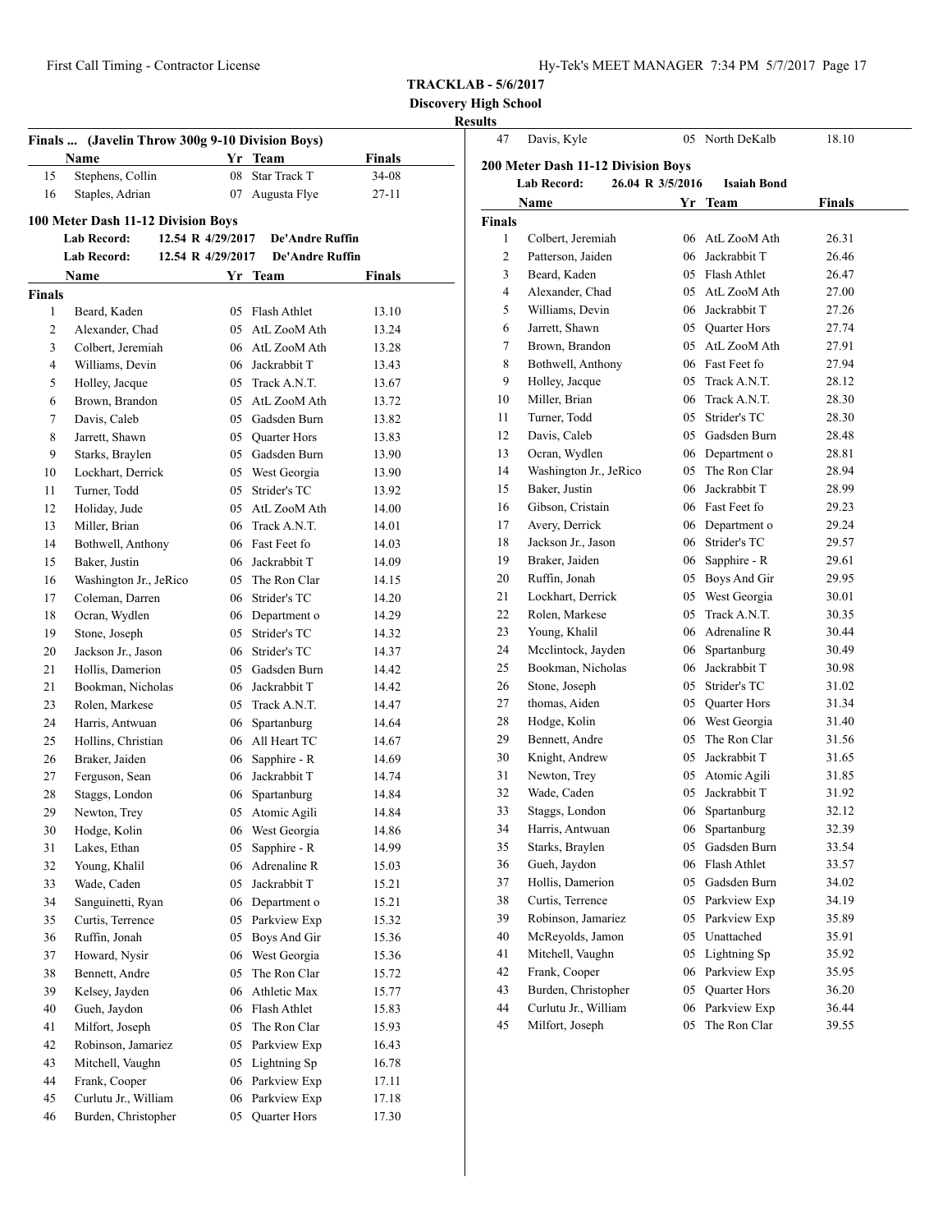**TRACKLAB - 5/6/2017**

**Discovery High School**

**Results**

**Finals ... (Javelin Throw 300g 9-10 Division Boys)**

| | Name | Yr | Team | Finals |
|---|---|---|---|---|
| 15 | Stephens, Collin | 08 | Star Track T | 34-08 |
| 16 | Staples, Adrian | 07 | Augusta Flye | 27-11 |

**100 Meter Dash 11-12 Division Boys**

Lab Record: 12.54 R 4/29/2017 De'Andre Ruffin

Lab Record: 12.54 R 4/29/2017 De'Andre Ruffin

| | Name | Yr | Team | Finals |
|---|---|---|---|---|
| **Finals** | | | | |
| 1 | Beard, Kaden | 05 | Flash Athlet | 13.10 |
| 2 | Alexander, Chad | 05 | AtL ZooM Ath | 13.24 |
| 3 | Colbert, Jeremiah | 06 | AtL ZooM Ath | 13.28 |
| 4 | Williams, Devin | 06 | Jackrabbit T | 13.43 |
| 5 | Holley, Jacque | 05 | Track A.N.T. | 13.67 |
| 6 | Brown, Brandon | 05 | AtL ZooM Ath | 13.72 |
| 7 | Davis, Caleb | 05 | Gadsden Burn | 13.82 |
| 8 | Jarrett, Shawn | 05 | Quarter Hors | 13.83 |
| 9 | Starks, Braylen | 05 | Gadsden Burn | 13.90 |
| 10 | Lockhart, Derrick | 05 | West Georgia | 13.90 |
| 11 | Turner, Todd | 05 | Strider's TC | 13.92 |
| 12 | Holiday, Jude | 05 | AtL ZooM Ath | 14.00 |
| 13 | Miller, Brian | 06 | Track A.N.T. | 14.01 |
| 14 | Bothwell, Anthony | 06 | Fast Feet fo | 14.03 |
| 15 | Baker, Justin | 06 | Jackrabbit T | 14.09 |
| 16 | Washington Jr., JeRico | 05 | The Ron Clar | 14.15 |
| 17 | Coleman, Darren | 06 | Strider's TC | 14.20 |
| 18 | Ocran, Wydlen | 06 | Department o | 14.29 |
| 19 | Stone, Joseph | 05 | Strider's TC | 14.32 |
| 20 | Jackson Jr., Jason | 06 | Strider's TC | 14.37 |
| 21 | Hollis, Damerion | 05 | Gadsden Burn | 14.42 |
| 21 | Bookman, Nicholas | 06 | Jackrabbit T | 14.42 |
| 23 | Rolen, Markese | 05 | Track A.N.T. | 14.47 |
| 24 | Harris, Antwuan | 06 | Spartanburg | 14.64 |
| 25 | Hollins, Christian | 06 | All Heart TC | 14.67 |
| 26 | Braker, Jaiden | 06 | Sapphire - R | 14.69 |
| 27 | Ferguson, Sean | 06 | Jackrabbit T | 14.74 |
| 28 | Staggs, London | 06 | Spartanburg | 14.84 |
| 29 | Newton, Trey | 05 | Atomic Agili | 14.84 |
| 30 | Hodge, Kolin | 06 | West Georgia | 14.86 |
| 31 | Lakes, Ethan | 05 | Sapphire - R | 14.99 |
| 32 | Young, Khalil | 06 | Adrenaline R | 15.03 |
| 33 | Wade, Caden | 05 | Jackrabbit T | 15.21 |
| 34 | Sanguinetti, Ryan | 06 | Department o | 15.21 |
| 35 | Curtis, Terrence | 05 | Parkview Exp | 15.32 |
| 36 | Ruffin, Jonah | 05 | Boys And Gir | 15.36 |
| 37 | Howard, Nysir | 06 | West Georgia | 15.36 |
| 38 | Bennett, Andre | 05 | The Ron Clar | 15.72 |
| 39 | Kelsey, Jayden | 06 | Athletic Max | 15.77 |
| 40 | Gueh, Jaydon | 06 | Flash Athlet | 15.83 |
| 41 | Milfort, Joseph | 05 | The Ron Clar | 15.93 |
| 42 | Robinson, Jamariez | 05 | Parkview Exp | 16.43 |
| 43 | Mitchell, Vaughn | 05 | Lightning Sp | 16.78 |
| 44 | Frank, Cooper | 06 | Parkview Exp | 17.11 |
| 45 | Curlutu Jr., William | 06 | Parkview Exp | 17.18 |
| 46 | Burden, Christopher | 05 | Quarter Hors | 17.30 |
| 47 | Davis, Kyle | 05 | North DeKalb | 18.10 |

**200 Meter Dash 11-12 Division Boys**

Lab Record: 26.04 R 3/5/2016 Isaiah Bond

| | Name | Yr | Team | Finals |
|---|---|---|---|---|
| **Finals** | | | | |
| 1 | Colbert, Jeremiah | 06 | AtL ZooM Ath | 26.31 |
| 2 | Patterson, Jaiden | 06 | Jackrabbit T | 26.46 |
| 3 | Beard, Kaden | 05 | Flash Athlet | 26.47 |
| 4 | Alexander, Chad | 05 | AtL ZooM Ath | 27.00 |
| 5 | Williams, Devin | 06 | Jackrabbit T | 27.26 |
| 6 | Jarrett, Shawn | 05 | Quarter Hors | 27.74 |
| 7 | Brown, Brandon | 05 | AtL ZooM Ath | 27.91 |
| 8 | Bothwell, Anthony | 06 | Fast Feet fo | 27.94 |
| 9 | Holley, Jacque | 05 | Track A.N.T. | 28.12 |
| 10 | Miller, Brian | 06 | Track A.N.T. | 28.30 |
| 11 | Turner, Todd | 05 | Strider's TC | 28.30 |
| 12 | Davis, Caleb | 05 | Gadsden Burn | 28.48 |
| 13 | Ocran, Wydlen | 06 | Department o | 28.81 |
| 14 | Washington Jr., JeRico | 05 | The Ron Clar | 28.94 |
| 15 | Baker, Justin | 06 | Jackrabbit T | 28.99 |
| 16 | Gibson, Cristain | 06 | Fast Feet fo | 29.23 |
| 17 | Avery, Derrick | 06 | Department o | 29.24 |
| 18 | Jackson Jr., Jason | 06 | Strider's TC | 29.57 |
| 19 | Braker, Jaiden | 06 | Sapphire - R | 29.61 |
| 20 | Ruffin, Jonah | 05 | Boys And Gir | 29.95 |
| 21 | Lockhart, Derrick | 05 | West Georgia | 30.01 |
| 22 | Rolen, Markese | 05 | Track A.N.T. | 30.35 |
| 23 | Young, Khalil | 06 | Adrenaline R | 30.44 |
| 24 | Mcclintock, Jayden | 06 | Spartanburg | 30.49 |
| 25 | Bookman, Nicholas | 06 | Jackrabbit T | 30.98 |
| 26 | Stone, Joseph | 05 | Strider's TC | 31.02 |
| 27 | thomas, Aiden | 05 | Quarter Hors | 31.34 |
| 28 | Hodge, Kolin | 06 | West Georgia | 31.40 |
| 29 | Bennett, Andre | 05 | The Ron Clar | 31.56 |
| 30 | Knight, Andrew | 05 | Jackrabbit T | 31.65 |
| 31 | Newton, Trey | 05 | Atomic Agili | 31.85 |
| 32 | Wade, Caden | 05 | Jackrabbit T | 31.92 |
| 33 | Staggs, London | 06 | Spartanburg | 32.12 |
| 34 | Harris, Antwuan | 06 | Spartanburg | 32.39 |
| 35 | Starks, Braylen | 05 | Gadsden Burn | 33.54 |
| 36 | Gueh, Jaydon | 06 | Flash Athlet | 33.57 |
| 37 | Hollis, Damerion | 05 | Gadsden Burn | 34.02 |
| 38 | Curtis, Terrence | 05 | Parkview Exp | 34.19 |
| 39 | Robinson, Jamariez | 05 | Parkview Exp | 35.89 |
| 40 | McReyolds, Jamon | 05 | Unattached | 35.91 |
| 41 | Mitchell, Vaughn | 05 | Lightning Sp | 35.92 |
| 42 | Frank, Cooper | 06 | Parkview Exp | 35.95 |
| 43 | Burden, Christopher | 05 | Quarter Hors | 36.20 |
| 44 | Curlutu Jr., William | 06 | Parkview Exp | 36.44 |
| 45 | Milfort, Joseph | 05 | The Ron Clar | 39.55 |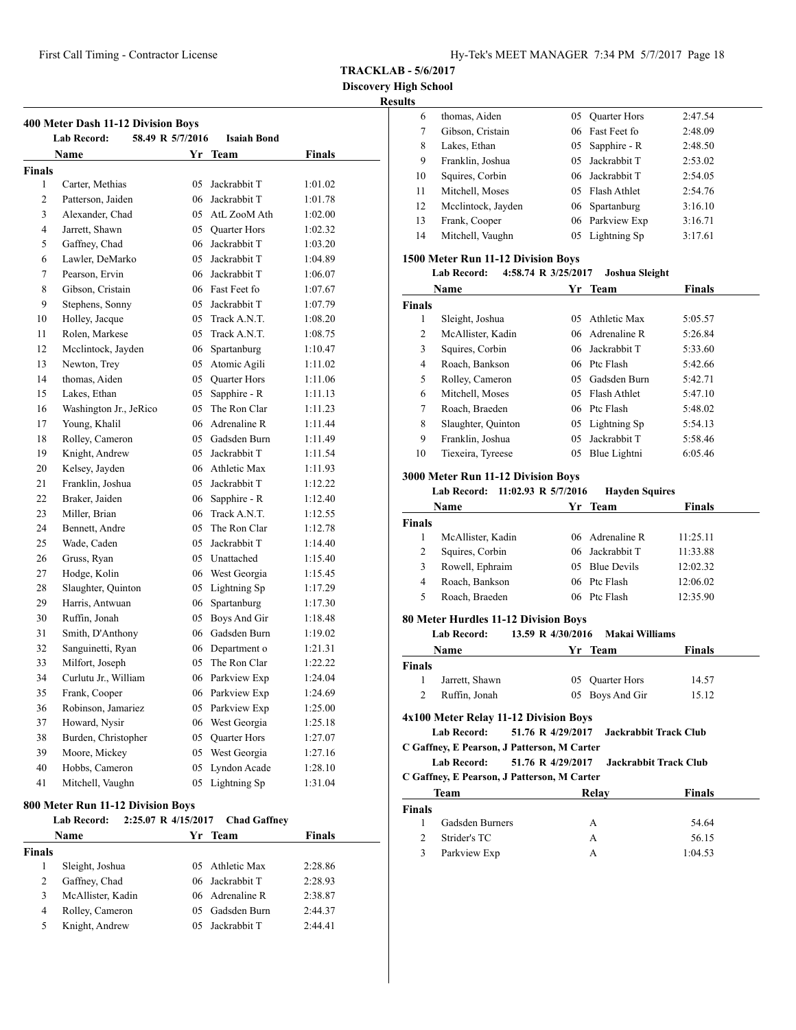**TRACKLAB - 5/6/2017**
**Discovery High School**
**Results**

### 400 Meter Dash 11-12 Division Boys

Lab Record: 58.49 R 5/7/2016 Isaiah Bond

| | Name | Yr | Team | Finals |
|---|---|---|---|---|
| **Finals** | | | | |
| 1 | Carter, Methias | 05 | Jackrabbit T | 1:01.02 |
| 2 | Patterson, Jaiden | 06 | Jackrabbit T | 1:01.78 |
| 3 | Alexander, Chad | 05 | AtL ZooM Ath | 1:02.00 |
| 4 | Jarrett, Shawn | 05 | Quarter Hors | 1:02.32 |
| 5 | Gaffney, Chad | 06 | Jackrabbit T | 1:03.20 |
| 6 | Lawler, DeMarko | 05 | Jackrabbit T | 1:04.89 |
| 7 | Pearson, Ervin | 06 | Jackrabbit T | 1:06.07 |
| 8 | Gibson, Cristain | 06 | Fast Feet fo | 1:07.67 |
| 9 | Stephens, Sonny | 05 | Jackrabbit T | 1:07.79 |
| 10 | Holley, Jacque | 05 | Track A.N.T. | 1:08.20 |
| 11 | Rolen, Markese | 05 | Track A.N.T. | 1:08.75 |
| 12 | Mcclintock, Jayden | 06 | Spartanburg | 1:10.47 |
| 13 | Newton, Trey | 05 | Atomic Agili | 1:11.02 |
| 14 | thomas, Aiden | 05 | Quarter Hors | 1:11.06 |
| 15 | Lakes, Ethan | 05 | Sapphire - R | 1:11.13 |
| 16 | Washington Jr., JeRico | 05 | The Ron Clar | 1:11.23 |
| 17 | Young, Khalil | 06 | Adrenaline R | 1:11.44 |
| 18 | Rolley, Cameron | 05 | Gadsden Burn | 1:11.49 |
| 19 | Knight, Andrew | 05 | Jackrabbit T | 1:11.54 |
| 20 | Kelsey, Jayden | 06 | Athletic Max | 1:11.93 |
| 21 | Franklin, Joshua | 05 | Jackrabbit T | 1:12.22 |
| 22 | Braker, Jaiden | 06 | Sapphire - R | 1:12.40 |
| 23 | Miller, Brian | 06 | Track A.N.T. | 1:12.55 |
| 24 | Bennett, Andre | 05 | The Ron Clar | 1:12.78 |
| 25 | Wade, Caden | 05 | Jackrabbit T | 1:14.40 |
| 26 | Gruss, Ryan | 05 | Unattached | 1:15.40 |
| 27 | Hodge, Kolin | 06 | West Georgia | 1:15.45 |
| 28 | Slaughter, Quinton | 05 | Lightning Sp | 1:17.29 |
| 29 | Harris, Antwuan | 06 | Spartanburg | 1:17.30 |
| 30 | Ruffin, Jonah | 05 | Boys And Gir | 1:18.48 |
| 31 | Smith, D'Anthony | 06 | Gadsden Burn | 1:19.02 |
| 32 | Sanguinetti, Ryan | 06 | Department o | 1:21.31 |
| 33 | Milfort, Joseph | 05 | The Ron Clar | 1:22.22 |
| 34 | Curlutu Jr., William | 06 | Parkview Exp | 1:24.04 |
| 35 | Frank, Cooper | 06 | Parkview Exp | 1:24.69 |
| 36 | Robinson, Jamariez | 05 | Parkview Exp | 1:25.00 |
| 37 | Howard, Nysir | 06 | West Georgia | 1:25.18 |
| 38 | Burden, Christopher | 05 | Quarter Hors | 1:27.07 |
| 39 | Moore, Mickey | 05 | West Georgia | 1:27.16 |
| 40 | Hobbs, Cameron | 05 | Lyndon Acade | 1:28.10 |
| 41 | Mitchell, Vaughn | 05 | Lightning Sp | 1:31.04 |

### 800 Meter Run 11-12 Division Boys

Lab Record: 2:25.07 R 4/15/2017 Chad Gaffney

| | Name | Yr | Team | Finals |
|---|---|---|---|---|
| **Finals** | | | | |
| 1 | Sleight, Joshua | 05 | Athletic Max | 2:28.86 |
| 2 | Gaffney, Chad | 06 | Jackrabbit T | 2:28.93 |
| 3 | McAllister, Kadin | 06 | Adrenaline R | 2:38.87 |
| 4 | Rolley, Cameron | 05 | Gadsden Burn | 2:44.37 |
| 5 | Knight, Andrew | 05 | Jackrabbit T | 2:44.41 |
| 6 | thomas, Aiden | 05 | Quarter Hors | 2:47.54 |
| 7 | Gibson, Cristain | 06 | Fast Feet fo | 2:48.09 |
| 8 | Lakes, Ethan | 05 | Sapphire - R | 2:48.50 |
| 9 | Franklin, Joshua | 05 | Jackrabbit T | 2:53.02 |
| 10 | Squires, Corbin | 06 | Jackrabbit T | 2:54.05 |
| 11 | Mitchell, Moses | 05 | Flash Athlet | 2:54.76 |
| 12 | Mcclintock, Jayden | 06 | Spartanburg | 3:16.10 |
| 13 | Frank, Cooper | 06 | Parkview Exp | 3:16.71 |
| 14 | Mitchell, Vaughn | 05 | Lightning Sp | 3:17.61 |

### 1500 Meter Run 11-12 Division Boys

Lab Record: 4:58.74 R 3/25/2017 Joshua Sleight

| | Name | Yr | Team | Finals |
|---|---|---|---|---|
| **Finals** | | | | |
| 1 | Sleight, Joshua | 05 | Athletic Max | 5:05.57 |
| 2 | McAllister, Kadin | 06 | Adrenaline R | 5:26.84 |
| 3 | Squires, Corbin | 06 | Jackrabbit T | 5:33.60 |
| 4 | Roach, Bankson | 06 | Ptc Flash | 5:42.66 |
| 5 | Rolley, Cameron | 05 | Gadsden Burn | 5:42.71 |
| 6 | Mitchell, Moses | 05 | Flash Athlet | 5:47.10 |
| 7 | Roach, Braeden | 06 | Ptc Flash | 5:48.02 |
| 8 | Slaughter, Quinton | 05 | Lightning Sp | 5:54.13 |
| 9 | Franklin, Joshua | 05 | Jackrabbit T | 5:58.46 |
| 10 | Tiexeira, Tyreese | 05 | Blue Lightni | 6:05.46 |

### 3000 Meter Run 11-12 Division Boys

Lab Record: 11:02.93 R 5/7/2016 Hayden Squires

| | Name | Yr | Team | Finals |
|---|---|---|---|---|
| **Finals** | | | | |
| 1 | McAllister, Kadin | 06 | Adrenaline R | 11:25.11 |
| 2 | Squires, Corbin | 06 | Jackrabbit T | 11:33.88 |
| 3 | Rowell, Ephraim | 05 | Blue Devils | 12:02.32 |
| 4 | Roach, Bankson | 06 | Ptc Flash | 12:06.02 |
| 5 | Roach, Braeden | 06 | Ptc Flash | 12:35.90 |

### 80 Meter Hurdles 11-12 Division Boys

Lab Record: 13.59 R 4/30/2016 Makai Williams

| | Name | Yr | Team | Finals |
|---|---|---|---|---|
| **Finals** | | | | |
| 1 | Jarrett, Shawn | 05 | Quarter Hors | 14.57 |
| 2 | Ruffin, Jonah | 05 | Boys And Gir | 15.12 |

### 4x100 Meter Relay 11-12 Division Boys

Lab Record: 51.76 R 4/29/2017 Jackrabbit Track Club
C Gaffney, E Pearson, J Patterson, M Carter
Lab Record: 51.76 R 4/29/2017 Jackrabbit Track Club
C Gaffney, E Pearson, J Patterson, M Carter

| | Team | Relay | Finals |
|---|---|---|---|
| **Finals** | | | |
| 1 | Gadsden Burners | A | 54.64 |
| 2 | Strider's TC | A | 56.15 |
| 3 | Parkview Exp | A | 1:04.53 |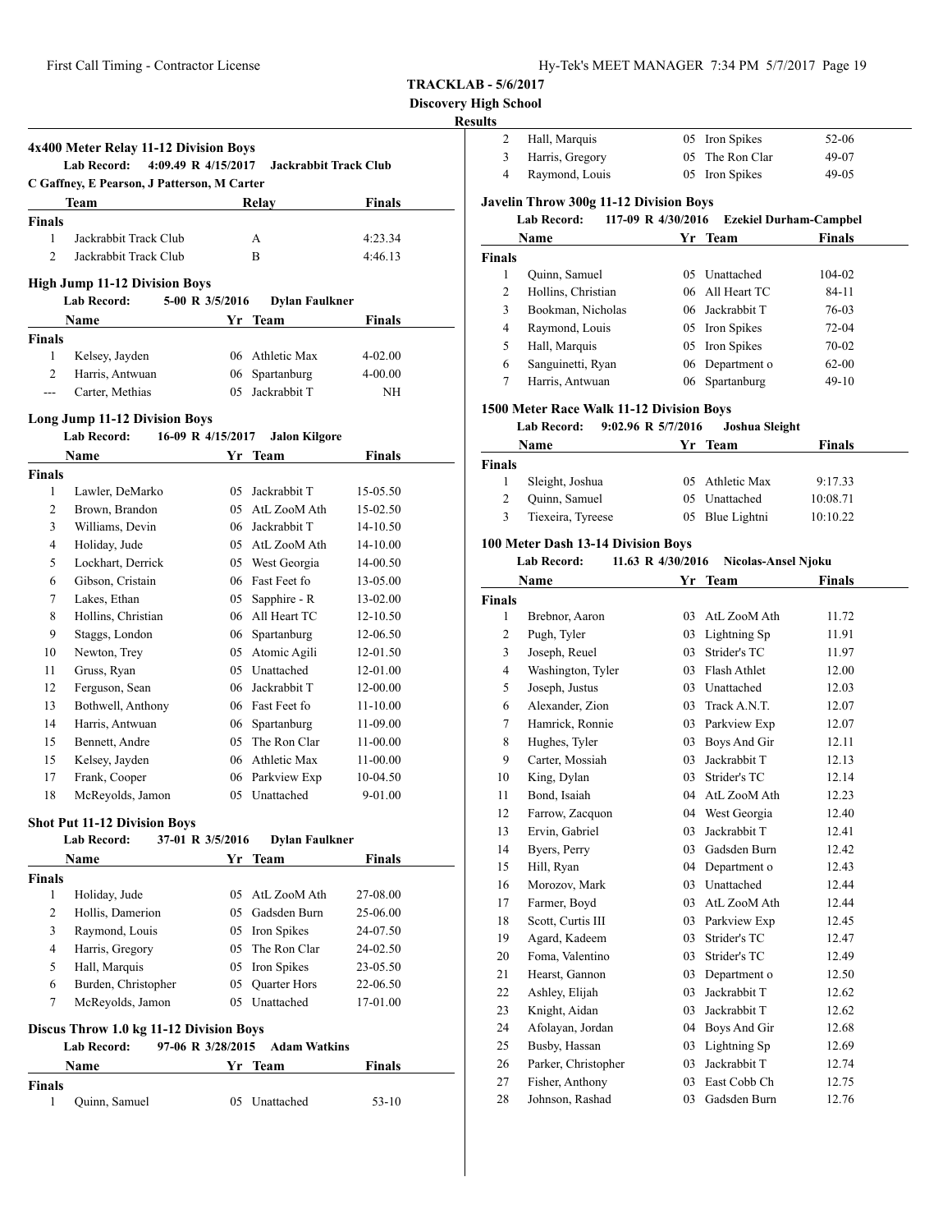**TRACKLAB - 5/6/2017**

**Discovery High School**

**Results**

### 4x400 Meter Relay 11-12 Division Boys

**Lab Record:** 4:09.49 R 4/15/2017 **Jackrabbit Track Club**

**C Gaffney, E Pearson, J Patterson, M Carter**

| | Team | Relay | Finals |
|---|---|---|---|
| **Finals** | | | |
| 1 | Jackrabbit Track Club | A | 4:23.34 |
| 2 | Jackrabbit Track Club | B | 4:46.13 |

### High Jump 11-12 Division Boys

**Lab Record:** 5-00 R 3/5/2016 **Dylan Faulkner**

| | Name | Yr | Team | Finals |
|---|---|---|---|---|
| **Finals** | | | | |
| 1 | Kelsey, Jayden | 06 | Athletic Max | 4-02.00 |
| 2 | Harris, Antwuan | 06 | Spartanburg | 4-00.00 |
| --- | Carter, Methias | 05 | Jackrabbit T | NH |

### Long Jump 11-12 Division Boys

**Lab Record:** 16-09 R 4/15/2017 **Jalon Kilgore**

| | Name | Yr | Team | Finals |
|---|---|---|---|---|
| **Finals** | | | | |
| 1 | Lawler, DeMarko | 05 | Jackrabbit T | 15-05.50 |
| 2 | Brown, Brandon | 05 | AtL ZooM Ath | 15-02.50 |
| 3 | Williams, Devin | 06 | Jackrabbit T | 14-10.50 |
| 4 | Holiday, Jude | 05 | AtL ZooM Ath | 14-10.00 |
| 5 | Lockhart, Derrick | 05 | West Georgia | 14-00.50 |
| 6 | Gibson, Cristain | 06 | Fast Feet fo | 13-05.00 |
| 7 | Lakes, Ethan | 05 | Sapphire - R | 13-02.00 |
| 8 | Hollins, Christian | 06 | All Heart TC | 12-10.50 |
| 9 | Staggs, London | 06 | Spartanburg | 12-06.50 |
| 10 | Newton, Trey | 05 | Atomic Agili | 12-01.50 |
| 11 | Gruss, Ryan | 05 | Unattached | 12-01.00 |
| 12 | Ferguson, Sean | 06 | Jackrabbit T | 12-00.00 |
| 13 | Bothwell, Anthony | 06 | Fast Feet fo | 11-10.00 |
| 14 | Harris, Antwuan | 06 | Spartanburg | 11-09.00 |
| 15 | Bennett, Andre | 05 | The Ron Clar | 11-00.00 |
| 15 | Kelsey, Jayden | 06 | Athletic Max | 11-00.00 |
| 17 | Frank, Cooper | 06 | Parkview Exp | 10-04.50 |
| 18 | McReyolds, Jamon | 05 | Unattached | 9-01.00 |

### Shot Put 11-12 Division Boys

**Lab Record:** 37-01 R 3/5/2016 **Dylan Faulkner**

| | Name | Yr | Team | Finals |
|---|---|---|---|---|
| **Finals** | | | | |
| 1 | Holiday, Jude | 05 | AtL ZooM Ath | 27-08.00 |
| 2 | Hollis, Damerion | 05 | Gadsden Burn | 25-06.00 |
| 3 | Raymond, Louis | 05 | Iron Spikes | 24-07.50 |
| 4 | Harris, Gregory | 05 | The Ron Clar | 24-02.50 |
| 5 | Hall, Marquis | 05 | Iron Spikes | 23-05.50 |
| 6 | Burden, Christopher | 05 | Quarter Hors | 22-06.50 |
| 7 | McReyolds, Jamon | 05 | Unattached | 17-01.00 |

### Discus Throw 1.0 kg 11-12 Division Boys

**Lab Record:** 97-06 R 3/28/2015 **Adam Watkins**

| | Name | Yr | Team | Finals |
|---|---|---|---|---|
| **Finals** | | | | |
| 1 | Quinn, Samuel | 05 | Unattached | 53-10 |
| 2 | Hall, Marquis | 05 | Iron Spikes | 52-06 |
| 3 | Harris, Gregory | 05 | The Ron Clar | 49-07 |
| 4 | Raymond, Louis | 05 | Iron Spikes | 49-05 |

### Javelin Throw 300g 11-12 Division Boys

**Lab Record:** 117-09 R 4/30/2016 **Ezekiel Durham-Campbel**

| | Name | Yr | Team | Finals |
|---|---|---|---|---|
| **Finals** | | | | |
| 1 | Quinn, Samuel | 05 | Unattached | 104-02 |
| 2 | Hollins, Christian | 06 | All Heart TC | 84-11 |
| 3 | Bookman, Nicholas | 06 | Jackrabbit T | 76-03 |
| 4 | Raymond, Louis | 05 | Iron Spikes | 72-04 |
| 5 | Hall, Marquis | 05 | Iron Spikes | 70-02 |
| 6 | Sanguinetti, Ryan | 06 | Department o | 62-00 |
| 7 | Harris, Antwuan | 06 | Spartanburg | 49-10 |

### 1500 Meter Race Walk 11-12 Division Boys

**Lab Record:** 9:02.96 R 5/7/2016 **Joshua Sleight**

| | Name | Yr | Team | Finals |
|---|---|---|---|---|
| **Finals** | | | | |
| 1 | Sleight, Joshua | 05 | Athletic Max | 9:17.33 |
| 2 | Quinn, Samuel | 05 | Unattached | 10:08.71 |
| 3 | Tiexeira, Tyreese | 05 | Blue Lightni | 10:10.22 |

### 100 Meter Dash 13-14 Division Boys

**Lab Record:** 11.63 R 4/30/2016 **Nicolas-Ansel Njoku**

| | Name | Yr | Team | Finals |
|---|---|---|---|---|
| **Finals** | | | | |
| 1 | Brebnor, Aaron | 03 | AtL ZooM Ath | 11.72 |
| 2 | Pugh, Tyler | 03 | Lightning Sp | 11.91 |
| 3 | Joseph, Reuel | 03 | Strider's TC | 11.97 |
| 4 | Washington, Tyler | 03 | Flash Athlet | 12.00 |
| 5 | Joseph, Justus | 03 | Unattached | 12.03 |
| 6 | Alexander, Zion | 03 | Track A.N.T. | 12.07 |
| 7 | Hamrick, Ronnie | 03 | Parkview Exp | 12.07 |
| 8 | Hughes, Tyler | 03 | Boys And Gir | 12.11 |
| 9 | Carter, Mossiah | 03 | Jackrabbit T | 12.13 |
| 10 | King, Dylan | 03 | Strider's TC | 12.14 |
| 11 | Bond, Isaiah | 04 | AtL ZooM Ath | 12.23 |
| 12 | Farrow, Zacquon | 04 | West Georgia | 12.40 |
| 13 | Ervin, Gabriel | 03 | Jackrabbit T | 12.41 |
| 14 | Byers, Perry | 03 | Gadsden Burn | 12.42 |
| 15 | Hill, Ryan | 04 | Department o | 12.43 |
| 16 | Morozov, Mark | 03 | Unattached | 12.44 |
| 17 | Farmer, Boyd | 03 | AtL ZooM Ath | 12.44 |
| 18 | Scott, Curtis III | 03 | Parkview Exp | 12.45 |
| 19 | Agard, Kadeem | 03 | Strider's TC | 12.47 |
| 20 | Foma, Valentino | 03 | Strider's TC | 12.49 |
| 21 | Hearst, Gannon | 03 | Department o | 12.50 |
| 22 | Ashley, Elijah | 03 | Jackrabbit T | 12.62 |
| 23 | Knight, Aidan | 03 | Jackrabbit T | 12.62 |
| 24 | Afolayan, Jordan | 04 | Boys And Gir | 12.68 |
| 25 | Busby, Hassan | 03 | Lightning Sp | 12.69 |
| 26 | Parker, Christopher | 03 | Jackrabbit T | 12.74 |
| 27 | Fisher, Anthony | 03 | East Cobb Ch | 12.75 |
| 28 | Johnson, Rashad | 03 | Gadsden Burn | 12.76 |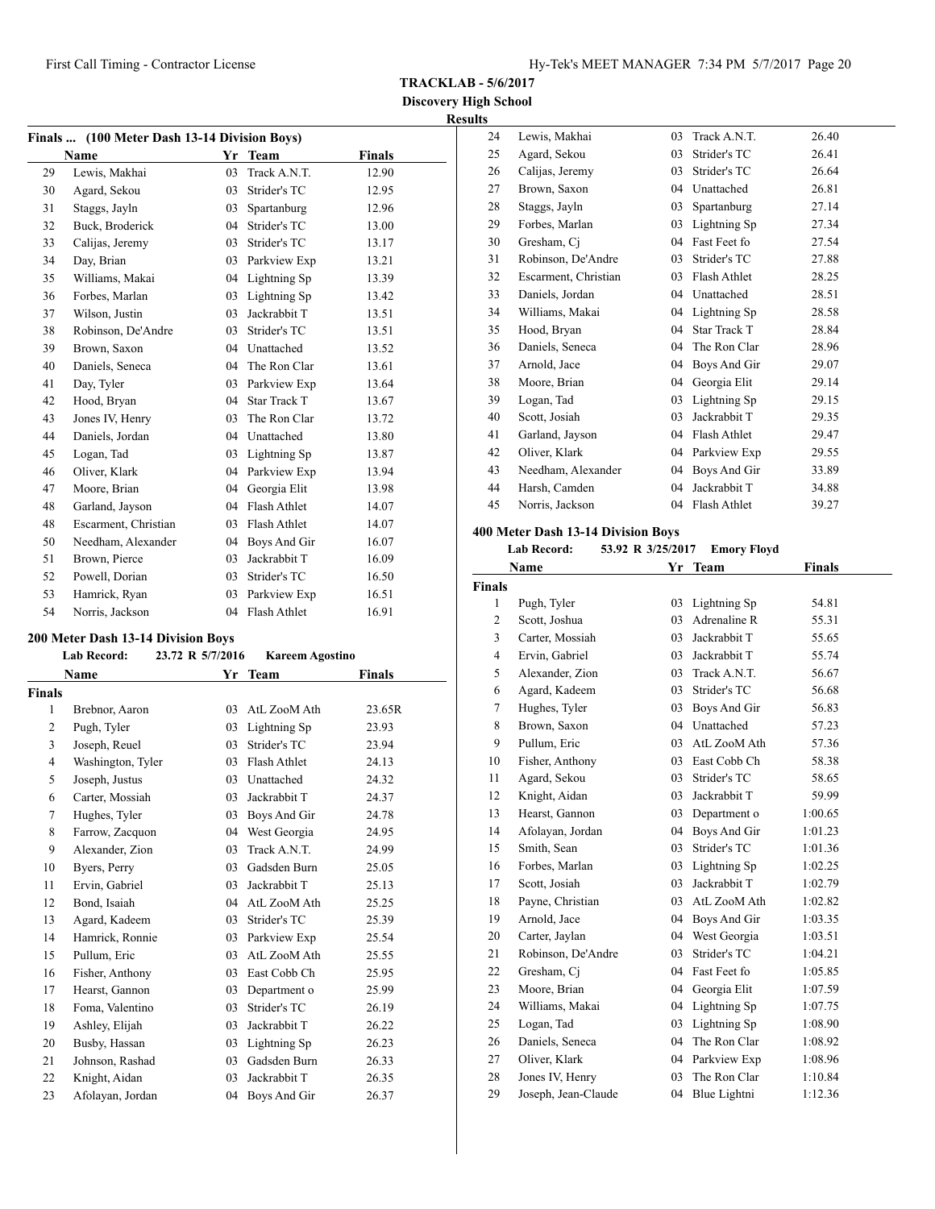**TRACKLAB - 5/6/2017**

**Discovery High School**

**Results**

### Finals ... (100 Meter Dash 13-14 Division Boys)

| | Name | Yr | Team | Finals |
|---|---|---|---|---|
| 29 | Lewis, Makhai | 03 | Track A.N.T. | 12.90 |
| 30 | Agard, Sekou | 03 | Strider's TC | 12.95 |
| 31 | Staggs, Jayln | 03 | Spartanburg | 12.96 |
| 32 | Buck, Broderick | 04 | Strider's TC | 13.00 |
| 33 | Calijas, Jeremy | 03 | Strider's TC | 13.17 |
| 34 | Day, Brian | 03 | Parkview Exp | 13.21 |
| 35 | Williams, Makai | 04 | Lightning Sp | 13.39 |
| 36 | Forbes, Marlan | 03 | Lightning Sp | 13.42 |
| 37 | Wilson, Justin | 03 | Jackrabbit T | 13.51 |
| 38 | Robinson, De'Andre | 03 | Strider's TC | 13.51 |
| 39 | Brown, Saxon | 04 | Unattached | 13.52 |
| 40 | Daniels, Seneca | 04 | The Ron Clar | 13.61 |
| 41 | Day, Tyler | 03 | Parkview Exp | 13.64 |
| 42 | Hood, Bryan | 04 | Star Track T | 13.67 |
| 43 | Jones IV, Henry | 03 | The Ron Clar | 13.72 |
| 44 | Daniels, Jordan | 04 | Unattached | 13.80 |
| 45 | Logan, Tad | 03 | Lightning Sp | 13.87 |
| 46 | Oliver, Klark | 04 | Parkview Exp | 13.94 |
| 47 | Moore, Brian | 04 | Georgia Elit | 13.98 |
| 48 | Garland, Jayson | 04 | Flash Athlet | 14.07 |
| 48 | Escarment, Christian | 03 | Flash Athlet | 14.07 |
| 50 | Needham, Alexander | 04 | Boys And Gir | 16.07 |
| 51 | Brown, Pierce | 03 | Jackrabbit T | 16.09 |
| 52 | Powell, Dorian | 03 | Strider's TC | 16.50 |
| 53 | Hamrick, Ryan | 03 | Parkview Exp | 16.51 |
| 54 | Norris, Jackson | 04 | Flash Athlet | 16.91 |

### 200 Meter Dash 13-14 Division Boys

**Lab Record:** 23.72 R 5/7/2016 **Kareem Agostino**

| | Name | Yr | Team | Finals |
|---|---|---|---|---|
| **Finals** | | | | |
| 1 | Brebnor, Aaron | 03 | AtL ZooM Ath | 23.65R |
| 2 | Pugh, Tyler | 03 | Lightning Sp | 23.93 |
| 3 | Joseph, Reuel | 03 | Strider's TC | 23.94 |
| 4 | Washington, Tyler | 03 | Flash Athlet | 24.13 |
| 5 | Joseph, Justus | 03 | Unattached | 24.32 |
| 6 | Carter, Mossiah | 03 | Jackrabbit T | 24.37 |
| 7 | Hughes, Tyler | 03 | Boys And Gir | 24.78 |
| 8 | Farrow, Zacquon | 04 | West Georgia | 24.95 |
| 9 | Alexander, Zion | 03 | Track A.N.T. | 24.99 |
| 10 | Byers, Perry | 03 | Gadsden Burn | 25.05 |
| 11 | Ervin, Gabriel | 03 | Jackrabbit T | 25.13 |
| 12 | Bond, Isaiah | 04 | AtL ZooM Ath | 25.25 |
| 13 | Agard, Kadeem | 03 | Strider's TC | 25.39 |
| 14 | Hamrick, Ronnie | 03 | Parkview Exp | 25.54 |
| 15 | Pullum, Eric | 03 | AtL ZooM Ath | 25.55 |
| 16 | Fisher, Anthony | 03 | East Cobb Ch | 25.95 |
| 17 | Hearst, Gannon | 03 | Department o | 25.99 |
| 18 | Foma, Valentino | 03 | Strider's TC | 26.19 |
| 19 | Ashley, Elijah | 03 | Jackrabbit T | 26.22 |
| 20 | Busby, Hassan | 03 | Lightning Sp | 26.23 |
| 21 | Johnson, Rashad | 03 | Gadsden Burn | 26.33 |
| 22 | Knight, Aidan | 03 | Jackrabbit T | 26.35 |
| 23 | Afolayan, Jordan | 04 | Boys And Gir | 26.37 |
| 24 | Lewis, Makhai | 03 | Track A.N.T. | 26.40 |
| 25 | Agard, Sekou | 03 | Strider's TC | 26.41 |
| 26 | Calijas, Jeremy | 03 | Strider's TC | 26.64 |
| 27 | Brown, Saxon | 04 | Unattached | 26.81 |
| 28 | Staggs, Jayln | 03 | Spartanburg | 27.14 |
| 29 | Forbes, Marlan | 03 | Lightning Sp | 27.34 |
| 30 | Gresham, Cj | 04 | Fast Feet fo | 27.54 |
| 31 | Robinson, De'Andre | 03 | Strider's TC | 27.88 |
| 32 | Escarment, Christian | 03 | Flash Athlet | 28.25 |
| 33 | Daniels, Jordan | 04 | Unattached | 28.51 |
| 34 | Williams, Makai | 04 | Lightning Sp | 28.58 |
| 35 | Hood, Bryan | 04 | Star Track T | 28.84 |
| 36 | Daniels, Seneca | 04 | The Ron Clar | 28.96 |
| 37 | Arnold, Jace | 04 | Boys And Gir | 29.07 |
| 38 | Moore, Brian | 04 | Georgia Elit | 29.14 |
| 39 | Logan, Tad | 03 | Lightning Sp | 29.15 |
| 40 | Scott, Josiah | 03 | Jackrabbit T | 29.35 |
| 41 | Garland, Jayson | 04 | Flash Athlet | 29.47 |
| 42 | Oliver, Klark | 04 | Parkview Exp | 29.55 |
| 43 | Needham, Alexander | 04 | Boys And Gir | 33.89 |
| 44 | Harsh, Camden | 04 | Jackrabbit T | 34.88 |
| 45 | Norris, Jackson | 04 | Flash Athlet | 39.27 |

### 400 Meter Dash 13-14 Division Boys

**Lab Record:** 53.92 R 3/25/2017 **Emory Floyd**

| | Name | Yr | Team | Finals |
|---|---|---|---|---|
| **Finals** | | | | |
| 1 | Pugh, Tyler | 03 | Lightning Sp | 54.81 |
| 2 | Scott, Joshua | 03 | Adrenaline R | 55.31 |
| 3 | Carter, Mossiah | 03 | Jackrabbit T | 55.65 |
| 4 | Ervin, Gabriel | 03 | Jackrabbit T | 55.74 |
| 5 | Alexander, Zion | 03 | Track A.N.T. | 56.67 |
| 6 | Agard, Kadeem | 03 | Strider's TC | 56.68 |
| 7 | Hughes, Tyler | 03 | Boys And Gir | 56.83 |
| 8 | Brown, Saxon | 04 | Unattached | 57.23 |
| 9 | Pullum, Eric | 03 | AtL ZooM Ath | 57.36 |
| 10 | Fisher, Anthony | 03 | East Cobb Ch | 58.38 |
| 11 | Agard, Sekou | 03 | Strider's TC | 58.65 |
| 12 | Knight, Aidan | 03 | Jackrabbit T | 59.99 |
| 13 | Hearst, Gannon | 03 | Department o | 1:00.65 |
| 14 | Afolayan, Jordan | 04 | Boys And Gir | 1:01.23 |
| 15 | Smith, Sean | 03 | Strider's TC | 1:01.36 |
| 16 | Forbes, Marlan | 03 | Lightning Sp | 1:02.25 |
| 17 | Scott, Josiah | 03 | Jackrabbit T | 1:02.79 |
| 18 | Payne, Christian | 03 | AtL ZooM Ath | 1:02.82 |
| 19 | Arnold, Jace | 04 | Boys And Gir | 1:03.35 |
| 20 | Carter, Jaylan | 04 | West Georgia | 1:03.51 |
| 21 | Robinson, De'Andre | 03 | Strider's TC | 1:04.21 |
| 22 | Gresham, Cj | 04 | Fast Feet fo | 1:05.85 |
| 23 | Moore, Brian | 04 | Georgia Elit | 1:07.59 |
| 24 | Williams, Makai | 04 | Lightning Sp | 1:07.75 |
| 25 | Logan, Tad | 03 | Lightning Sp | 1:08.90 |
| 26 | Daniels, Seneca | 04 | The Ron Clar | 1:08.92 |
| 27 | Oliver, Klark | 04 | Parkview Exp | 1:08.96 |
| 28 | Jones IV, Henry | 03 | The Ron Clar | 1:10.84 |
| 29 | Joseph, Jean-Claude | 04 | Blue Lightni | 1:12.36 |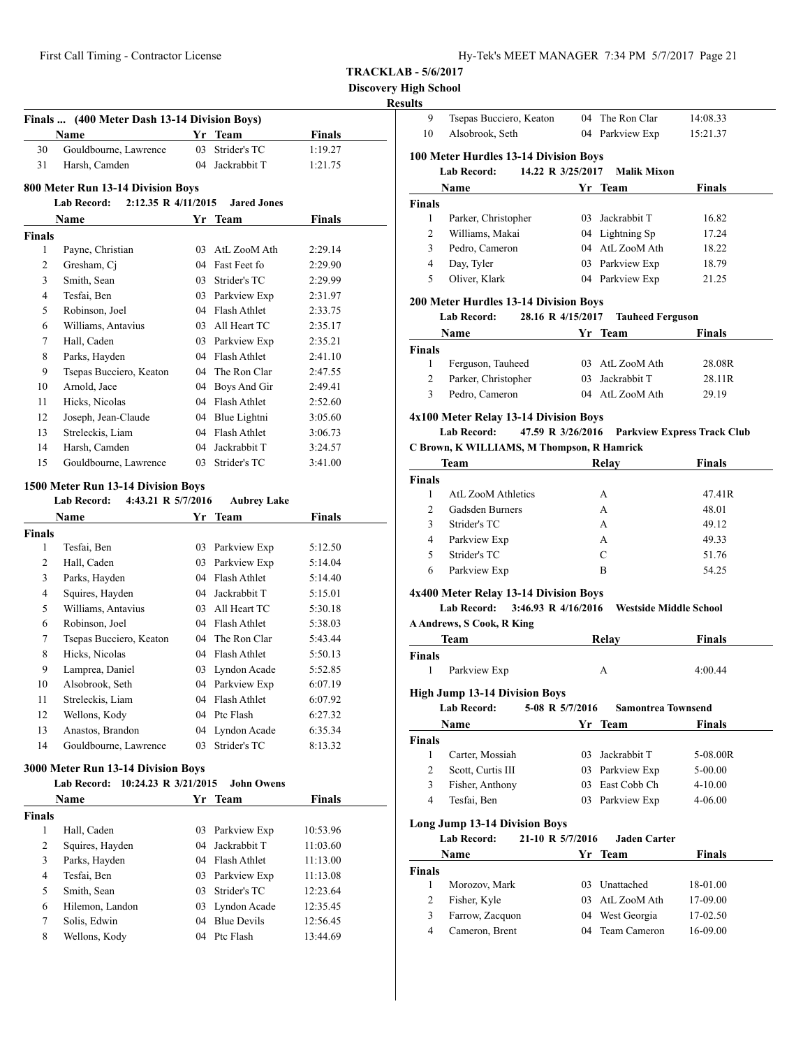**TRACKLAB - 5/6/2017**

**Discovery High School**

**Results**

### Finals ... (400 Meter Dash 13-14 Division Boys)

| | Name | Yr | Team | Finals |
|---|---|---|---|---|
| 30 | Gouldbourne, Lawrence | 03 | Strider's TC | 1:19.27 |
| 31 | Harsh, Camden | 04 | Jackrabbit T | 1:21.75 |

### 800 Meter Run 13-14 Division Boys

**Lab Record: 2:12.35 R 4/11/2015 Jared Jones**

| | Name | Yr | Team | Finals |
|---|---|---|---|---|
| **Finals** | | | | |
| 1 | Payne, Christian | 03 | AtL ZooM Ath | 2:29.14 |
| 2 | Gresham, Cj | 04 | Fast Feet fo | 2:29.90 |
| 3 | Smith, Sean | 03 | Strider's TC | 2:29.99 |
| 4 | Tesfai, Ben | 03 | Parkview Exp | 2:31.97 |
| 5 | Robinson, Joel | 04 | Flash Athlet | 2:33.75 |
| 6 | Williams, Antavius | 03 | All Heart TC | 2:35.17 |
| 7 | Hall, Caden | 03 | Parkview Exp | 2:35.21 |
| 8 | Parks, Hayden | 04 | Flash Athlet | 2:41.10 |
| 9 | Tsepas Bucciero, Keaton | 04 | The Ron Clar | 2:47.55 |
| 10 | Arnold, Jace | 04 | Boys And Gir | 2:49.41 |
| 11 | Hicks, Nicolas | 04 | Flash Athlet | 2:52.60 |
| 12 | Joseph, Jean-Claude | 04 | Blue Lightni | 3:05.60 |
| 13 | Streleckis, Liam | 04 | Flash Athlet | 3:06.73 |
| 14 | Harsh, Camden | 04 | Jackrabbit T | 3:24.57 |
| 15 | Gouldbourne, Lawrence | 03 | Strider's TC | 3:41.00 |

### 1500 Meter Run 13-14 Division Boys

**Lab Record: 4:43.21 R 5/7/2016 Aubrey Lake**

| | Name | Yr | Team | Finals |
|---|---|---|---|---|
| **Finals** | | | | |
| 1 | Tesfai, Ben | 03 | Parkview Exp | 5:12.50 |
| 2 | Hall, Caden | 03 | Parkview Exp | 5:14.04 |
| 3 | Parks, Hayden | 04 | Flash Athlet | 5:14.40 |
| 4 | Squires, Hayden | 04 | Jackrabbit T | 5:15.01 |
| 5 | Williams, Antavius | 03 | All Heart TC | 5:30.18 |
| 6 | Robinson, Joel | 04 | Flash Athlet | 5:38.03 |
| 7 | Tsepas Bucciero, Keaton | 04 | The Ron Clar | 5:43.44 |
| 8 | Hicks, Nicolas | 04 | Flash Athlet | 5:50.13 |
| 9 | Lamprea, Daniel | 03 | Lyndon Acade | 5:52.85 |
| 10 | Alsobrook, Seth | 04 | Parkview Exp | 6:07.19 |
| 11 | Streleckis, Liam | 04 | Flash Athlet | 6:07.92 |
| 12 | Wellons, Kody | 04 | Ptc Flash | 6:27.32 |
| 13 | Anastos, Brandon | 04 | Lyndon Acade | 6:35.34 |
| 14 | Gouldbourne, Lawrence | 03 | Strider's TC | 8:13.32 |

### 3000 Meter Run 13-14 Division Boys

**Lab Record: 10:24.23 R 3/21/2015 John Owens**

| | Name | Yr | Team | Finals |
|---|---|---|---|---|
| **Finals** | | | | |
| 1 | Hall, Caden | 03 | Parkview Exp | 10:53.96 |
| 2 | Squires, Hayden | 04 | Jackrabbit T | 11:03.60 |
| 3 | Parks, Hayden | 04 | Flash Athlet | 11:13.00 |
| 4 | Tesfai, Ben | 03 | Parkview Exp | 11:13.08 |
| 5 | Smith, Sean | 03 | Strider's TC | 12:23.64 |
| 6 | Hilemon, Landon | 03 | Lyndon Acade | 12:35.45 |
| 7 | Solis, Edwin | 04 | Blue Devils | 12:56.45 |
| 8 | Wellons, Kody | 04 | Ptc Flash | 13:44.69 |
| 9 | Tsepas Bucciero, Keaton | 04 | The Ron Clar | 14:08.33 |
| 10 | Alsobrook, Seth | 04 | Parkview Exp | 15:21.37 |

### 100 Meter Hurdles 13-14 Division Boys

**Lab Record: 14.22 R 3/25/2017 Malik Mixon**

| | Name | Yr | Team | Finals |
|---|---|---|---|---|
| **Finals** | | | | |
| 1 | Parker, Christopher | 03 | Jackrabbit T | 16.82 |
| 2 | Williams, Makai | 04 | Lightning Sp | 17.24 |
| 3 | Pedro, Cameron | 04 | AtL ZooM Ath | 18.22 |
| 4 | Day, Tyler | 03 | Parkview Exp | 18.79 |
| 5 | Oliver, Klark | 04 | Parkview Exp | 21.25 |

### 200 Meter Hurdles 13-14 Division Boys

**Lab Record: 28.16 R 4/15/2017 Tauheed Ferguson**

| | Name | Yr | Team | Finals |
|---|---|---|---|---|
| **Finals** | | | | |
| 1 | Ferguson, Tauheed | 03 | AtL ZooM Ath | 28.08R |
| 2 | Parker, Christopher | 03 | Jackrabbit T | 28.11R |
| 3 | Pedro, Cameron | 04 | AtL ZooM Ath | 29.19 |

### 4x100 Meter Relay 13-14 Division Boys

**Lab Record: 47.59 R 3/26/2016 Parkview Express Track Club**

**C Brown, K WILLIAMS, M Thompson, R Hamrick**

| | Team | Relay | Finals |
|---|---|---|---|
| **Finals** | | | |
| 1 | AtL ZooM Athletics | A | 47.41R |
| 2 | Gadsden Burners | A | 48.01 |
| 3 | Strider's TC | A | 49.12 |
| 4 | Parkview Exp | A | 49.33 |
| 5 | Strider's TC | C | 51.76 |
| 6 | Parkview Exp | B | 54.25 |

### 4x400 Meter Relay 13-14 Division Boys

**Lab Record: 3:46.93 R 4/16/2016 Westside Middle School**

**A Andrews, S Cook, R King**

| | Team | Relay | Finals |
|---|---|---|---|
| **Finals** | | | |
| 1 | Parkview Exp | A | 4:00.44 |

### High Jump 13-14 Division Boys

**Lab Record: 5-08 R 5/7/2016 Samontrea Townsend**

| | Name | Yr | Team | Finals |
|---|---|---|---|---|
| **Finals** | | | | |
| 1 | Carter, Mossiah | 03 | Jackrabbit T | 5-08.00R |
| 2 | Scott, Curtis III | 03 | Parkview Exp | 5-00.00 |
| 3 | Fisher, Anthony | 03 | East Cobb Ch | 4-10.00 |
| 4 | Tesfai, Ben | 03 | Parkview Exp | 4-06.00 |

### Long Jump 13-14 Division Boys

**Lab Record: 21-10 R 5/7/2016 Jaden Carter**

| | Name | Yr | Team | Finals |
|---|---|---|---|---|
| **Finals** | | | | |
| 1 | Morozov, Mark | 03 | Unattached | 18-01.00 |
| 2 | Fisher, Kyle | 03 | AtL ZooM Ath | 17-09.00 |
| 3 | Farrow, Zacquon | 04 | West Georgia | 17-02.50 |
| 4 | Cameron, Brent | 04 | Team Cameron | 16-09.00 |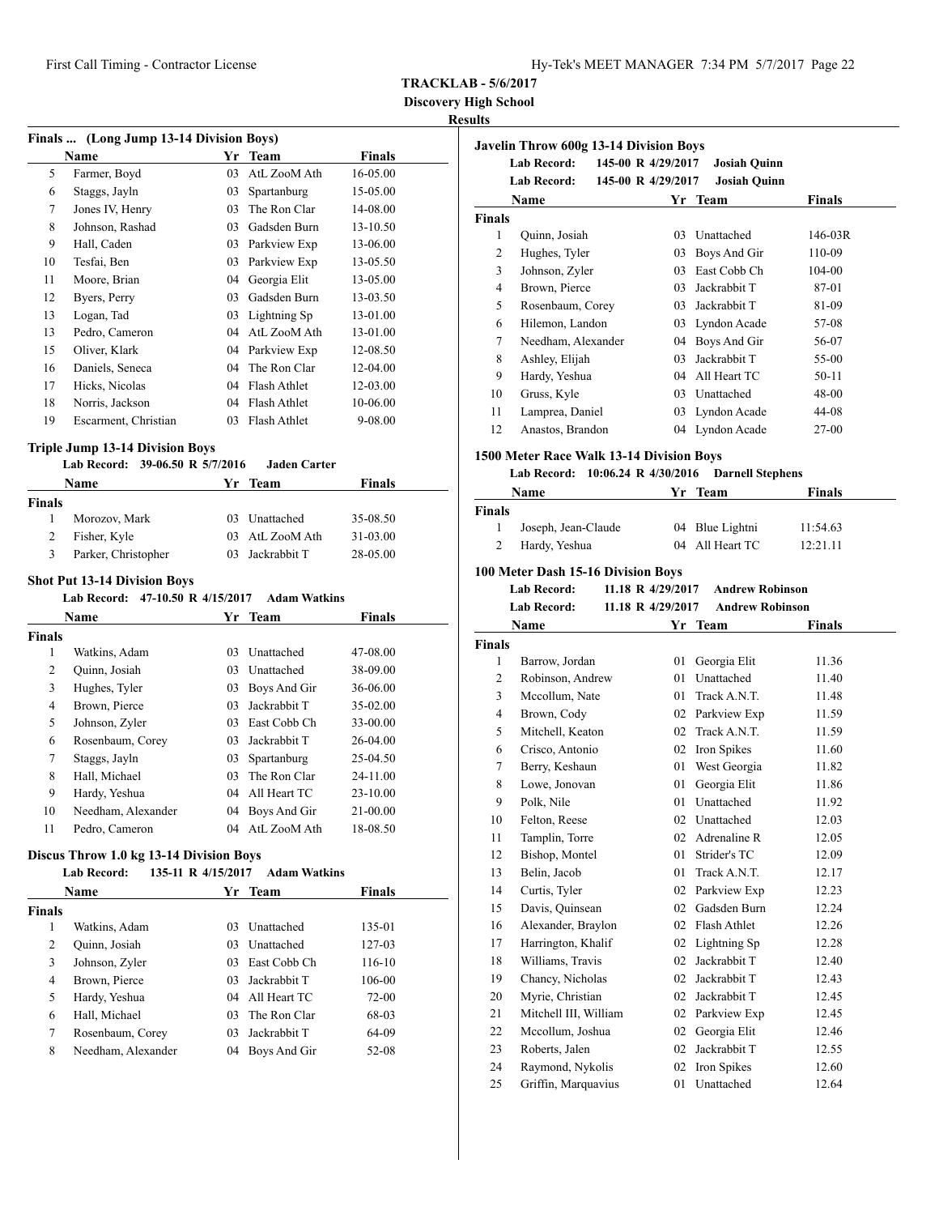**TRACKLAB - 5/6/2017**
**Discovery High School**
**Results**

### Finals ... (Long Jump 13-14 Division Boys)

| | Name | Yr | Team | Finals |
|---|---|---|---|---|
| 5 | Farmer, Boyd | 03 | AtL ZooM Ath | 16-05.00 |
| 6 | Staggs, Jayln | 03 | Spartanburg | 15-05.00 |
| 7 | Jones IV, Henry | 03 | The Ron Clar | 14-08.00 |
| 8 | Johnson, Rashad | 03 | Gadsden Burn | 13-10.50 |
| 9 | Hall, Caden | 03 | Parkview Exp | 13-06.00 |
| 10 | Tesfai, Ben | 03 | Parkview Exp | 13-05.50 |
| 11 | Moore, Brian | 04 | Georgia Elit | 13-05.00 |
| 12 | Byers, Perry | 03 | Gadsden Burn | 13-03.50 |
| 13 | Logan, Tad | 03 | Lightning Sp | 13-01.00 |
| 13 | Pedro, Cameron | 04 | AtL ZooM Ath | 13-01.00 |
| 15 | Oliver, Klark | 04 | Parkview Exp | 12-08.50 |
| 16 | Daniels, Seneca | 04 | The Ron Clar | 12-04.00 |
| 17 | Hicks, Nicolas | 04 | Flash Athlet | 12-03.00 |
| 18 | Norris, Jackson | 04 | Flash Athlet | 10-06.00 |
| 19 | Escarment, Christian | 03 | Flash Athlet | 9-08.00 |

### Triple Jump 13-14 Division Boys

**Lab Record: 39-06.50 R 5/7/2016 Jaden Carter**

| | Name | Yr | Team | Finals |
|---|---|---|---|---|
| **Finals** | | | | |
| 1 | Morozov, Mark | 03 | Unattached | 35-08.50 |
| 2 | Fisher, Kyle | 03 | AtL ZooM Ath | 31-03.00 |
| 3 | Parker, Christopher | 03 | Jackrabbit T | 28-05.00 |

### Shot Put 13-14 Division Boys

**Lab Record: 47-10.50 R 4/15/2017 Adam Watkins**

| | Name | Yr | Team | Finals |
|---|---|---|---|---|
| **Finals** | | | | |
| 1 | Watkins, Adam | 03 | Unattached | 47-08.00 |
| 2 | Quinn, Josiah | 03 | Unattached | 38-09.00 |
| 3 | Hughes, Tyler | 03 | Boys And Gir | 36-06.00 |
| 4 | Brown, Pierce | 03 | Jackrabbit T | 35-02.00 |
| 5 | Johnson, Zyler | 03 | East Cobb Ch | 33-00.00 |
| 6 | Rosenbaum, Corey | 03 | Jackrabbit T | 26-04.00 |
| 7 | Staggs, Jayln | 03 | Spartanburg | 25-04.50 |
| 8 | Hall, Michael | 03 | The Ron Clar | 24-11.00 |
| 9 | Hardy, Yeshua | 04 | All Heart TC | 23-10.00 |
| 10 | Needham, Alexander | 04 | Boys And Gir | 21-00.00 |
| 11 | Pedro, Cameron | 04 | AtL ZooM Ath | 18-08.50 |

### Discus Throw 1.0 kg 13-14 Division Boys

**Lab Record: 135-11 R 4/15/2017 Adam Watkins**

| | Name | Yr | Team | Finals |
|---|---|---|---|---|
| **Finals** | | | | |
| 1 | Watkins, Adam | 03 | Unattached | 135-01 |
| 2 | Quinn, Josiah | 03 | Unattached | 127-03 |
| 3 | Johnson, Zyler | 03 | East Cobb Ch | 116-10 |
| 4 | Brown, Pierce | 03 | Jackrabbit T | 106-00 |
| 5 | Hardy, Yeshua | 04 | All Heart TC | 72-00 |
| 6 | Hall, Michael | 03 | The Ron Clar | 68-03 |
| 7 | Rosenbaum, Corey | 03 | Jackrabbit T | 64-09 |
| 8 | Needham, Alexander | 04 | Boys And Gir | 52-08 |

### Javelin Throw 600g 13-14 Division Boys

**Lab Record: 145-00 R 4/29/2017 Josiah Quinn**
**Lab Record: 145-00 R 4/29/2017 Josiah Quinn**

| | Name | Yr | Team | Finals |
|---|---|---|---|---|
| **Finals** | | | | |
| 1 | Quinn, Josiah | 03 | Unattached | 146-03R |
| 2 | Hughes, Tyler | 03 | Boys And Gir | 110-09 |
| 3 | Johnson, Zyler | 03 | East Cobb Ch | 104-00 |
| 4 | Brown, Pierce | 03 | Jackrabbit T | 87-01 |
| 5 | Rosenbaum, Corey | 03 | Jackrabbit T | 81-09 |
| 6 | Hilemon, Landon | 03 | Lyndon Acade | 57-08 |
| 7 | Needham, Alexander | 04 | Boys And Gir | 56-07 |
| 8 | Ashley, Elijah | 03 | Jackrabbit T | 55-00 |
| 9 | Hardy, Yeshua | 04 | All Heart TC | 50-11 |
| 10 | Gruss, Kyle | 03 | Unattached | 48-00 |
| 11 | Lamprea, Daniel | 03 | Lyndon Acade | 44-08 |
| 12 | Anastos, Brandon | 04 | Lyndon Acade | 27-00 |

### 1500 Meter Race Walk 13-14 Division Boys

**Lab Record: 10:06.24 R 4/30/2016 Darnell Stephens**

| | Name | Yr | Team | Finals |
|---|---|---|---|---|
| **Finals** | | | | |
| 1 | Joseph, Jean-Claude | 04 | Blue Lightni | 11:54.63 |
| 2 | Hardy, Yeshua | 04 | All Heart TC | 12:21.11 |

### 100 Meter Dash 15-16 Division Boys

**Lab Record: 11.18 R 4/29/2017 Andrew Robinson**
**Lab Record: 11.18 R 4/29/2017 Andrew Robinson**

| | Name | Yr | Team | Finals |
|---|---|---|---|---|
| **Finals** | | | | |
| 1 | Barrow, Jordan | 01 | Georgia Elit | 11.36 |
| 2 | Robinson, Andrew | 01 | Unattached | 11.40 |
| 3 | Mccollum, Nate | 01 | Track A.N.T. | 11.48 |
| 4 | Brown, Cody | 02 | Parkview Exp | 11.59 |
| 5 | Mitchell, Keaton | 02 | Track A.N.T. | 11.59 |
| 6 | Crisco, Antonio | 02 | Iron Spikes | 11.60 |
| 7 | Berry, Keshaun | 01 | West Georgia | 11.82 |
| 8 | Lowe, Jonovan | 01 | Georgia Elit | 11.86 |
| 9 | Polk, Nile | 01 | Unattached | 11.92 |
| 10 | Felton, Reese | 02 | Unattached | 12.03 |
| 11 | Tamplin, Torre | 02 | Adrenaline R | 12.05 |
| 12 | Bishop, Montel | 01 | Strider's TC | 12.09 |
| 13 | Belin, Jacob | 01 | Track A.N.T. | 12.17 |
| 14 | Curtis, Tyler | 02 | Parkview Exp | 12.23 |
| 15 | Davis, Quinsean | 02 | Gadsden Burn | 12.24 |
| 16 | Alexander, Braylon | 02 | Flash Athlet | 12.26 |
| 17 | Harrington, Khalif | 02 | Lightning Sp | 12.28 |
| 18 | Williams, Travis | 02 | Jackrabbit T | 12.40 |
| 19 | Chancy, Nicholas | 02 | Jackrabbit T | 12.43 |
| 20 | Myrie, Christian | 02 | Jackrabbit T | 12.45 |
| 21 | Mitchell III, William | 02 | Parkview Exp | 12.45 |
| 22 | Mccollum, Joshua | 02 | Georgia Elit | 12.46 |
| 23 | Roberts, Jalen | 02 | Jackrabbit T | 12.55 |
| 24 | Raymond, Nykolis | 02 | Iron Spikes | 12.60 |
| 25 | Griffin, Marquavius | 01 | Unattached | 12.64 |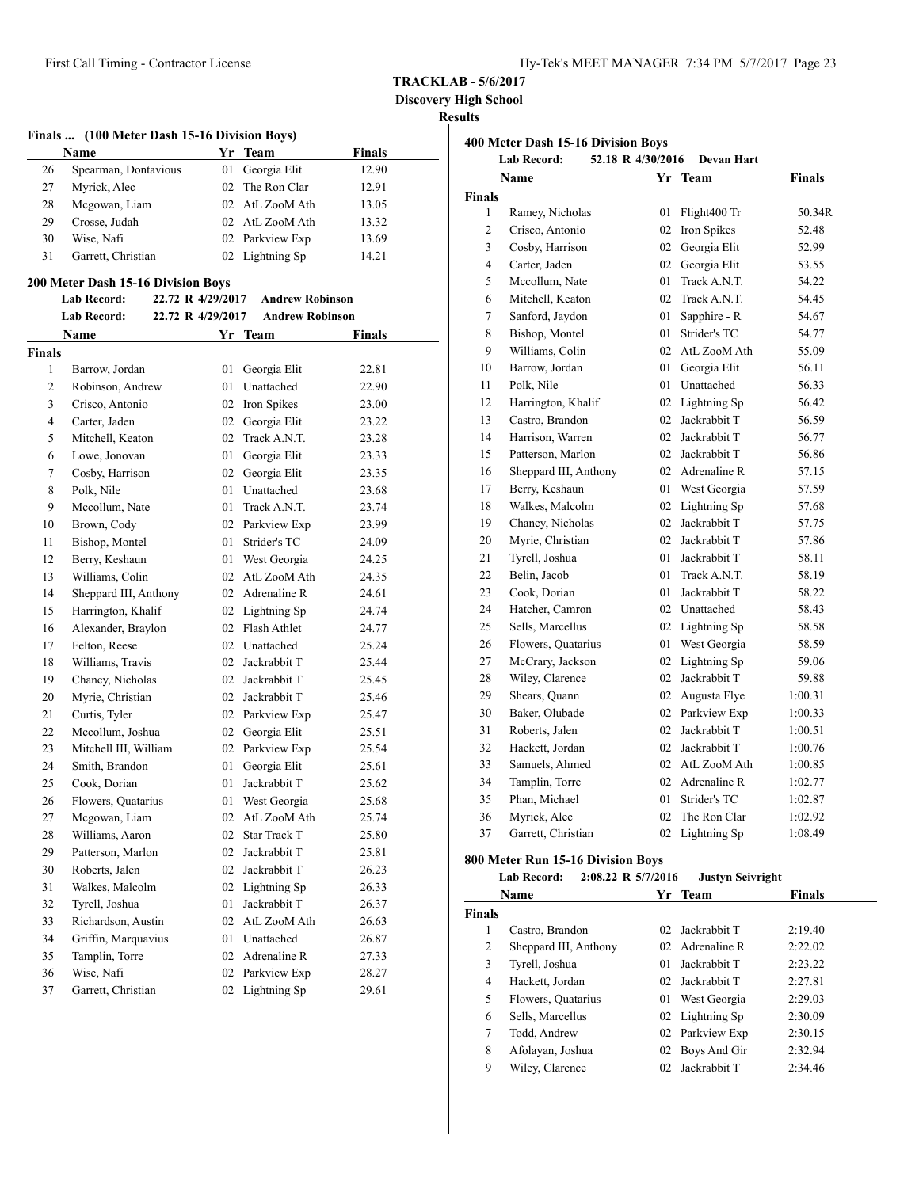**TRACKLAB - 5/6/2017**
**Discovery High School**
**Results**

### Finals ... (100 Meter Dash 15-16 Division Boys)

| | Name | Yr | Team | Finals |
|---|---|---|---|---|
| 26 | Spearman, Dontavious | 01 | Georgia Elit | 12.90 |
| 27 | Myrick, Alec | 02 | The Ron Clar | 12.91 |
| 28 | Mcgowan, Liam | 02 | AtL ZooM Ath | 13.05 |
| 29 | Crosse, Judah | 02 | AtL ZooM Ath | 13.32 |
| 30 | Wise, Nafi | 02 | Parkview Exp | 13.69 |
| 31 | Garrett, Christian | 02 | Lightning Sp | 14.21 |

### 200 Meter Dash 15-16 Division Boys

Lab Record: 22.72 R 4/29/2017 Andrew Robinson
Lab Record: 22.72 R 4/29/2017 Andrew Robinson

| | Name | Yr | Team | Finals |
|---|---|---|---|---|
| **Finals** | | | | |
| 1 | Barrow, Jordan | 01 | Georgia Elit | 22.81 |
| 2 | Robinson, Andrew | 01 | Unattached | 22.90 |
| 3 | Crisco, Antonio | 02 | Iron Spikes | 23.00 |
| 4 | Carter, Jaden | 02 | Georgia Elit | 23.22 |
| 5 | Mitchell, Keaton | 02 | Track A.N.T. | 23.28 |
| 6 | Lowe, Jonovan | 01 | Georgia Elit | 23.33 |
| 7 | Cosby, Harrison | 02 | Georgia Elit | 23.35 |
| 8 | Polk, Nile | 01 | Unattached | 23.68 |
| 9 | Mccollum, Nate | 01 | Track A.N.T. | 23.74 |
| 10 | Brown, Cody | 02 | Parkview Exp | 23.99 |
| 11 | Bishop, Montel | 01 | Strider's TC | 24.09 |
| 12 | Berry, Keshaun | 01 | West Georgia | 24.25 |
| 13 | Williams, Colin | 02 | AtL ZooM Ath | 24.35 |
| 14 | Sheppard III, Anthony | 02 | Adrenaline R | 24.61 |
| 15 | Harrington, Khalif | 02 | Lightning Sp | 24.74 |
| 16 | Alexander, Braylon | 02 | Flash Athlet | 24.77 |
| 17 | Felton, Reese | 02 | Unattached | 25.24 |
| 18 | Williams, Travis | 02 | Jackrabbit T | 25.44 |
| 19 | Chancy, Nicholas | 02 | Jackrabbit T | 25.45 |
| 20 | Myrie, Christian | 02 | Jackrabbit T | 25.46 |
| 21 | Curtis, Tyler | 02 | Parkview Exp | 25.47 |
| 22 | Mccollum, Joshua | 02 | Georgia Elit | 25.51 |
| 23 | Mitchell III, William | 02 | Parkview Exp | 25.54 |
| 24 | Smith, Brandon | 01 | Georgia Elit | 25.61 |
| 25 | Cook, Dorian | 01 | Jackrabbit T | 25.62 |
| 26 | Flowers, Quatarius | 01 | West Georgia | 25.68 |
| 27 | Mcgowan, Liam | 02 | AtL ZooM Ath | 25.74 |
| 28 | Williams, Aaron | 02 | Star Track T | 25.80 |
| 29 | Patterson, Marlon | 02 | Jackrabbit T | 25.81 |
| 30 | Roberts, Jalen | 02 | Jackrabbit T | 26.23 |
| 31 | Walkes, Malcolm | 02 | Lightning Sp | 26.33 |
| 32 | Tyrell, Joshua | 01 | Jackrabbit T | 26.37 |
| 33 | Richardson, Austin | 02 | AtL ZooM Ath | 26.63 |
| 34 | Griffin, Marquavius | 01 | Unattached | 26.87 |
| 35 | Tamplin, Torre | 02 | Adrenaline R | 27.33 |
| 36 | Wise, Nafi | 02 | Parkview Exp | 28.27 |
| 37 | Garrett, Christian | 02 | Lightning Sp | 29.61 |

### 400 Meter Dash 15-16 Division Boys

Lab Record: 52.18 R 4/30/2016 Devan Hart

| | Name | Yr | Team | Finals |
|---|---|---|---|---|
| **Finals** | | | | |
| 1 | Ramey, Nicholas | 01 | Flight400 Tr | 50.34R |
| 2 | Crisco, Antonio | 02 | Iron Spikes | 52.48 |
| 3 | Cosby, Harrison | 02 | Georgia Elit | 52.99 |
| 4 | Carter, Jaden | 02 | Georgia Elit | 53.55 |
| 5 | Mccollum, Nate | 01 | Track A.N.T. | 54.22 |
| 6 | Mitchell, Keaton | 02 | Track A.N.T. | 54.45 |
| 7 | Sanford, Jaydon | 01 | Sapphire - R | 54.67 |
| 8 | Bishop, Montel | 01 | Strider's TC | 54.77 |
| 9 | Williams, Colin | 02 | AtL ZooM Ath | 55.09 |
| 10 | Barrow, Jordan | 01 | Georgia Elit | 56.11 |
| 11 | Polk, Nile | 01 | Unattached | 56.33 |
| 12 | Harrington, Khalif | 02 | Lightning Sp | 56.42 |
| 13 | Castro, Brandon | 02 | Jackrabbit T | 56.59 |
| 14 | Harrison, Warren | 02 | Jackrabbit T | 56.77 |
| 15 | Patterson, Marlon | 02 | Jackrabbit T | 56.86 |
| 16 | Sheppard III, Anthony | 02 | Adrenaline R | 57.15 |
| 17 | Berry, Keshaun | 01 | West Georgia | 57.59 |
| 18 | Walkes, Malcolm | 02 | Lightning Sp | 57.68 |
| 19 | Chancy, Nicholas | 02 | Jackrabbit T | 57.75 |
| 20 | Myrie, Christian | 02 | Jackrabbit T | 57.86 |
| 21 | Tyrell, Joshua | 01 | Jackrabbit T | 58.11 |
| 22 | Belin, Jacob | 01 | Track A.N.T. | 58.19 |
| 23 | Cook, Dorian | 01 | Jackrabbit T | 58.22 |
| 24 | Hatcher, Camron | 02 | Unattached | 58.43 |
| 25 | Sells, Marcellus | 02 | Lightning Sp | 58.58 |
| 26 | Flowers, Quatarius | 01 | West Georgia | 58.59 |
| 27 | McCrary, Jackson | 02 | Lightning Sp | 59.06 |
| 28 | Wiley, Clarence | 02 | Jackrabbit T | 59.88 |
| 29 | Shears, Quann | 02 | Augusta Flye | 1:00.31 |
| 30 | Baker, Olubade | 02 | Parkview Exp | 1:00.33 |
| 31 | Roberts, Jalen | 02 | Jackrabbit T | 1:00.51 |
| 32 | Hackett, Jordan | 02 | Jackrabbit T | 1:00.76 |
| 33 | Samuels, Ahmed | 02 | AtL ZooM Ath | 1:00.85 |
| 34 | Tamplin, Torre | 02 | Adrenaline R | 1:02.77 |
| 35 | Phan, Michael | 01 | Strider's TC | 1:02.87 |
| 36 | Myrick, Alec | 02 | The Ron Clar | 1:02.92 |
| 37 | Garrett, Christian | 02 | Lightning Sp | 1:08.49 |

### 800 Meter Run 15-16 Division Boys

Lab Record: 2:08.22 R 5/7/2016 Justyn Seivright

| | Name | Yr | Team | Finals |
|---|---|---|---|---|
| **Finals** | | | | |
| 1 | Castro, Brandon | 02 | Jackrabbit T | 2:19.40 |
| 2 | Sheppard III, Anthony | 02 | Adrenaline R | 2:22.02 |
| 3 | Tyrell, Joshua | 01 | Jackrabbit T | 2:23.22 |
| 4 | Hackett, Jordan | 02 | Jackrabbit T | 2:27.81 |
| 5 | Flowers, Quatarius | 01 | West Georgia | 2:29.03 |
| 6 | Sells, Marcellus | 02 | Lightning Sp | 2:30.09 |
| 7 | Todd, Andrew | 02 | Parkview Exp | 2:30.15 |
| 8 | Afolayan, Joshua | 02 | Boys And Gir | 2:32.94 |
| 9 | Wiley, Clarence | 02 | Jackrabbit T | 2:34.46 |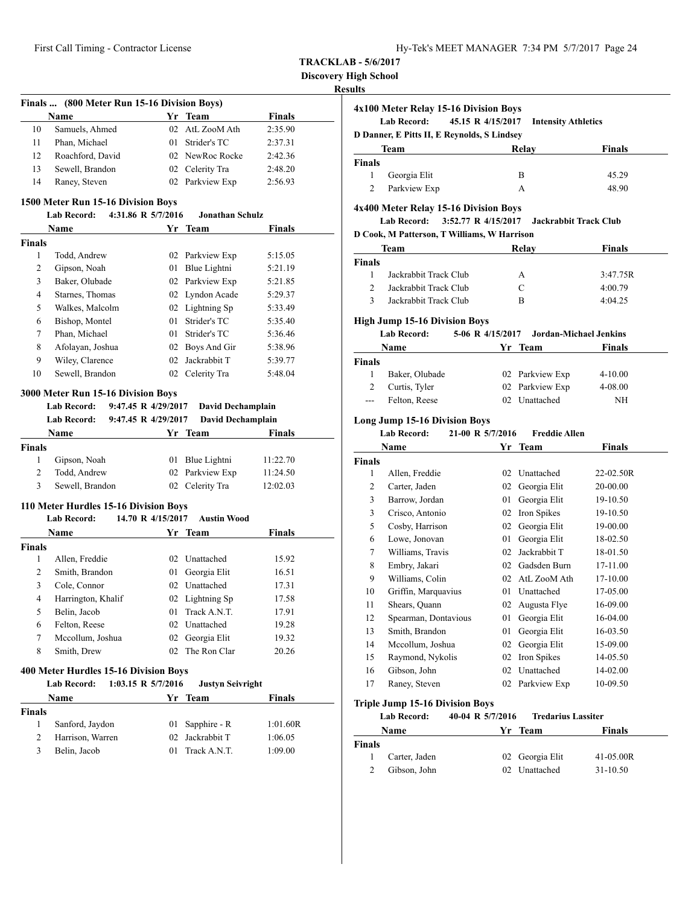**TRACKLAB - 5/6/2017**

**Discovery High School**

**Results**

### Finals ... (800 Meter Run 15-16 Division Boys)

| | Name | Yr | Team | Finals |
|---|---|---|---|---|
| 10 | Samuels, Ahmed | 02 | AtL ZooM Ath | 2:35.90 |
| 11 | Phan, Michael | 01 | Strider's TC | 2:37.31 |
| 12 | Roachford, David | 02 | NewRoc Rocke | 2:42.36 |
| 13 | Sewell, Brandon | 02 | Celerity Tra | 2:48.20 |
| 14 | Raney, Steven | 02 | Parkview Exp | 2:56.93 |

### 1500 Meter Run 15-16 Division Boys

**Lab Record: 4:31.86 R 5/7/2016 Jonathan Schulz**

| | Name | Yr | Team | Finals |
|---|---|---|---|---|
| **Finals** | | | | |
| 1 | Todd, Andrew | 02 | Parkview Exp | 5:15.05 |
| 2 | Gipson, Noah | 01 | Blue Lightni | 5:21.19 |
| 3 | Baker, Olubade | 02 | Parkview Exp | 5:21.85 |
| 4 | Starnes, Thomas | 02 | Lyndon Acade | 5:29.37 |
| 5 | Walkes, Malcolm | 02 | Lightning Sp | 5:33.49 |
| 6 | Bishop, Montel | 01 | Strider's TC | 5:35.40 |
| 7 | Phan, Michael | 01 | Strider's TC | 5:36.46 |
| 8 | Afolayan, Joshua | 02 | Boys And Gir | 5:38.96 |
| 9 | Wiley, Clarence | 02 | Jackrabbit T | 5:39.77 |
| 10 | Sewell, Brandon | 02 | Celerity Tra | 5:48.04 |

### 3000 Meter Run 15-16 Division Boys

**Lab Record: 9:47.45 R 4/29/2017 David Dechamplain**

**Lab Record: 9:47.45 R 4/29/2017 David Dechamplain**

| | Name | Yr | Team | Finals |
|---|---|---|---|---|
| **Finals** | | | | |
| 1 | Gipson, Noah | 01 | Blue Lightni | 11:22.70 |
| 2 | Todd, Andrew | 02 | Parkview Exp | 11:24.50 |
| 3 | Sewell, Brandon | 02 | Celerity Tra | 12:02.03 |

### 110 Meter Hurdles 15-16 Division Boys

**Lab Record: 14.70 R 4/15/2017 Austin Wood**

| | Name | Yr | Team | Finals |
|---|---|---|---|---|
| **Finals** | | | | |
| 1 | Allen, Freddie | 02 | Unattached | 15.92 |
| 2 | Smith, Brandon | 01 | Georgia Elit | 16.51 |
| 3 | Cole, Connor | 02 | Unattached | 17.31 |
| 4 | Harrington, Khalif | 02 | Lightning Sp | 17.58 |
| 5 | Belin, Jacob | 01 | Track A.N.T. | 17.91 |
| 6 | Felton, Reese | 02 | Unattached | 19.28 |
| 7 | Mccollum, Joshua | 02 | Georgia Elit | 19.32 |
| 8 | Smith, Drew | 02 | The Ron Clar | 20.26 |

### 400 Meter Hurdles 15-16 Division Boys

**Lab Record: 1:03.15 R 5/7/2016 Justyn Seivright**

| | Name | Yr | Team | Finals |
|---|---|---|---|---|
| **Finals** | | | | |
| 1 | Sanford, Jaydon | 01 | Sapphire - R | 1:01.60R |
| 2 | Harrison, Warren | 02 | Jackrabbit T | 1:06.05 |
| 3 | Belin, Jacob | 01 | Track A.N.T. | 1:09.00 |

### 4x100 Meter Relay 15-16 Division Boys

**Lab Record: 45.15 R 4/15/2017 Intensity Athletics**

**D Danner, E Pitts II, E Reynolds, S Lindsey**

| | Team | Relay | Finals |
|---|---|---|---|
| **Finals** | | | |
| 1 | Georgia Elit | B | 45.29 |
| 2 | Parkview Exp | A | 48.90 |

### 4x400 Meter Relay 15-16 Division Boys

**Lab Record: 3:52.77 R 4/15/2017 Jackrabbit Track Club**

**D Cook, M Patterson, T Williams, W Harrison**

| | Team | Relay | Finals |
|---|---|---|---|
| **Finals** | | | |
| 1 | Jackrabbit Track Club | A | 3:47.75R |
| 2 | Jackrabbit Track Club | C | 4:00.79 |
| 3 | Jackrabbit Track Club | B | 4:04.25 |

### High Jump 15-16 Division Boys

**Lab Record: 5-06 R 4/15/2017 Jordan-Michael Jenkins**

| | Name | Yr | Team | Finals |
|---|---|---|---|---|
| **Finals** | | | | |
| 1 | Baker, Olubade | 02 | Parkview Exp | 4-10.00 |
| 2 | Curtis, Tyler | 02 | Parkview Exp | 4-08.00 |
| --- | Felton, Reese | 02 | Unattached | NH |

### Long Jump 15-16 Division Boys

**Lab Record: 21-00 R 5/7/2016 Freddie Allen**

| | Name | Yr | Team | Finals |
|---|---|---|---|---|
| **Finals** | | | | |
| 1 | Allen, Freddie | 02 | Unattached | 22-02.50R |
| 2 | Carter, Jaden | 02 | Georgia Elit | 20-00.00 |
| 3 | Barrow, Jordan | 01 | Georgia Elit | 19-10.50 |
| 3 | Crisco, Antonio | 02 | Iron Spikes | 19-10.50 |
| 5 | Cosby, Harrison | 02 | Georgia Elit | 19-00.00 |
| 6 | Lowe, Jonovan | 01 | Georgia Elit | 18-02.50 |
| 7 | Williams, Travis | 02 | Jackrabbit T | 18-01.50 |
| 8 | Embry, Jakari | 02 | Gadsden Burn | 17-11.00 |
| 9 | Williams, Colin | 02 | AtL ZooM Ath | 17-10.00 |
| 10 | Griffin, Marquavius | 01 | Unattached | 17-05.00 |
| 11 | Shears, Quann | 02 | Augusta Flye | 16-09.00 |
| 12 | Spearman, Dontavious | 01 | Georgia Elit | 16-04.00 |
| 13 | Smith, Brandon | 01 | Georgia Elit | 16-03.50 |
| 14 | Mccollum, Joshua | 02 | Georgia Elit | 15-09.00 |
| 15 | Raymond, Nykolis | 02 | Iron Spikes | 14-05.50 |
| 16 | Gibson, John | 02 | Unattached | 14-02.00 |
| 17 | Raney, Steven | 02 | Parkview Exp | 10-09.50 |

### Triple Jump 15-16 Division Boys

**Lab Record: 40-04 R 5/7/2016 Tredarius Lassiter**

| | Name | Yr | Team | Finals |
|---|---|---|---|---|
| **Finals** | | | | |
| 1 | Carter, Jaden | 02 | Georgia Elit | 41-05.00R |
| 2 | Gibson, John | 02 | Unattached | 31-10.50 |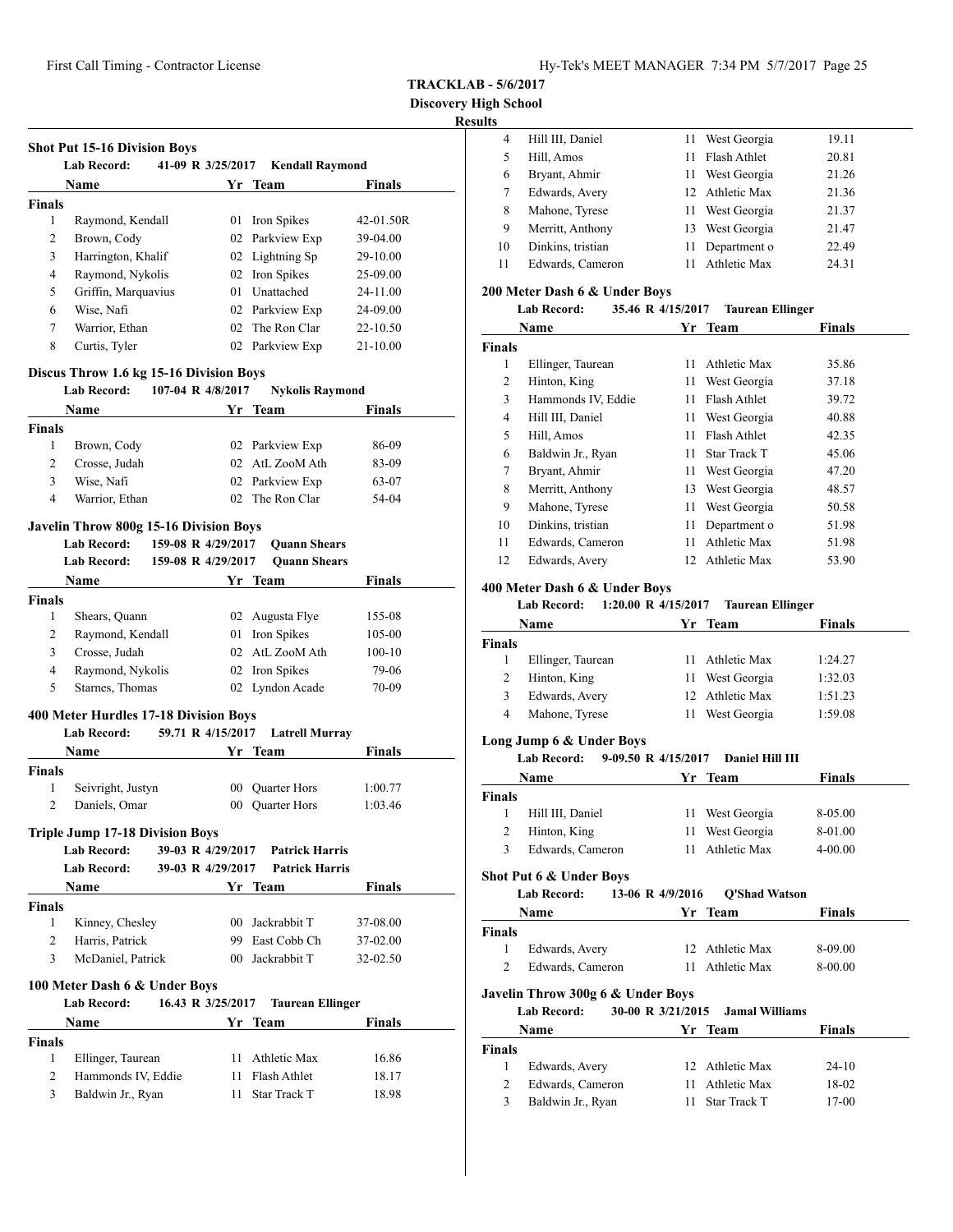**TRACKLAB - 5/6/2017**
**Discovery High School**
**Results**

### Shot Put 15-16 Division Boys

Lab Record: 41-09 R 3/25/2017 Kendall Raymond

| | Name | Yr | Team | Finals |
|---|---|---|---|---|
| **Finals** | | | | |
| 1 | Raymond, Kendall | 01 | Iron Spikes | 42-01.50R |
| 2 | Brown, Cody | 02 | Parkview Exp | 39-04.00 |
| 3 | Harrington, Khalif | 02 | Lightning Sp | 29-10.00 |
| 4 | Raymond, Nykolis | 02 | Iron Spikes | 25-09.00 |
| 5 | Griffin, Marquavius | 01 | Unattached | 24-11.00 |
| 6 | Wise, Nafi | 02 | Parkview Exp | 24-09.00 |
| 7 | Warrior, Ethan | 02 | The Ron Clar | 22-10.50 |
| 8 | Curtis, Tyler | 02 | Parkview Exp | 21-10.00 |

### Discus Throw 1.6 kg 15-16 Division Boys

Lab Record: 107-04 R 4/8/2017 Nykolis Raymond

| | Name | Yr | Team | Finals |
|---|---|---|---|---|
| **Finals** | | | | |
| 1 | Brown, Cody | 02 | Parkview Exp | 86-09 |
| 2 | Crosse, Judah | 02 | AtL ZooM Ath | 83-09 |
| 3 | Wise, Nafi | 02 | Parkview Exp | 63-07 |
| 4 | Warrior, Ethan | 02 | The Ron Clar | 54-04 |

### Javelin Throw 800g 15-16 Division Boys

Lab Record: 159-08 R 4/29/2017 Quann Shears
Lab Record: 159-08 R 4/29/2017 Quann Shears

| | Name | Yr | Team | Finals |
|---|---|---|---|---|
| **Finals** | | | | |
| 1 | Shears, Quann | 02 | Augusta Flye | 155-08 |
| 2 | Raymond, Kendall | 01 | Iron Spikes | 105-00 |
| 3 | Crosse, Judah | 02 | AtL ZooM Ath | 100-10 |
| 4 | Raymond, Nykolis | 02 | Iron Spikes | 79-06 |
| 5 | Starnes, Thomas | 02 | Lyndon Acade | 70-09 |

### 400 Meter Hurdles 17-18 Division Boys

Lab Record: 59.71 R 4/15/2017 Latrell Murray

| | Name | Yr | Team | Finals |
|---|---|---|---|---|
| **Finals** | | | | |
| 1 | Seivright, Justyn | 00 | Quarter Hors | 1:00.77 |
| 2 | Daniels, Omar | 00 | Quarter Hors | 1:03.46 |

### Triple Jump 17-18 Division Boys

Lab Record: 39-03 R 4/29/2017 Patrick Harris
Lab Record: 39-03 R 4/29/2017 Patrick Harris

| | Name | Yr | Team | Finals |
|---|---|---|---|---|
| **Finals** | | | | |
| 1 | Kinney, Chesley | 00 | Jackrabbit T | 37-08.00 |
| 2 | Harris, Patrick | 99 | East Cobb Ch | 37-02.00 |
| 3 | McDaniel, Patrick | 00 | Jackrabbit T | 32-02.50 |

### 100 Meter Dash 6 & Under Boys

Lab Record: 16.43 R 3/25/2017 Taurean Ellinger

| | Name | Yr | Team | Finals |
|---|---|---|---|---|
| **Finals** | | | | |
| 1 | Ellinger, Taurean | 11 | Athletic Max | 16.86 |
| 2 | Hammonds IV, Eddie | 11 | Flash Athlet | 18.17 |
| 3 | Baldwin Jr., Ryan | 11 | Star Track T | 18.98 |
| 4 | Hill III, Daniel | 11 | West Georgia | 19.11 |
| 5 | Hill, Amos | 11 | Flash Athlet | 20.81 |
| 6 | Bryant, Ahmir | 11 | West Georgia | 21.26 |
| 7 | Edwards, Avery | 12 | Athletic Max | 21.36 |
| 8 | Mahone, Tyrese | 11 | West Georgia | 21.37 |
| 9 | Merritt, Anthony | 13 | West Georgia | 21.47 |
| 10 | Dinkins, tristian | 11 | Department o | 22.49 |
| 11 | Edwards, Cameron | 11 | Athletic Max | 24.31 |

### 200 Meter Dash 6 & Under Boys

Lab Record: 35.46 R 4/15/2017 Taurean Ellinger

| | Name | Yr | Team | Finals |
|---|---|---|---|---|
| **Finals** | | | | |
| 1 | Ellinger, Taurean | 11 | Athletic Max | 35.86 |
| 2 | Hinton, King | 11 | West Georgia | 37.18 |
| 3 | Hammonds IV, Eddie | 11 | Flash Athlet | 39.72 |
| 4 | Hill III, Daniel | 11 | West Georgia | 40.88 |
| 5 | Hill, Amos | 11 | Flash Athlet | 42.35 |
| 6 | Baldwin Jr., Ryan | 11 | Star Track T | 45.06 |
| 7 | Bryant, Ahmir | 11 | West Georgia | 47.20 |
| 8 | Merritt, Anthony | 13 | West Georgia | 48.57 |
| 9 | Mahone, Tyrese | 11 | West Georgia | 50.58 |
| 10 | Dinkins, tristian | 11 | Department o | 51.98 |
| 11 | Edwards, Cameron | 11 | Athletic Max | 51.98 |
| 12 | Edwards, Avery | 12 | Athletic Max | 53.90 |

### 400 Meter Dash 6 & Under Boys

Lab Record: 1:20.00 R 4/15/2017 Taurean Ellinger

| | Name | Yr | Team | Finals |
|---|---|---|---|---|
| **Finals** | | | | |
| 1 | Ellinger, Taurean | 11 | Athletic Max | 1:24.27 |
| 2 | Hinton, King | 11 | West Georgia | 1:32.03 |
| 3 | Edwards, Avery | 12 | Athletic Max | 1:51.23 |
| 4 | Mahone, Tyrese | 11 | West Georgia | 1:59.08 |

### Long Jump 6 & Under Boys

Lab Record: 9-09.50 R 4/15/2017 Daniel Hill III

| | Name | Yr | Team | Finals |
|---|---|---|---|---|
| **Finals** | | | | |
| 1 | Hill III, Daniel | 11 | West Georgia | 8-05.00 |
| 2 | Hinton, King | 11 | West Georgia | 8-01.00 |
| 3 | Edwards, Cameron | 11 | Athletic Max | 4-00.00 |

### Shot Put 6 & Under Boys

Lab Record: 13-06 R 4/9/2016 Q'Shad Watson

| | Name | Yr | Team | Finals |
|---|---|---|---|---|
| **Finals** | | | | |
| 1 | Edwards, Avery | 12 | Athletic Max | 8-09.00 |
| 2 | Edwards, Cameron | 11 | Athletic Max | 8-00.00 |

### Javelin Throw 300g 6 & Under Boys

Lab Record: 30-00 R 3/21/2015 Jamal Williams

| | Name | Yr | Team | Finals |
|---|---|---|---|---|
| **Finals** | | | | |
| 1 | Edwards, Avery | 12 | Athletic Max | 24-10 |
| 2 | Edwards, Cameron | 11 | Athletic Max | 18-02 |
| 3 | Baldwin Jr., Ryan | 11 | Star Track T | 17-00 |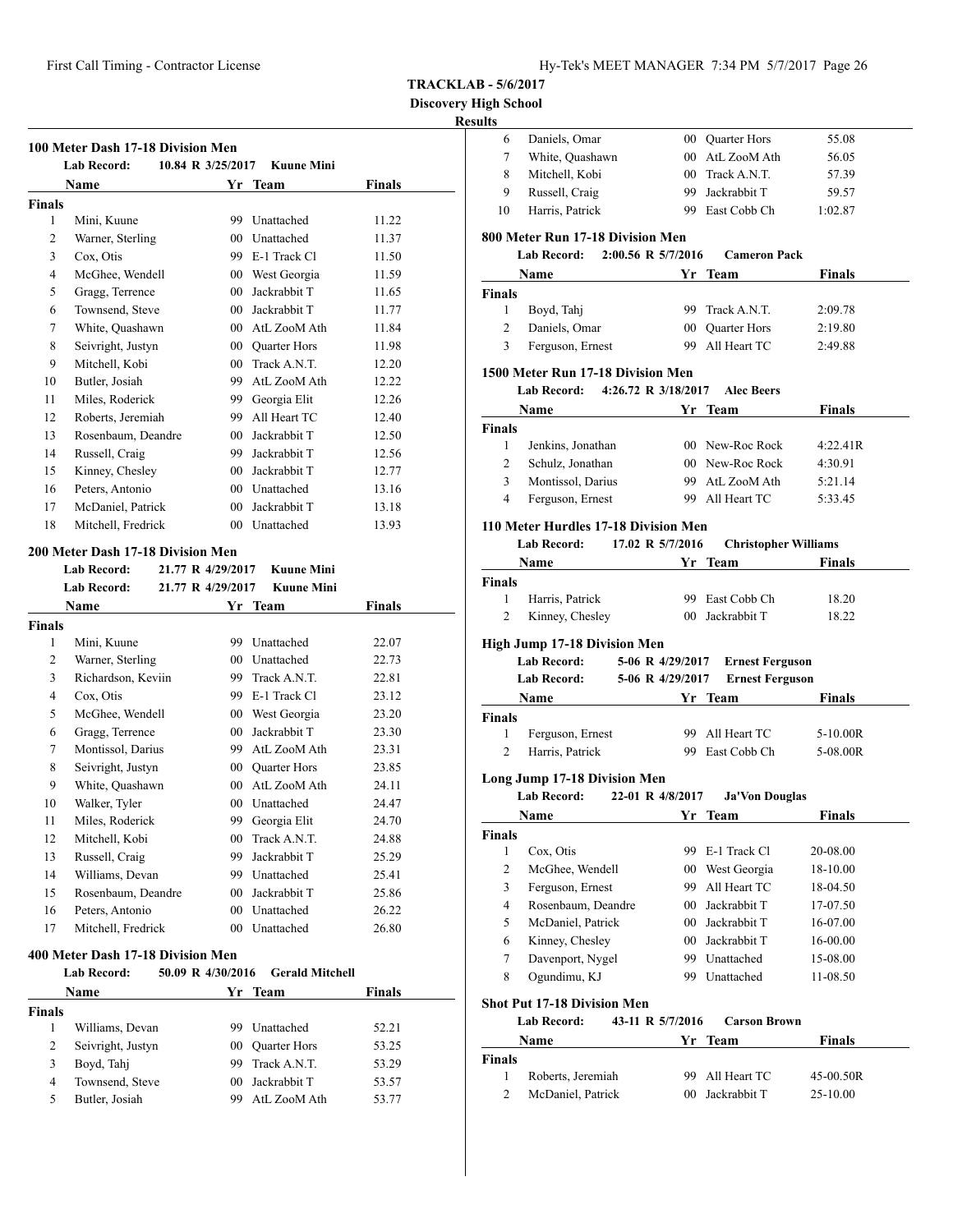**TRACKLAB - 5/6/2017**
**Discovery High School**
**Results**

### 100 Meter Dash 17-18 Division Men

**Lab Record:** 10.84 R 3/25/2017 **Kuune Mini**

| | Name | Yr | Team | Finals |
|---|---|---|---|---|
| **Finals** | | | | |
| 1 | Mini, Kuune | 99 | Unattached | 11.22 |
| 2 | Warner, Sterling | 00 | Unattached | 11.37 |
| 3 | Cox, Otis | 99 | E-1 Track Cl | 11.50 |
| 4 | McGhee, Wendell | 00 | West Georgia | 11.59 |
| 5 | Gragg, Terrence | 00 | Jackrabbit T | 11.65 |
| 6 | Townsend, Steve | 00 | Jackrabbit T | 11.77 |
| 7 | White, Quashawn | 00 | AtL ZooM Ath | 11.84 |
| 8 | Seivright, Justyn | 00 | Quarter Hors | 11.98 |
| 9 | Mitchell, Kobi | 00 | Track A.N.T. | 12.20 |
| 10 | Butler, Josiah | 99 | AtL ZooM Ath | 12.22 |
| 11 | Miles, Roderick | 99 | Georgia Elit | 12.26 |
| 12 | Roberts, Jeremiah | 99 | All Heart TC | 12.40 |
| 13 | Rosenbaum, Deandre | 00 | Jackrabbit T | 12.50 |
| 14 | Russell, Craig | 99 | Jackrabbit T | 12.56 |
| 15 | Kinney, Chesley | 00 | Jackrabbit T | 12.77 |
| 16 | Peters, Antonio | 00 | Unattached | 13.16 |
| 17 | McDaniel, Patrick | 00 | Jackrabbit T | 13.18 |
| 18 | Mitchell, Fredrick | 00 | Unattached | 13.93 |

### 200 Meter Dash 17-18 Division Men

**Lab Record:** 21.77 R 4/29/2017 **Kuune Mini**
**Lab Record:** 21.77 R 4/29/2017 **Kuune Mini**

| | Name | Yr | Team | Finals |
|---|---|---|---|---|
| **Finals** | | | | |
| 1 | Mini, Kuune | 99 | Unattached | 22.07 |
| 2 | Warner, Sterling | 00 | Unattached | 22.73 |
| 3 | Richardson, Keviin | 99 | Track A.N.T. | 22.81 |
| 4 | Cox, Otis | 99 | E-1 Track Cl | 23.12 |
| 5 | McGhee, Wendell | 00 | West Georgia | 23.20 |
| 6 | Gragg, Terrence | 00 | Jackrabbit T | 23.30 |
| 7 | Montissol, Darius | 99 | AtL ZooM Ath | 23.31 |
| 8 | Seivright, Justyn | 00 | Quarter Hors | 23.85 |
| 9 | White, Quashawn | 00 | AtL ZooM Ath | 24.11 |
| 10 | Walker, Tyler | 00 | Unattached | 24.47 |
| 11 | Miles, Roderick | 99 | Georgia Elit | 24.70 |
| 12 | Mitchell, Kobi | 00 | Track A.N.T. | 24.88 |
| 13 | Russell, Craig | 99 | Jackrabbit T | 25.29 |
| 14 | Williams, Devan | 99 | Unattached | 25.41 |
| 15 | Rosenbaum, Deandre | 00 | Jackrabbit T | 25.86 |
| 16 | Peters, Antonio | 00 | Unattached | 26.22 |
| 17 | Mitchell, Fredrick | 00 | Unattached | 26.80 |

### 400 Meter Dash 17-18 Division Men

**Lab Record:** 50.09 R 4/30/2016 **Gerald Mitchell**

| | Name | Yr | Team | Finals |
|---|---|---|---|---|
| **Finals** | | | | |
| 1 | Williams, Devan | 99 | Unattached | 52.21 |
| 2 | Seivright, Justyn | 00 | Quarter Hors | 53.25 |
| 3 | Boyd, Tahj | 99 | Track A.N.T. | 53.29 |
| 4 | Townsend, Steve | 00 | Jackrabbit T | 53.57 |
| 5 | Butler, Josiah | 99 | AtL ZooM Ath | 53.77 |
| 6 | Daniels, Omar | 00 | Quarter Hors | 55.08 |
| 7 | White, Quashawn | 00 | AtL ZooM Ath | 56.05 |
| 8 | Mitchell, Kobi | 00 | Track A.N.T. | 57.39 |
| 9 | Russell, Craig | 99 | Jackrabbit T | 59.57 |
| 10 | Harris, Patrick | 99 | East Cobb Ch | 1:02.87 |

### 800 Meter Run 17-18 Division Men

**Lab Record:** 2:00.56 R 5/7/2016 **Cameron Pack**

| | Name | Yr | Team | Finals |
|---|---|---|---|---|
| **Finals** | | | | |
| 1 | Boyd, Tahj | 99 | Track A.N.T. | 2:09.78 |
| 2 | Daniels, Omar | 00 | Quarter Hors | 2:19.80 |
| 3 | Ferguson, Ernest | 99 | All Heart TC | 2:49.88 |

### 1500 Meter Run 17-18 Division Men

**Lab Record:** 4:26.72 R 3/18/2017 **Alec Beers**

| | Name | Yr | Team | Finals |
|---|---|---|---|---|
| **Finals** | | | | |
| 1 | Jenkins, Jonathan | 00 | New-Roc Rock | 4:22.41R |
| 2 | Schulz, Jonathan | 00 | New-Roc Rock | 4:30.91 |
| 3 | Montissol, Darius | 99 | AtL ZooM Ath | 5:21.14 |
| 4 | Ferguson, Ernest | 99 | All Heart TC | 5:33.45 |

### 110 Meter Hurdles 17-18 Division Men

**Lab Record:** 17.02 R 5/7/2016 **Christopher Williams**

| | Name | Yr | Team | Finals |
|---|---|---|---|---|
| **Finals** | | | | |
| 1 | Harris, Patrick | 99 | East Cobb Ch | 18.20 |
| 2 | Kinney, Chesley | 00 | Jackrabbit T | 18.22 |

### High Jump 17-18 Division Men

**Lab Record:** 5-06 R 4/29/2017 **Ernest Ferguson**
**Lab Record:** 5-06 R 4/29/2017 **Ernest Ferguson**

| | Name | Yr | Team | Finals |
|---|---|---|---|---|
| **Finals** | | | | |
| 1 | Ferguson, Ernest | 99 | All Heart TC | 5-10.00R |
| 2 | Harris, Patrick | 99 | East Cobb Ch | 5-08.00R |

### Long Jump 17-18 Division Men

**Lab Record:** 22-01 R 4/8/2017 **Ja'Von Douglas**

| | Name | Yr | Team | Finals |
|---|---|---|---|---|
| **Finals** | | | | |
| 1 | Cox, Otis | 99 | E-1 Track Cl | 20-08.00 |
| 2 | McGhee, Wendell | 00 | West Georgia | 18-10.00 |
| 3 | Ferguson, Ernest | 99 | All Heart TC | 18-04.50 |
| 4 | Rosenbaum, Deandre | 00 | Jackrabbit T | 17-07.50 |
| 5 | McDaniel, Patrick | 00 | Jackrabbit T | 16-07.00 |
| 6 | Kinney, Chesley | 00 | Jackrabbit T | 16-00.00 |
| 7 | Davenport, Nygel | 99 | Unattached | 15-08.00 |
| 8 | Ogundimu, KJ | 99 | Unattached | 11-08.50 |

### Shot Put 17-18 Division Men

**Lab Record:** 43-11 R 5/7/2016 **Carson Brown**

| | Name | Yr | Team | Finals |
|---|---|---|---|---|
| **Finals** | | | | |
| 1 | Roberts, Jeremiah | 99 | All Heart TC | 45-00.50R |
| 2 | McDaniel, Patrick | 00 | Jackrabbit T | 25-10.00 |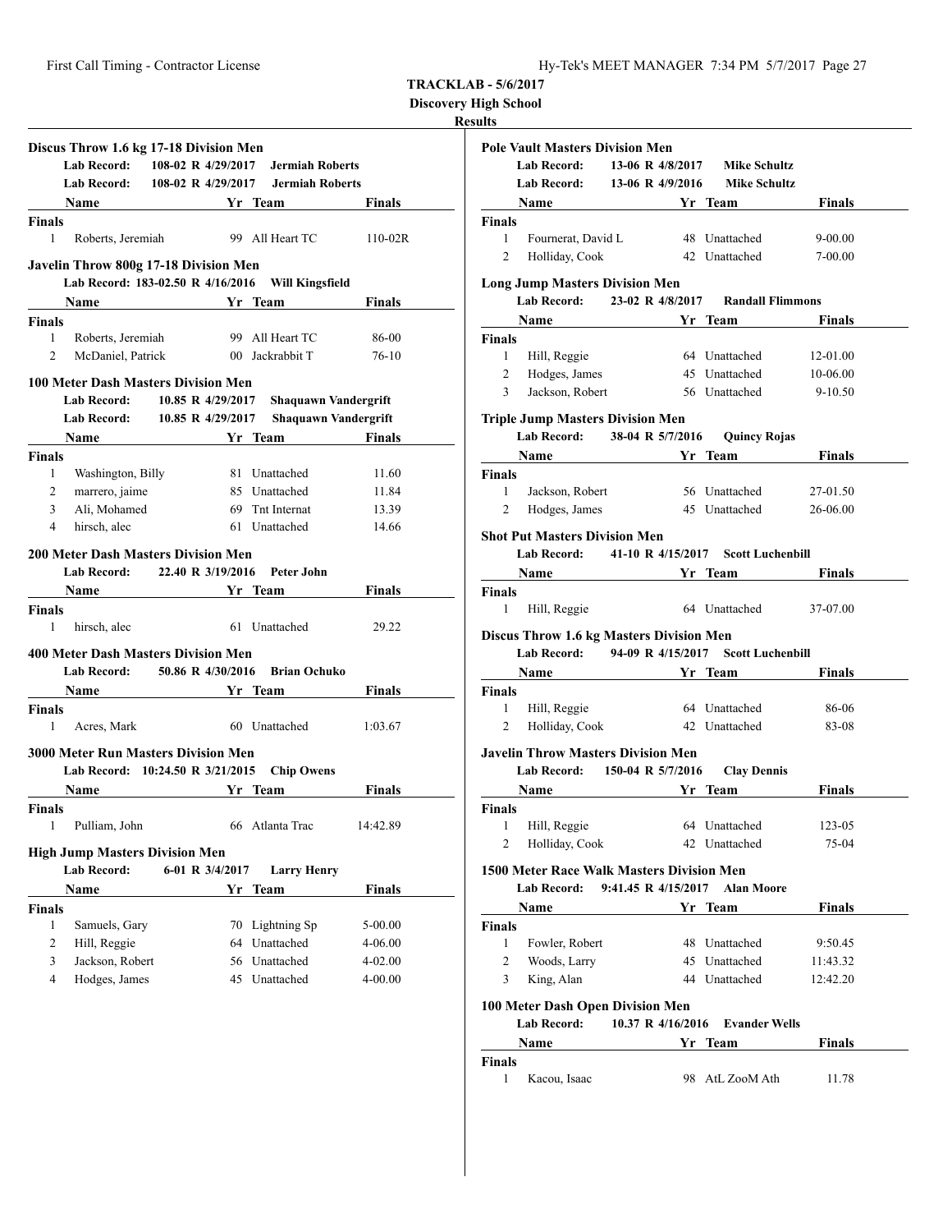**TRACKLAB - 5/6/2017**

**Discovery High School**

**Results**

### Discus Throw 1.6 kg 17-18 Division Men

**Lab Record:** 108-02 R 4/29/2017 **Jermiah Roberts**

**Lab Record:** 108-02 R 4/29/2017 **Jermiah Roberts**

| | Name | Yr | Team | Finals |
|---|---|---|---|---|
| **Finals** | | | | |
| 1 | Roberts, Jeremiah | 99 | All Heart TC | 110-02R |

### Javelin Throw 800g 17-18 Division Men

**Lab Record:** 183-02.50 R 4/16/2016 **Will Kingsfield**

| | Name | Yr | Team | Finals |
|---|---|---|---|---|
| **Finals** | | | | |
| 1 | Roberts, Jeremiah | 99 | All Heart TC | 86-00 |
| 2 | McDaniel, Patrick | 00 | Jackrabbit T | 76-10 |

### 100 Meter Dash Masters Division Men

**Lab Record:** 10.85 R 4/29/2017 **Shaquawn Vandergrift**

**Lab Record:** 10.85 R 4/29/2017 **Shaquawn Vandergrift**

| | Name | Yr | Team | Finals |
|---|---|---|---|---|
| **Finals** | | | | |
| 1 | Washington, Billy | 81 | Unattached | 11.60 |
| 2 | marrero, jaime | 85 | Unattached | 11.84 |
| 3 | Ali, Mohamed | 69 | Tnt Internat | 13.39 |
| 4 | hirsch, alec | 61 | Unattached | 14.66 |

### 200 Meter Dash Masters Division Men

**Lab Record:** 22.40 R 3/19/2016 **Peter John**

| | Name | Yr | Team | Finals |
|---|---|---|---|---|
| **Finals** | | | | |
| 1 | hirsch, alec | 61 | Unattached | 29.22 |

### 400 Meter Dash Masters Division Men

**Lab Record:** 50.86 R 4/30/2016 **Brian Ochuko**

| | Name | Yr | Team | Finals |
|---|---|---|---|---|
| **Finals** | | | | |
| 1 | Acres, Mark | 60 | Unattached | 1:03.67 |

### 3000 Meter Run Masters Division Men

**Lab Record:** 10:24.50 R 3/21/2015 **Chip Owens**

| | Name | Yr | Team | Finals |
|---|---|---|---|---|
| **Finals** | | | | |
| 1 | Pulliam, John | 66 | Atlanta Trac | 14:42.89 |

### High Jump Masters Division Men

**Lab Record:** 6-01 R 3/4/2017 **Larry Henry**

| | Name | Yr | Team | Finals |
|---|---|---|---|---|
| **Finals** | | | | |
| 1 | Samuels, Gary | 70 | Lightning Sp | 5-00.00 |
| 2 | Hill, Reggie | 64 | Unattached | 4-06.00 |
| 3 | Jackson, Robert | 56 | Unattached | 4-02.00 |
| 4 | Hodges, James | 45 | Unattached | 4-00.00 |

### Pole Vault Masters Division Men

**Lab Record:** 13-06 R 4/8/2017 **Mike Schultz**

**Lab Record:** 13-06 R 4/9/2016 **Mike Schultz**

| | Name | Yr | Team | Finals |
|---|---|---|---|---|
| **Finals** | | | | |
| 1 | Fournerat, David L | 48 | Unattached | 9-00.00 |
| 2 | Holliday, Cook | 42 | Unattached | 7-00.00 |

### Long Jump Masters Division Men

**Lab Record:** 23-02 R 4/8/2017 **Randall Flimmons**

| | Name | Yr | Team | Finals |
|---|---|---|---|---|
| **Finals** | | | | |
| 1 | Hill, Reggie | 64 | Unattached | 12-01.00 |
| 2 | Hodges, James | 45 | Unattached | 10-06.00 |
| 3 | Jackson, Robert | 56 | Unattached | 9-10.50 |

### Triple Jump Masters Division Men

**Lab Record:** 38-04 R 5/7/2016 **Quincy Rojas**

| | Name | Yr | Team | Finals |
|---|---|---|---|---|
| **Finals** | | | | |
| 1 | Jackson, Robert | 56 | Unattached | 27-01.50 |
| 2 | Hodges, James | 45 | Unattached | 26-06.00 |

### Shot Put Masters Division Men

**Lab Record:** 41-10 R 4/15/2017 **Scott Luchenbill**

| | Name | Yr | Team | Finals |
|---|---|---|---|---|
| **Finals** | | | | |
| 1 | Hill, Reggie | 64 | Unattached | 37-07.00 |

### Discus Throw 1.6 kg Masters Division Men

**Lab Record:** 94-09 R 4/15/2017 **Scott Luchenbill**

| | Name | Yr | Team | Finals |
|---|---|---|---|---|
| **Finals** | | | | |
| 1 | Hill, Reggie | 64 | Unattached | 86-06 |
| 2 | Holliday, Cook | 42 | Unattached | 83-08 |

### Javelin Throw Masters Division Men

**Lab Record:** 150-04 R 5/7/2016 **Clay Dennis**

| | Name | Yr | Team | Finals |
|---|---|---|---|---|
| **Finals** | | | | |
| 1 | Hill, Reggie | 64 | Unattached | 123-05 |
| 2 | Holliday, Cook | 42 | Unattached | 75-04 |

### 1500 Meter Race Walk Masters Division Men

**Lab Record:** 9:41.45 R 4/15/2017 **Alan Moore**

| | Name | Yr | Team | Finals |
|---|---|---|---|---|
| **Finals** | | | | |
| 1 | Fowler, Robert | 48 | Unattached | 9:50.45 |
| 2 | Woods, Larry | 45 | Unattached | 11:43.32 |
| 3 | King, Alan | 44 | Unattached | 12:42.20 |

### 100 Meter Dash Open Division Men

**Lab Record:** 10.37 R 4/16/2016 **Evander Wells**

| | Name | Yr | Team | Finals |
|---|---|---|---|---|
| **Finals** | | | | |
| 1 | Kacou, Isaac | 98 | AtL ZooM Ath | 11.78 |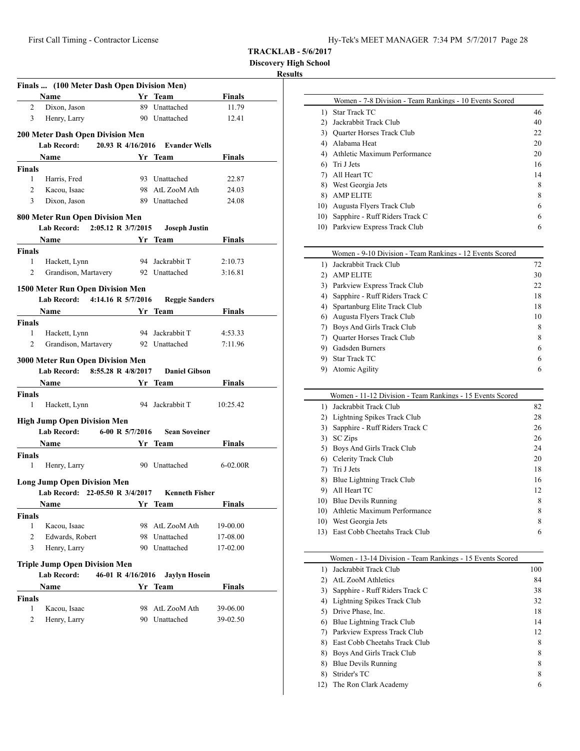**TRACKLAB - 5/6/2017**

**Discovery High School**

**Results**

### Finals ... (100 Meter Dash Open Division Men)

| | Name | Yr | Team | Finals |
|---|---|---|---|---|
| 2 | Dixon, Jason | 89 | Unattached | 11.79 |
| 3 | Henry, Larry | 90 | Unattached | 12.41 |

### 200 Meter Dash Open Division Men

**Lab Record:** 20.93 R 4/16/2016 **Evander Wells**

| | Name | Yr | Team | Finals |
|---|---|---|---|---|
| **Finals** | | | | |
| 1 | Harris, Fred | 93 | Unattached | 22.87 |
| 2 | Kacou, Isaac | 98 | AtL ZooM Ath | 24.03 |
| 3 | Dixon, Jason | 89 | Unattached | 24.08 |

### 800 Meter Run Open Division Men

**Lab Record:** 2:05.12 R 3/7/2015 **Joseph Justin**

| | Name | Yr | Team | Finals |
|---|---|---|---|---|
| **Finals** | | | | |
| 1 | Hackett, Lynn | 94 | Jackrabbit T | 2:10.73 |
| 2 | Grandison, Martavery | 92 | Unattached | 3:16.81 |

### 1500 Meter Run Open Division Men

**Lab Record:** 4:14.16 R 5/7/2016 **Reggie Sanders**

| | Name | Yr | Team | Finals |
|---|---|---|---|---|
| **Finals** | | | | |
| 1 | Hackett, Lynn | 94 | Jackrabbit T | 4:53.33 |
| 2 | Grandison, Martavery | 92 | Unattached | 7:11.96 |

### 3000 Meter Run Open Division Men

**Lab Record:** 8:55.28 R 4/8/2017 **Daniel Gibson**

| | Name | Yr | Team | Finals |
|---|---|---|---|---|
| **Finals** | | | | |
| 1 | Hackett, Lynn | 94 | Jackrabbit T | 10:25.42 |

### High Jump Open Division Men

**Lab Record:** 6-00 R 5/7/2016 **Sean Soveiner**

| | Name | Yr | Team | Finals |
|---|---|---|---|---|
| **Finals** | | | | |
| 1 | Henry, Larry | 90 | Unattached | 6-02.00R |

### Long Jump Open Division Men

**Lab Record:** 22-05.50 R 3/4/2017 **Kenneth Fisher**

| | Name | Yr | Team | Finals |
|---|---|---|---|---|
| **Finals** | | | | |
| 1 | Kacou, Isaac | 98 | AtL ZooM Ath | 19-00.00 |
| 2 | Edwards, Robert | 98 | Unattached | 17-08.00 |
| 3 | Henry, Larry | 90 | Unattached | 17-02.00 |

### Triple Jump Open Division Men

**Lab Record:** 46-01 R 4/16/2016 **Jaylyn Hosein**

| | Name | Yr | Team | Finals |
|---|---|---|---|---|
| **Finals** | | | | |
| 1 | Kacou, Isaac | 98 | AtL ZooM Ath | 39-06.00 |
| 2 | Henry, Larry | 90 | Unattached | 39-02.50 |

### Women - 7-8 Division - Team Rankings - 10 Events Scored

| Rank | Team | Points |
|---|---|---|
| 1) | Star Track TC | 46 |
| 2) | Jackrabbit Track Club | 40 |
| 3) | Quarter Horses Track Club | 22 |
| 4) | Alabama Heat | 20 |
| 4) | Athletic Maximum Performance | 20 |
| 6) | Tri J Jets | 16 |
| 7) | All Heart TC | 14 |
| 8) | West Georgia Jets | 8 |
| 8) | AMP ELITE | 8 |
| 10) | Augusta Flyers Track Club | 6 |
| 10) | Sapphire - Ruff Riders Track C | 6 |
| 10) | Parkview Express Track Club | 6 |

### Women - 9-10 Division - Team Rankings - 12 Events Scored

| Rank | Team | Points |
|---|---|---|
| 1) | Jackrabbit Track Club | 72 |
| 2) | AMP ELITE | 30 |
| 3) | Parkview Express Track Club | 22 |
| 4) | Sapphire - Ruff Riders Track C | 18 |
| 4) | Spartanburg Elite Track Club | 18 |
| 6) | Augusta Flyers Track Club | 10 |
| 7) | Boys And Girls Track Club | 8 |
| 7) | Quarter Horses Track Club | 8 |
| 9) | Gadsden Burners | 6 |
| 9) | Star Track TC | 6 |
| 9) | Atomic Agility | 6 |

### Women - 11-12 Division - Team Rankings - 15 Events Scored

| Rank | Team | Points |
|---|---|---|
| 1) | Jackrabbit Track Club | 82 |
| 2) | Lightning Spikes Track Club | 28 |
| 3) | Sapphire - Ruff Riders Track C | 26 |
| 3) | SC Zips | 26 |
| 5) | Boys And Girls Track Club | 24 |
| 6) | Celerity Track Club | 20 |
| 7) | Tri J Jets | 18 |
| 8) | Blue Lightning Track Club | 16 |
| 9) | All Heart TC | 12 |
| 10) | Blue Devils Running | 8 |
| 10) | Athletic Maximum Performance | 8 |
| 10) | West Georgia Jets | 8 |
| 13) | East Cobb Cheetahs Track Club | 6 |

### Women - 13-14 Division - Team Rankings - 15 Events Scored

| Rank | Team | Points |
|---|---|---|
| 1) | Jackrabbit Track Club | 100 |
| 2) | AtL ZooM Athletics | 84 |
| 3) | Sapphire - Ruff Riders Track C | 38 |
| 4) | Lightning Spikes Track Club | 32 |
| 5) | Drive Phase, Inc. | 18 |
| 6) | Blue Lightning Track Club | 14 |
| 7) | Parkview Express Track Club | 12 |
| 8) | East Cobb Cheetahs Track Club | 8 |
| 8) | Boys And Girls Track Club | 8 |
| 8) | Blue Devils Running | 8 |
| 8) | Strider's TC | 8 |
| 12) | The Ron Clark Academy | 6 |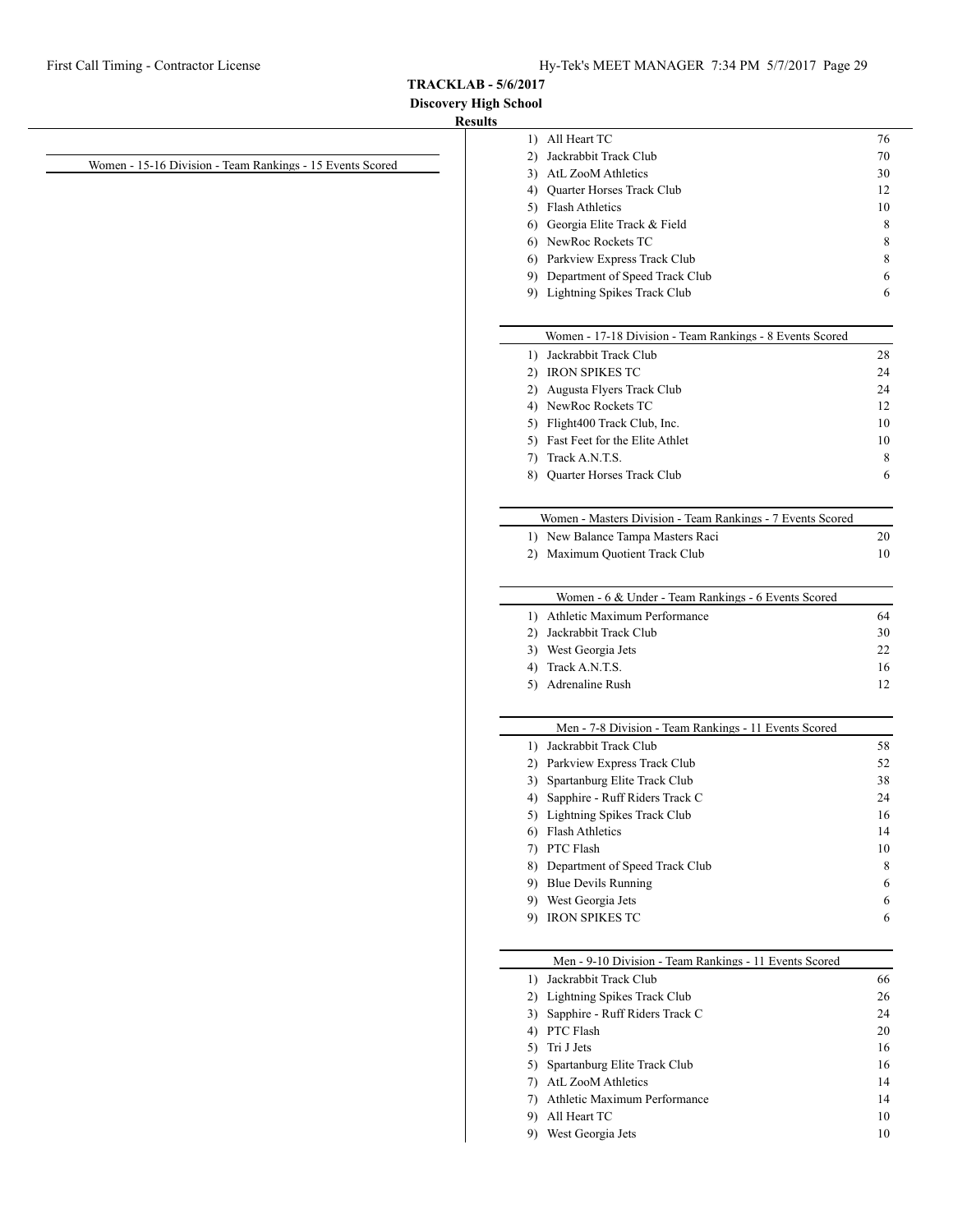**TRACKLAB - 5/6/2017**

**Discovery High School**

**Results**

Women - 15-16 Division - Team Rankings - 15 Events Scored

| Place | Team | Points |
|---|---|---|
| 1) | All Heart TC | 76 |
| 2) | Jackrabbit Track Club | 70 |
| 3) | AtL ZooM Athletics | 30 |
| 4) | Quarter Horses Track Club | 12 |
| 5) | Flash Athletics | 10 |
| 6) | Georgia Elite Track & Field | 8 |
| 6) | NewRoc Rockets TC | 8 |
| 6) | Parkview Express Track Club | 8 |
| 9) | Department of Speed Track Club | 6 |
| 9) | Lightning Spikes Track Club | 6 |

Women - 17-18 Division - Team Rankings - 8 Events Scored

| Place | Team | Points |
|---|---|---|
| 1) | Jackrabbit Track Club | 28 |
| 2) | IRON SPIKES TC | 24 |
| 2) | Augusta Flyers Track Club | 24 |
| 4) | NewRoc Rockets TC | 12 |
| 5) | Flight400 Track Club, Inc. | 10 |
| 5) | Fast Feet for the Elite Athlet | 10 |
| 7) | Track A.N.T.S. | 8 |
| 8) | Quarter Horses Track Club | 6 |

Women - Masters Division - Team Rankings - 7 Events Scored

| Place | Team | Points |
|---|---|---|
| 1) | New Balance Tampa Masters Raci | 20 |
| 2) | Maximum Quotient Track Club | 10 |

Women - 6 & Under - Team Rankings - 6 Events Scored

| Place | Team | Points |
|---|---|---|
| 1) | Athletic Maximum Performance | 64 |
| 2) | Jackrabbit Track Club | 30 |
| 3) | West Georgia Jets | 22 |
| 4) | Track A.N.T.S. | 16 |
| 5) | Adrenaline Rush | 12 |

Men - 7-8 Division - Team Rankings - 11 Events Scored

| Place | Team | Points |
|---|---|---|
| 1) | Jackrabbit Track Club | 58 |
| 2) | Parkview Express Track Club | 52 |
| 3) | Spartanburg Elite Track Club | 38 |
| 4) | Sapphire - Ruff Riders Track C | 24 |
| 5) | Lightning Spikes Track Club | 16 |
| 6) | Flash Athletics | 14 |
| 7) | PTC Flash | 10 |
| 8) | Department of Speed Track Club | 8 |
| 9) | Blue Devils Running | 6 |
| 9) | West Georgia Jets | 6 |
| 9) | IRON SPIKES TC | 6 |

Men - 9-10 Division - Team Rankings - 11 Events Scored

| Place | Team | Points |
|---|---|---|
| 1) | Jackrabbit Track Club | 66 |
| 2) | Lightning Spikes Track Club | 26 |
| 3) | Sapphire - Ruff Riders Track C | 24 |
| 4) | PTC Flash | 20 |
| 5) | Tri J Jets | 16 |
| 5) | Spartanburg Elite Track Club | 16 |
| 7) | AtL ZooM Athletics | 14 |
| 7) | Athletic Maximum Performance | 14 |
| 9) | All Heart TC | 10 |
| 9) | West Georgia Jets | 10 |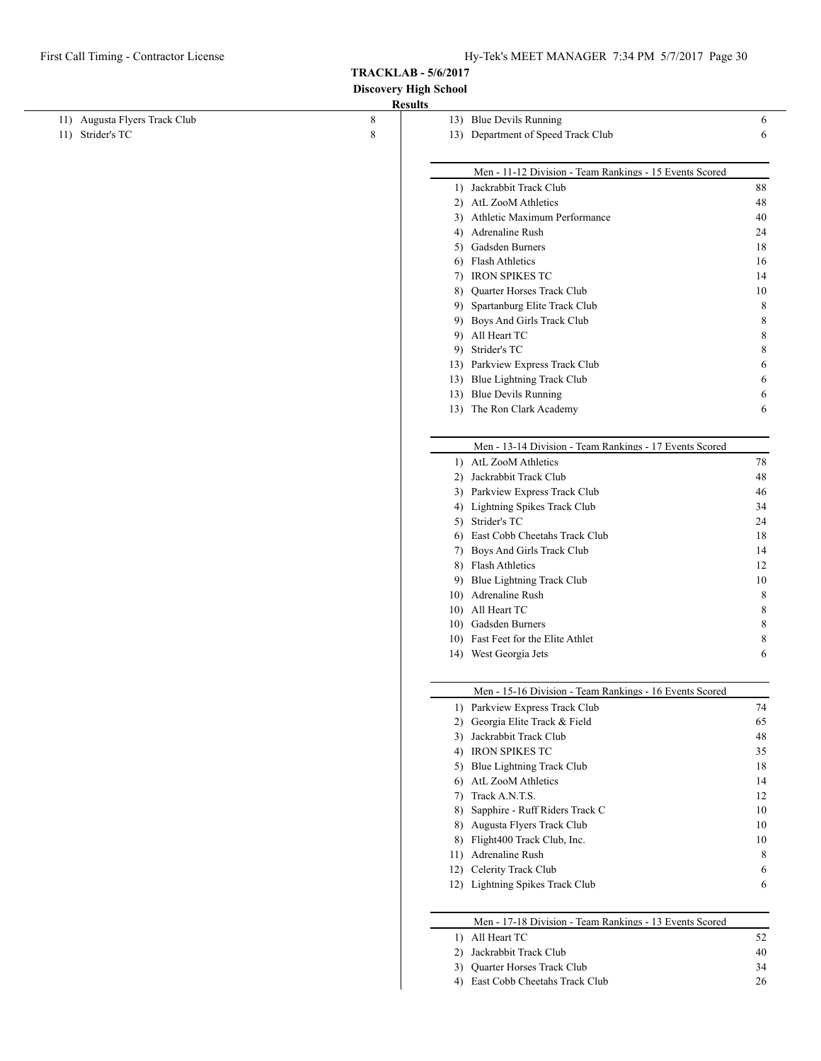**TRACKLAB - 5/6/2017**
**Discovery High School**
**Results**

| | |
|---|---|
| 11) Augusta Flyers Track Club | 8 |
| 11) Strider's TC | 8 |
| 13) Blue Devils Running | 6 |
| 13) Department of Speed Track Club | 6 |

| Men - 11-12 Division - Team Rankings - 15 Events Scored | |
|---|---|
| 1) Jackrabbit Track Club | 88 |
| 2) AtL ZooM Athletics | 48 |
| 3) Athletic Maximum Performance | 40 |
| 4) Adrenaline Rush | 24 |
| 5) Gadsden Burners | 18 |
| 6) Flash Athletics | 16 |
| 7) IRON SPIKES TC | 14 |
| 8) Quarter Horses Track Club | 10 |
| 9) Spartanburg Elite Track Club | 8 |
| 9) Boys And Girls Track Club | 8 |
| 9) All Heart TC | 8 |
| 9) Strider's TC | 8 |
| 13) Parkview Express Track Club | 6 |
| 13) Blue Lightning Track Club | 6 |
| 13) Blue Devils Running | 6 |
| 13) The Ron Clark Academy | 6 |

| Men - 13-14 Division - Team Rankings - 17 Events Scored | |
|---|---|
| 1) AtL ZooM Athletics | 78 |
| 2) Jackrabbit Track Club | 48 |
| 3) Parkview Express Track Club | 46 |
| 4) Lightning Spikes Track Club | 34 |
| 5) Strider's TC | 24 |
| 6) East Cobb Cheetahs Track Club | 18 |
| 7) Boys And Girls Track Club | 14 |
| 8) Flash Athletics | 12 |
| 9) Blue Lightning Track Club | 10 |
| 10) Adrenaline Rush | 8 |
| 10) All Heart TC | 8 |
| 10) Gadsden Burners | 8 |
| 10) Fast Feet for the Elite Athlet | 8 |
| 14) West Georgia Jets | 6 |

| Men - 15-16 Division - Team Rankings - 16 Events Scored | |
|---|---|
| 1) Parkview Express Track Club | 74 |
| 2) Georgia Elite Track & Field | 65 |
| 3) Jackrabbit Track Club | 48 |
| 4) IRON SPIKES TC | 35 |
| 5) Blue Lightning Track Club | 18 |
| 6) AtL ZooM Athletics | 14 |
| 7) Track A.N.T.S. | 12 |
| 8) Sapphire - Ruff Riders Track C | 10 |
| 8) Augusta Flyers Track Club | 10 |
| 8) Flight400 Track Club, Inc. | 10 |
| 11) Adrenaline Rush | 8 |
| 12) Celerity Track Club | 6 |
| 12) Lightning Spikes Track Club | 6 |

| Men - 17-18 Division - Team Rankings - 13 Events Scored | |
|---|---|
| 1) All Heart TC | 52 |
| 2) Jackrabbit Track Club | 40 |
| 3) Quarter Horses Track Club | 34 |
| 4) East Cobb Cheetahs Track Club | 26 |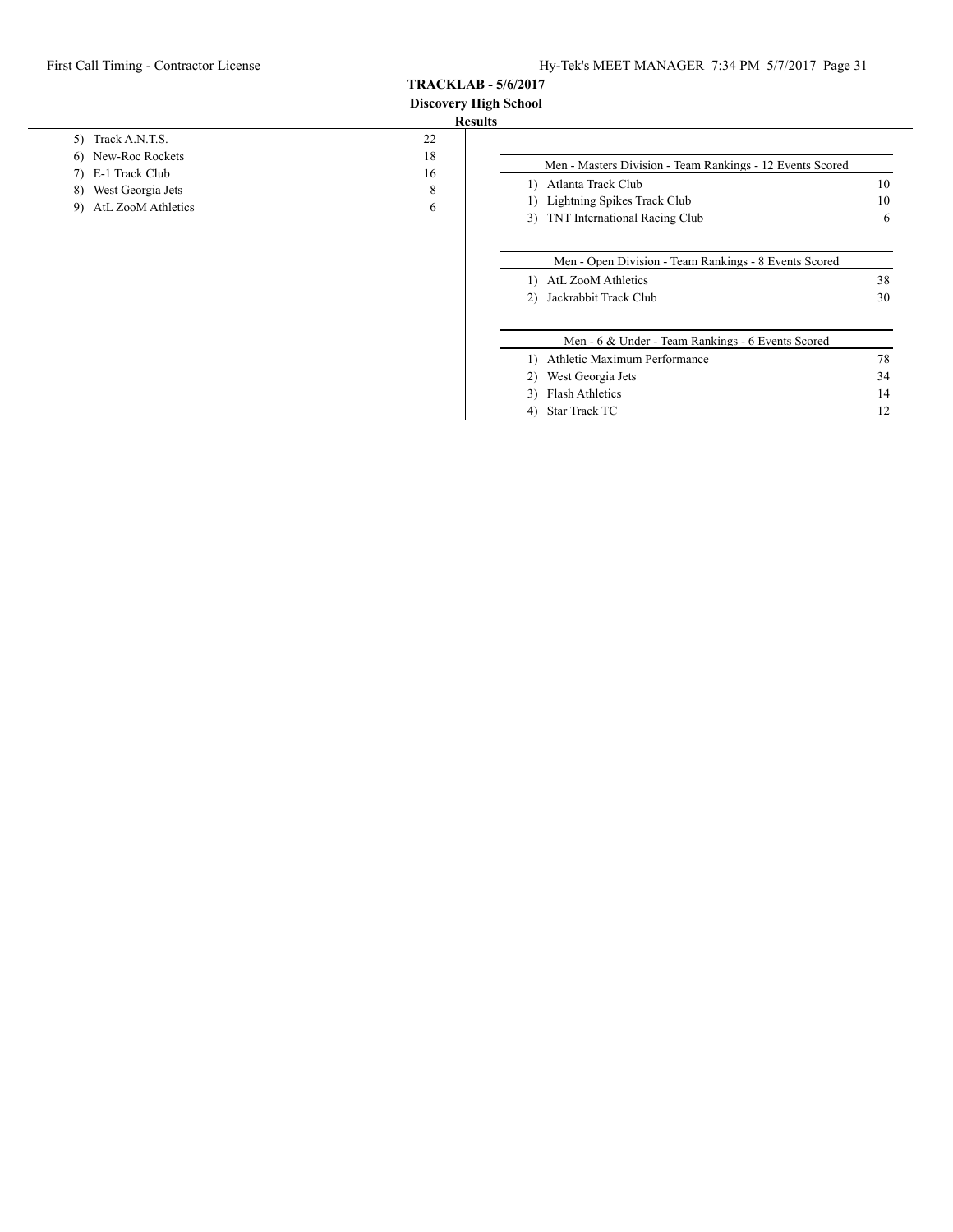**TRACKLAB - 5/6/2017**

**Discovery High School**

**Results**

| | | |
|---|---|---|
| 5) | Track A.N.T.S. | 22 |
| 6) | New-Roc Rockets | 18 |
| 7) | E-1 Track Club | 16 |
| 8) | West Georgia Jets | 8 |
| 9) | AtL ZooM Athletics | 6 |

Men - Masters Division - Team Rankings - 12 Events Scored

| | | |
|---|---|---|
| 1) | Atlanta Track Club | 10 |
| 1) | Lightning Spikes Track Club | 10 |
| 3) | TNT International Racing Club | 6 |

Men - Open Division - Team Rankings - 8 Events Scored

| | | |
|---|---|---|
| 1) | AtL ZooM Athletics | 38 |
| 2) | Jackrabbit Track Club | 30 |

Men - 6 & Under - Team Rankings - 6 Events Scored

| | | |
|---|---|---|
| 1) | Athletic Maximum Performance | 78 |
| 2) | West Georgia Jets | 34 |
| 3) | Flash Athletics | 14 |
| 4) | Star Track TC | 12 |